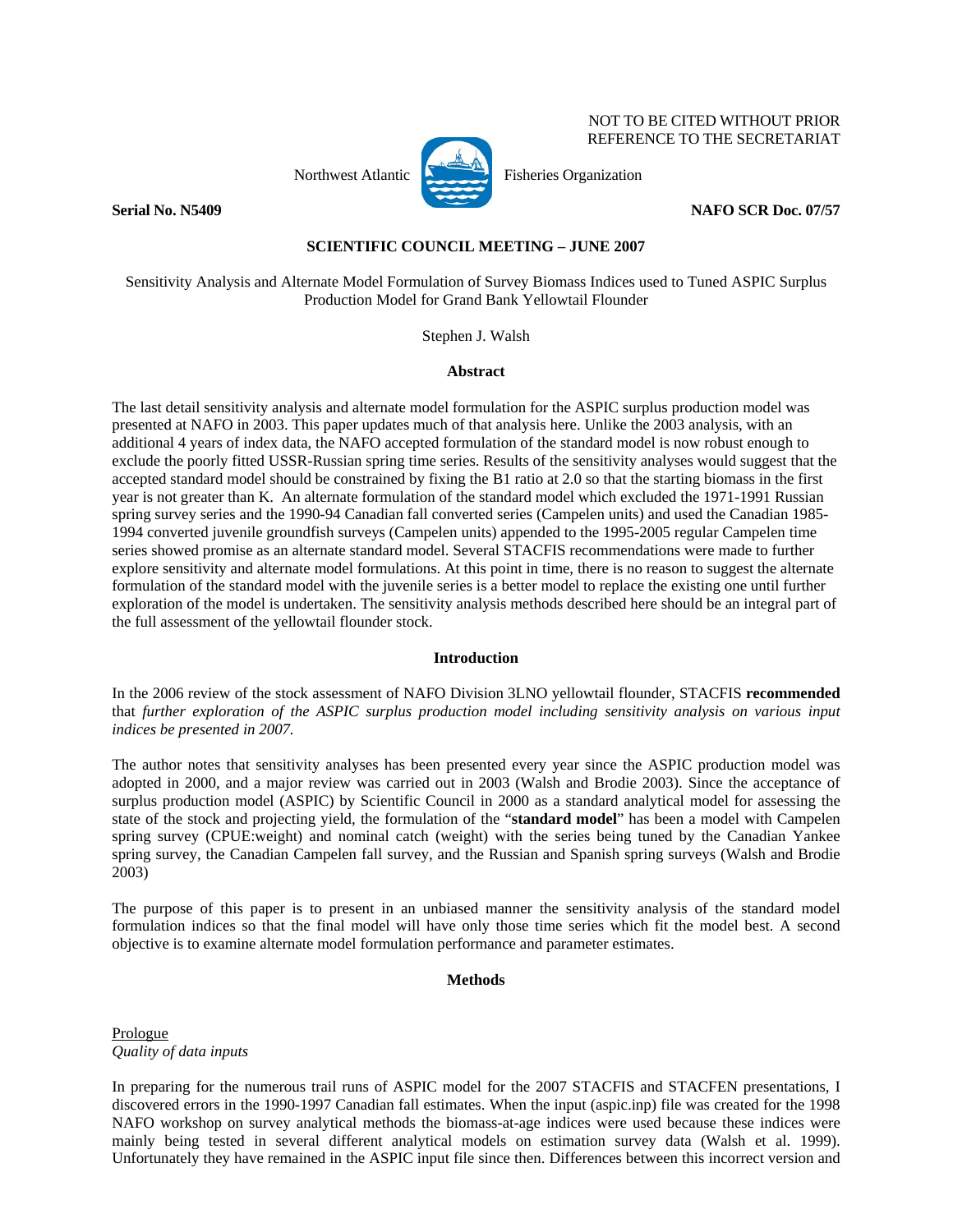NOT TO BE CITED WITHOUT PRIOR REFERENCE TO THE SECRETARIAT

Northwest Atlantic Fisheries Organization

**Serial No. N5409** **NAFO SCR Doc. 07/57**

**SCIENTIFIC COUNCIL MEETING – JUNE 2007**

Sensitivity Analysis and Alternate Model Formulation of Survey Biomass Indices used to Tuned ASPIC Surplus Production Model for Grand Bank Yellowtail Flounder

Stephen J. Walsh

## Abstract

The last detail sensitivity analysis and alternate model formulation for the ASPIC surplus production model was presented at NAFO in 2003. This paper updates much of that analysis here. Unlike the 2003 analysis, with an additional 4 years of index data, the NAFO accepted formulation of the standard model is now robust enough to exclude the poorly fitted USSR-Russian spring time series. Results of the sensitivity analyses would suggest that the accepted standard model should be constrained by fixing the B1 ratio at 2.0 so that the starting biomass in the first year is not greater than K. An alternate formulation of the standard model which excluded the 1971-1991 Russian spring survey series and the 1990-94 Canadian fall converted series (Campelen units) and used the Canadian 1985-1994 converted juvenile groundfish surveys (Campelen units) appended to the 1995-2005 regular Campelen time series showed promise as an alternate standard model. Several STACFIS recommendations were made to further explore sensitivity and alternate model formulations. At this point in time, there is no reason to suggest the alternate formulation of the standard model with the juvenile series is a better model to replace the existing one until further exploration of the model is undertaken. The sensitivity analysis methods described here should be an integral part of the full assessment of the yellowtail flounder stock.

## Introduction

In the 2006 review of the stock assessment of NAFO Division 3LNO yellowtail flounder, STACFIS **recommended** that *further exploration of the ASPIC surplus production model including sensitivity analysis on various input indices be presented in 2007.*

The author notes that sensitivity analyses has been presented every year since the ASPIC production model was adopted in 2000, and a major review was carried out in 2003 (Walsh and Brodie 2003). Since the acceptance of surplus production model (ASPIC) by Scientific Council in 2000 as a standard analytical model for assessing the state of the stock and projecting yield, the formulation of the "**standard model**" has been a model with Campelen spring survey (CPUE:weight) and nominal catch (weight) with the series being tuned by the Canadian Yankee spring survey, the Canadian Campelen fall survey, and the Russian and Spanish spring surveys (Walsh and Brodie 2003)

The purpose of this paper is to present in an unbiased manner the sensitivity analysis of the standard model formulation indices so that the final model will have only those time series which fit the model best. A second objective is to examine alternate model formulation performance and parameter estimates.

## Methods

Prologue

*Quality of data inputs*

In preparing for the numerous trail runs of ASPIC model for the 2007 STACFIS and STACFEN presentations, I discovered errors in the 1990-1997 Canadian fall estimates. When the input (aspic.inp) file was created for the 1998 NAFO workshop on survey analytical methods the biomass-at-age indices were used because these indices were mainly being tested in several different analytical models on estimation survey data (Walsh et al. 1999). Unfortunately they have remained in the ASPIC input file since then. Differences between this incorrect version and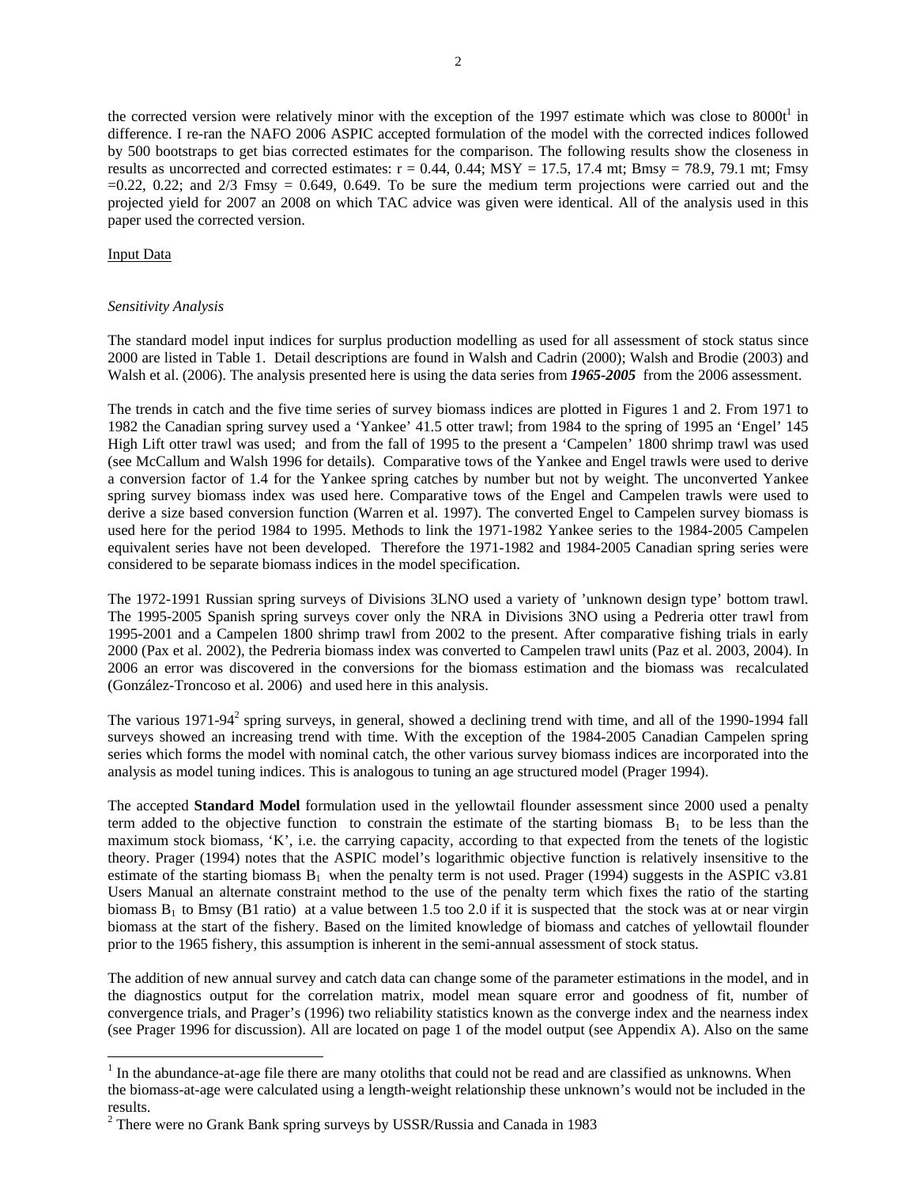the corrected version were relatively minor with the exception of the 1997 estimate which was close to 8000t[1] in difference. I re-ran the NAFO 2006 ASPIC accepted formulation of the model with the corrected indices followed by 500 bootstraps to get bias corrected estimates for the comparison. The following results show the closeness in results as uncorrected and corrected estimates: r = 0.44, 0.44; MSY = 17.5, 17.4 mt; Bmsy = 78.9, 79.1 mt; Fmsy =0.22, 0.22; and 2/3 Fmsy = 0.649, 0.649. To be sure the medium term projections were carried out and the projected yield for 2007 an 2008 on which TAC advice was given were identical. All of the analysis used in this paper used the corrected version.

<u>Input Data</u>

*Sensitivity Analysis*

The standard model input indices for surplus production modelling as used for all assessment of stock status since 2000 are listed in Table 1. Detail descriptions are found in Walsh and Cadrin (2000); Walsh and Brodie (2003) and Walsh et al. (2006). The analysis presented here is using the data series from ***1965-2005*** from the 2006 assessment.

The trends in catch and the five time series of survey biomass indices are plotted in Figures 1 and 2. From 1971 to 1982 the Canadian spring survey used a 'Yankee' 41.5 otter trawl; from 1984 to the spring of 1995 an 'Engel' 145 High Lift otter trawl was used; and from the fall of 1995 to the present a 'Campelen' 1800 shrimp trawl was used (see McCallum and Walsh 1996 for details). Comparative tows of the Yankee and Engel trawls were used to derive a conversion factor of 1.4 for the Yankee spring catches by number but not by weight. The unconverted Yankee spring survey biomass index was used here. Comparative tows of the Engel and Campelen trawls were used to derive a size based conversion function (Warren et al. 1997). The converted Engel to Campelen survey biomass is used here for the period 1984 to 1995. Methods to link the 1971-1982 Yankee series to the 1984-2005 Campelen equivalent series have not been developed. Therefore the 1971-1982 and 1984-2005 Canadian spring series were considered to be separate biomass indices in the model specification.

The 1972-1991 Russian spring surveys of Divisions 3LNO used a variety of 'unknown design type' bottom trawl. The 1995-2005 Spanish spring surveys cover only the NRA in Divisions 3NO using a Pedreria otter trawl from 1995-2001 and a Campelen 1800 shrimp trawl from 2002 to the present. After comparative fishing trials in early 2000 (Pax et al. 2002), the Pedreria biomass index was converted to Campelen trawl units (Paz et al. 2003, 2004). In 2006 an error was discovered in the conversions for the biomass estimation and the biomass was recalculated (González-Troncoso et al. 2006) and used here in this analysis.

The various 1971-94[2] spring surveys, in general, showed a declining trend with time, and all of the 1990-1994 fall surveys showed an increasing trend with time. With the exception of the 1984-2005 Canadian Campelen spring series which forms the model with nominal catch, the other various survey biomass indices are incorporated into the analysis as model tuning indices. This is analogous to tuning an age structured model (Prager 1994).

The accepted **Standard Model** formulation used in the yellowtail flounder assessment since 2000 used a penalty term added to the objective function to constrain the estimate of the starting biomass $B_1$ to be less than the maximum stock biomass, 'K', i.e. the carrying capacity, according to that expected from the tenets of the logistic theory. Prager (1994) notes that the ASPIC model's logarithmic objective function is relatively insensitive to the estimate of the starting biomass $B_1$ when the penalty term is not used. Prager (1994) suggests in the ASPIC v3.81 Users Manual an alternate constraint method to the use of the penalty term which fixes the ratio of the starting biomass $B_1$ to Bmsy (B1 ratio) at a value between 1.5 too 2.0 if it is suspected that the stock was at or near virgin biomass at the start of the fishery. Based on the limited knowledge of biomass and catches of yellowtail flounder prior to the 1965 fishery, this assumption is inherent in the semi-annual assessment of stock status.

The addition of new annual survey and catch data can change some of the parameter estimations in the model, and in the diagnostics output for the correlation matrix, model mean square error and goodness of fit, number of convergence trials, and Prager's (1996) two reliability statistics known as the converge index and the nearness index (see Prager 1996 for discussion). All are located on page 1 of the model output (see Appendix A). Also on the same

[1] In the abundance-at-age file there are many otoliths that could not be read and are classified as unknowns. When the biomass-at-age were calculated using a length-weight relationship these unknown's would not be included in the results.

[2] There were no Grank Bank spring surveys by USSR/Russia and Canada in 1983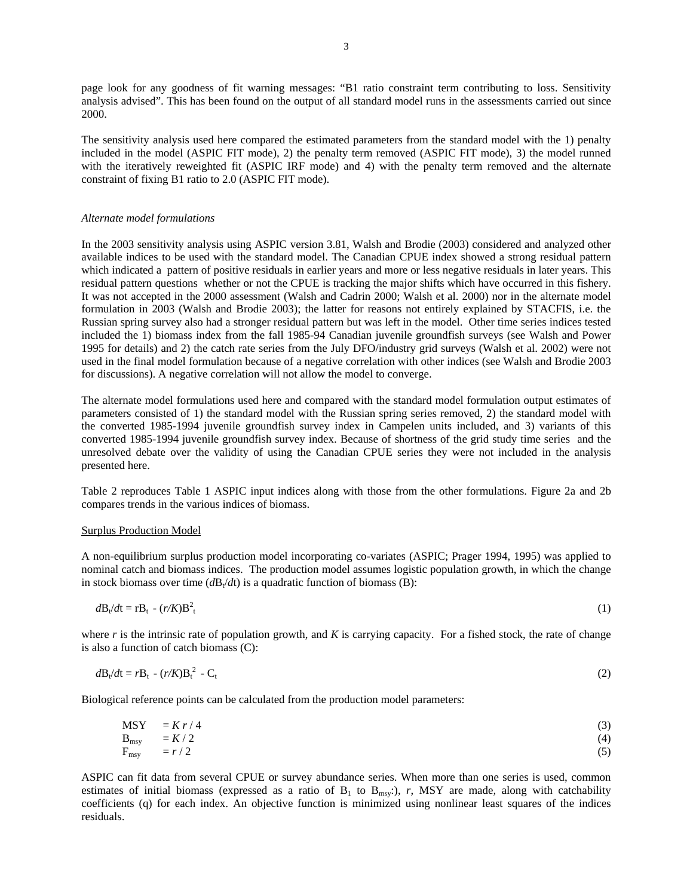page look for any goodness of fit warning messages: "B1 ratio constraint term contributing to loss. Sensitivity analysis advised". This has been found on the output of all standard model runs in the assessments carried out since 2000.

The sensitivity analysis used here compared the estimated parameters from the standard model with the 1) penalty included in the model (ASPIC FIT mode), 2) the penalty term removed (ASPIC FIT mode), 3) the model runned with the iteratively reweighted fit (ASPIC IRF mode) and 4) with the penalty term removed and the alternate constraint of fixing B1 ratio to 2.0 (ASPIC FIT mode).

*Alternate model formulations*

In the 2003 sensitivity analysis using ASPIC version 3.81, Walsh and Brodie (2003) considered and analyzed other available indices to be used with the standard model. The Canadian CPUE index showed a strong residual pattern which indicated a pattern of positive residuals in earlier years and more or less negative residuals in later years. This residual pattern questions whether or not the CPUE is tracking the major shifts which have occurred in this fishery. It was not accepted in the 2000 assessment (Walsh and Cadrin 2000; Walsh et al. 2000) nor in the alternate model formulation in 2003 (Walsh and Brodie 2003); the latter for reasons not entirely explained by STACFIS, i.e. the Russian spring survey also had a stronger residual pattern but was left in the model. Other time series indices tested included the 1) biomass index from the fall 1985-94 Canadian juvenile groundfish surveys (see Walsh and Power 1995 for details) and 2) the catch rate series from the July DFO/industry grid surveys (Walsh et al. 2002) were not used in the final model formulation because of a negative correlation with other indices (see Walsh and Brodie 2003 for discussions). A negative correlation will not allow the model to converge.

The alternate model formulations used here and compared with the standard model formulation output estimates of parameters consisted of 1) the standard model with the Russian spring series removed, 2) the standard model with the converted 1985-1994 juvenile groundfish survey index in Campelen units included, and 3) variants of this converted 1985-1994 juvenile groundfish survey index. Because of shortness of the grid study time series and the unresolved debate over the validity of using the Canadian CPUE series they were not included in the analysis presented here.

Table 2 reproduces Table 1 ASPIC input indices along with those from the other formulations. Figure 2a and 2b compares trends in the various indices of biomass.

Surplus Production Model

A non-equilibrium surplus production model incorporating co-variates (ASPIC; Prager 1994, 1995) was applied to nominal catch and biomass indices. The production model assumes logistic population growth, in which the change in stock biomass over time ($dB_t/dt$) is a quadratic function of biomass (B):

$$dB_t/dt = rB_t - (r/K)B_t^2 \tag{1}$$

where $r$ is the intrinsic rate of population growth, and $K$ is carrying capacity. For a fished stock, the rate of change is also a function of catch biomass (C):

$$dB_t/dt = rB_t - (r/K)B_t^2 - C_t \tag{2}$$

Biological reference points can be calculated from the production model parameters:

$$MSY = K\,r / 4 \tag{3}$$

$$B_{msy} = K / 2 \tag{4}$$

$$F_{msy} = r / 2 \tag{5}$$

ASPIC can fit data from several CPUE or survey abundance series. When more than one series is used, common estimates of initial biomass (expressed as a ratio of $B_1$ to $B_{msy}$:), $r$, MSY are made, along with catchability coefficients (q) for each index. An objective function is minimized using nonlinear least squares of the indices residuals.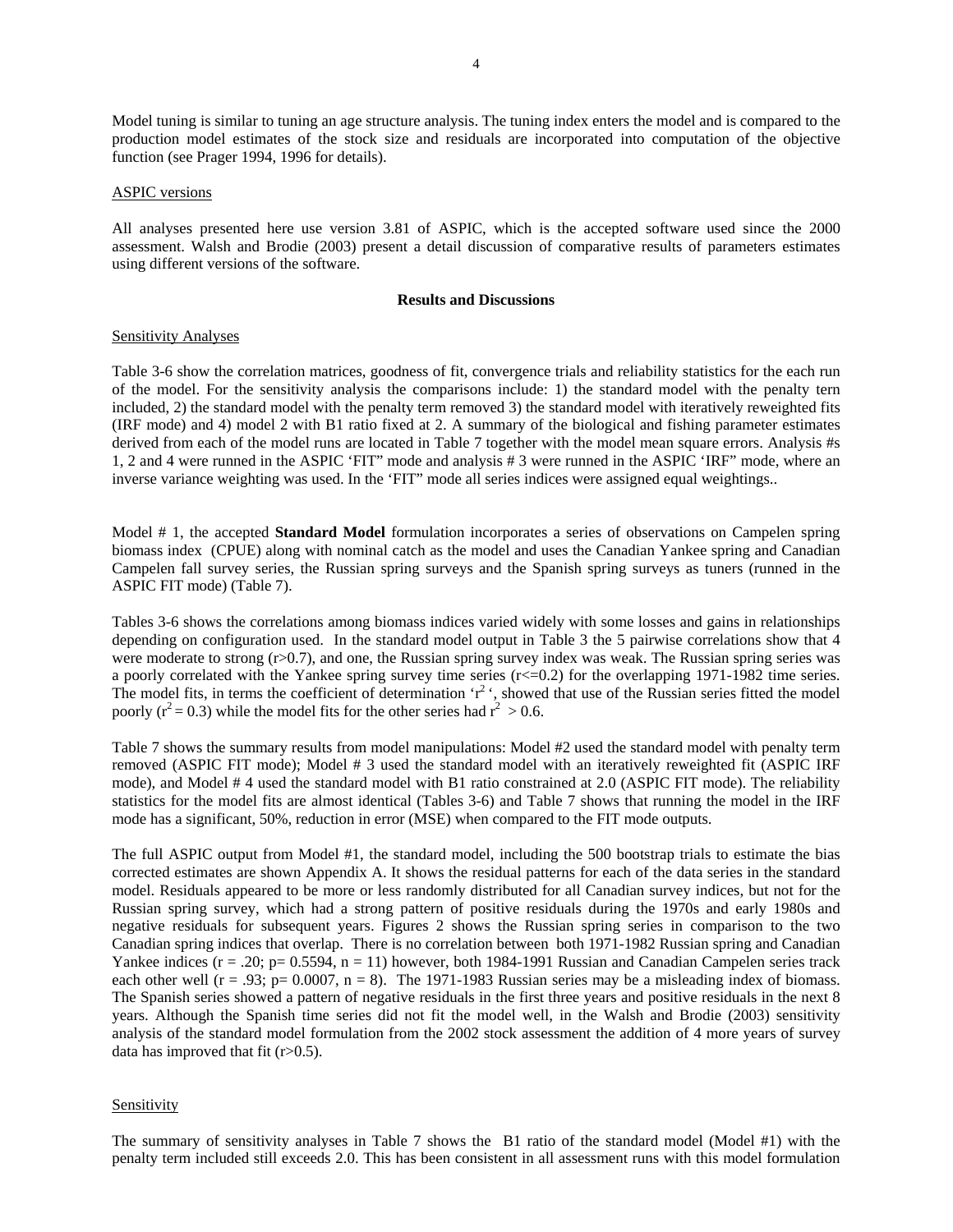Model tuning is similar to tuning an age structure analysis. The tuning index enters the model and is compared to the production model estimates of the stock size and residuals are incorporated into computation of the objective function (see Prager 1994, 1996 for details).

ASPIC versions

All analyses presented here use version 3.81 of ASPIC, which is the accepted software used since the 2000 assessment. Walsh and Brodie (2003) present a detail discussion of comparative results of parameters estimates using different versions of the software.

## Results and Discussions

Sensitivity Analyses

Table 3-6 show the correlation matrices, goodness of fit, convergence trials and reliability statistics for the each run of the model. For the sensitivity analysis the comparisons include: 1) the standard model with the penalty tern included, 2) the standard model with the penalty term removed 3) the standard model with iteratively reweighted fits (IRF mode) and 4) model 2 with B1 ratio fixed at 2. A summary of the biological and fishing parameter estimates derived from each of the model runs are located in Table 7 together with the model mean square errors. Analysis #s 1, 2 and 4 were runned in the ASPIC 'FIT" mode and analysis # 3 were runned in the ASPIC 'IRF" mode, where an inverse variance weighting was used. In the 'FIT" mode all series indices were assigned equal weightings..

Model # 1, the accepted **Standard Model** formulation incorporates a series of observations on Campelen spring biomass index (CPUE) along with nominal catch as the model and uses the Canadian Yankee spring and Canadian Campelen fall survey series, the Russian spring surveys and the Spanish spring surveys as tuners (runned in the ASPIC FIT mode) (Table 7).

Tables 3-6 shows the correlations among biomass indices varied widely with some losses and gains in relationships depending on configuration used. In the standard model output in Table 3 the 5 pairwise correlations show that 4 were moderate to strong (r>0.7), and one, the Russian spring survey index was weak. The Russian spring series was a poorly correlated with the Yankee spring survey time series (r<=0.2) for the overlapping 1971-1982 time series. The model fits, in terms the coefficient of determination '$r^2$ ', showed that use of the Russian series fitted the model poorly ($r^2 = 0.3$) while the model fits for the other series had $r^2 > 0.6$.

Table 7 shows the summary results from model manipulations: Model #2 used the standard model with penalty term removed (ASPIC FIT mode); Model # 3 used the standard model with an iteratively reweighted fit (ASPIC IRF mode), and Model # 4 used the standard model with B1 ratio constrained at 2.0 (ASPIC FIT mode). The reliability statistics for the model fits are almost identical (Tables 3-6) and Table 7 shows that running the model in the IRF mode has a significant, 50%, reduction in error (MSE) when compared to the FIT mode outputs.

The full ASPIC output from Model #1, the standard model, including the 500 bootstrap trials to estimate the bias corrected estimates are shown Appendix A. It shows the residual patterns for each of the data series in the standard model. Residuals appeared to be more or less randomly distributed for all Canadian survey indices, but not for the Russian spring survey, which had a strong pattern of positive residuals during the 1970s and early 1980s and negative residuals for subsequent years. Figures 2 shows the Russian spring series in comparison to the two Canadian spring indices that overlap. There is no correlation between both 1971-1982 Russian spring and Canadian Yankee indices (r = .20; p= 0.5594, n = 11) however, both 1984-1991 Russian and Canadian Campelen series track each other well (r = .93; p= 0.0007, n = 8). The 1971-1983 Russian series may be a misleading index of biomass. The Spanish series showed a pattern of negative residuals in the first three years and positive residuals in the next 8 years. Although the Spanish time series did not fit the model well, in the Walsh and Brodie (2003) sensitivity analysis of the standard model formulation from the 2002 stock assessment the addition of 4 more years of survey data has improved that fit (r>0.5).

Sensitivity

The summary of sensitivity analyses in Table 7 shows the B1 ratio of the standard model (Model #1) with the penalty term included still exceeds 2.0. This has been consistent in all assessment runs with this model formulation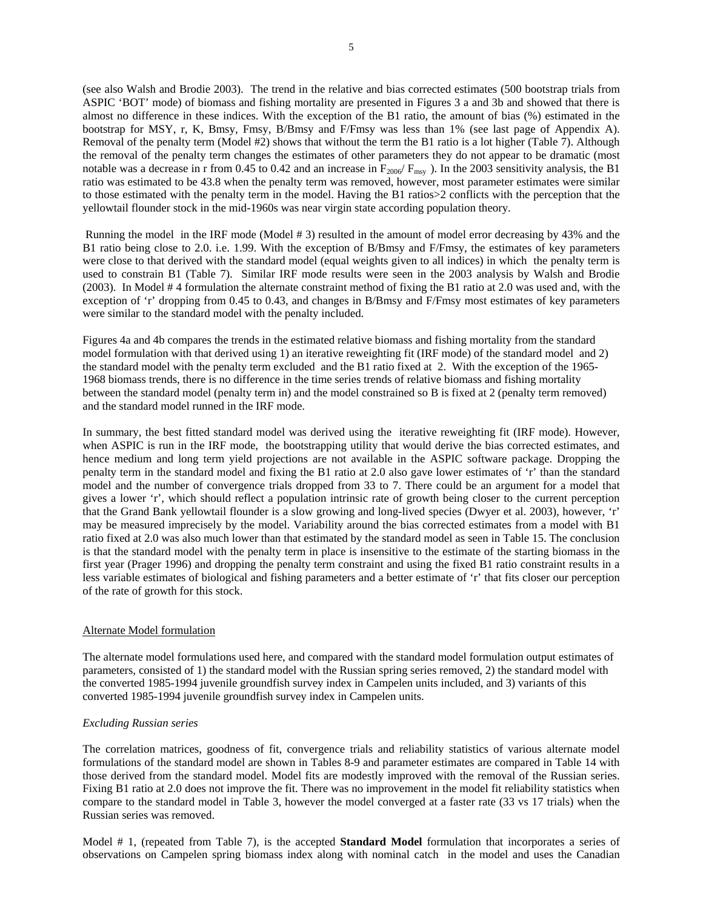(see also Walsh and Brodie 2003). The trend in the relative and bias corrected estimates (500 bootstrap trials from ASPIC 'BOT' mode) of biomass and fishing mortality are presented in Figures 3 a and 3b and showed that there is almost no difference in these indices. With the exception of the B1 ratio, the amount of bias (%) estimated in the bootstrap for MSY, r, K, Bmsy, Fmsy, B/Bmsy and F/Fmsy was less than 1% (see last page of Appendix A). Removal of the penalty term (Model #2) shows that without the term the B1 ratio is a lot higher (Table 7). Although the removal of the penalty term changes the estimates of other parameters they do not appear to be dramatic (most notable was a decrease in r from 0.45 to 0.42 and an increase in $F_{2006}/F_{msy}$ ). In the 2003 sensitivity analysis, the B1 ratio was estimated to be 43.8 when the penalty term was removed, however, most parameter estimates were similar to those estimated with the penalty term in the model. Having the B1 ratios>2 conflicts with the perception that the yellowtail flounder stock in the mid-1960s was near virgin state according population theory.

Running the model in the IRF mode (Model # 3) resulted in the amount of model error decreasing by 43% and the B1 ratio being close to 2.0. i.e. 1.99. With the exception of B/Bmsy and F/Fmsy, the estimates of key parameters were close to that derived with the standard model (equal weights given to all indices) in which the penalty term is used to constrain B1 (Table 7). Similar IRF mode results were seen in the 2003 analysis by Walsh and Brodie (2003). In Model # 4 formulation the alternate constraint method of fixing the B1 ratio at 2.0 was used and, with the exception of 'r' dropping from 0.45 to 0.43, and changes in B/Bmsy and F/Fmsy most estimates of key parameters were similar to the standard model with the penalty included.

Figures 4a and 4b compares the trends in the estimated relative biomass and fishing mortality from the standard model formulation with that derived using 1) an iterative reweighting fit (IRF mode) of the standard model and 2) the standard model with the penalty term excluded and the B1 ratio fixed at 2. With the exception of the 1965-1968 biomass trends, there is no difference in the time series trends of relative biomass and fishing mortality between the standard model (penalty term in) and the model constrained so B is fixed at 2 (penalty term removed) and the standard model runned in the IRF mode.

In summary, the best fitted standard model was derived using the iterative reweighting fit (IRF mode). However, when ASPIC is run in the IRF mode, the bootstrapping utility that would derive the bias corrected estimates, and hence medium and long term yield projections are not available in the ASPIC software package. Dropping the penalty term in the standard model and fixing the B1 ratio at 2.0 also gave lower estimates of 'r' than the standard model and the number of convergence trials dropped from 33 to 7. There could be an argument for a model that gives a lower 'r', which should reflect a population intrinsic rate of growth being closer to the current perception that the Grand Bank yellowtail flounder is a slow growing and long-lived species (Dwyer et al. 2003), however, 'r' may be measured imprecisely by the model. Variability around the bias corrected estimates from a model with B1 ratio fixed at 2.0 was also much lower than that estimated by the standard model as seen in Table 15. The conclusion is that the standard model with the penalty term in place is insensitive to the estimate of the starting biomass in the first year (Prager 1996) and dropping the penalty term constraint and using the fixed B1 ratio constraint results in a less variable estimates of biological and fishing parameters and a better estimate of 'r' that fits closer our perception of the rate of growth for this stock.

## Alternate Model formulation

The alternate model formulations used here, and compared with the standard model formulation output estimates of parameters, consisted of 1) the standard model with the Russian spring series removed, 2) the standard model with the converted 1985-1994 juvenile groundfish survey index in Campelen units included, and 3) variants of this converted 1985-1994 juvenile groundfish survey index in Campelen units.

### *Excluding Russian series*

The correlation matrices, goodness of fit, convergence trials and reliability statistics of various alternate model formulations of the standard model are shown in Tables 8-9 and parameter estimates are compared in Table 14 with those derived from the standard model. Model fits are modestly improved with the removal of the Russian series. Fixing B1 ratio at 2.0 does not improve the fit. There was no improvement in the model fit reliability statistics when compare to the standard model in Table 3, however the model converged at a faster rate (33 vs 17 trials) when the Russian series was removed.

Model # 1, (repeated from Table 7), is the accepted **Standard Model** formulation that incorporates a series of observations on Campelen spring biomass index along with nominal catch in the model and uses the Canadian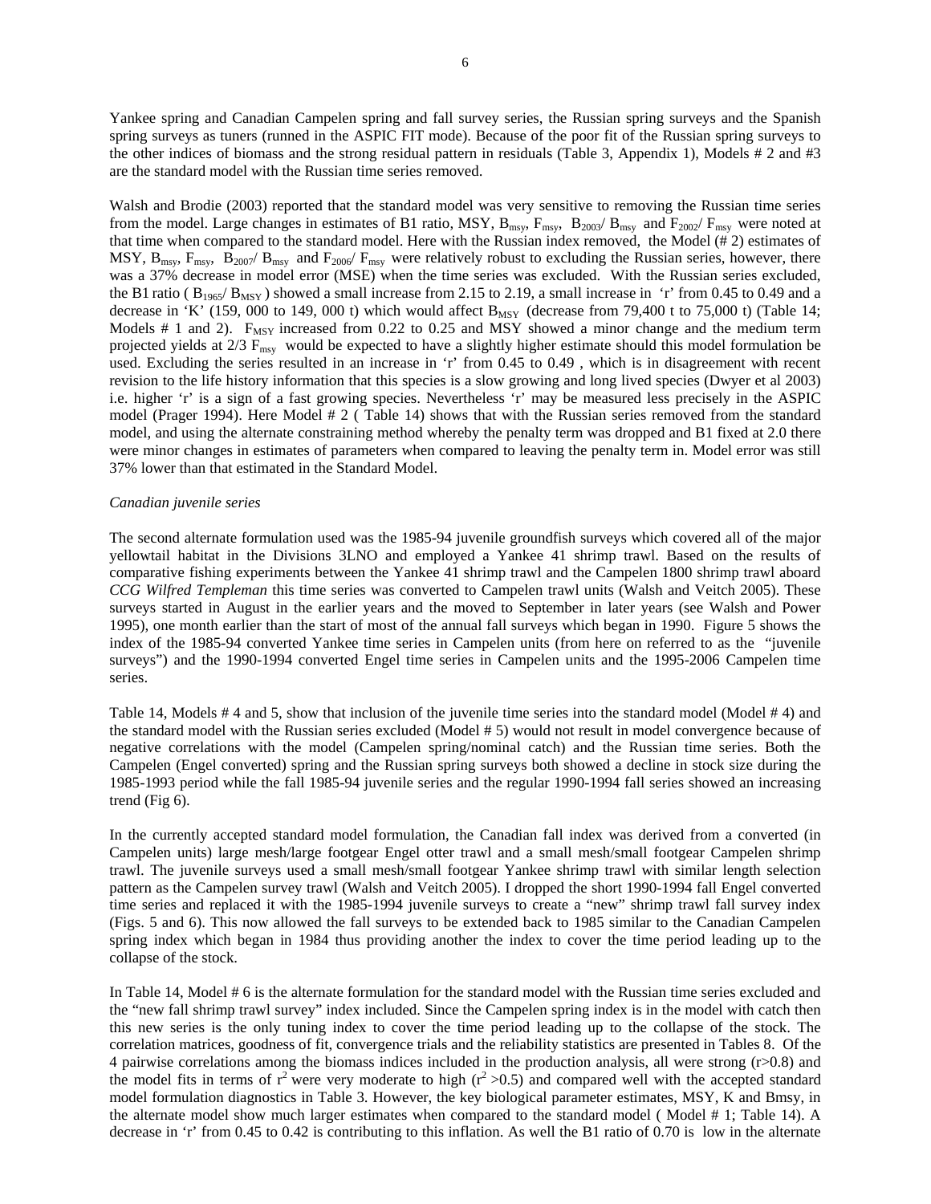Yankee spring and Canadian Campelen spring and fall survey series, the Russian spring surveys and the Spanish spring surveys as tuners (runned in the ASPIC FIT mode). Because of the poor fit of the Russian spring surveys to the other indices of biomass and the strong residual pattern in residuals (Table 3, Appendix 1), Models # 2 and #3 are the standard model with the Russian time series removed.

Walsh and Brodie (2003) reported that the standard model was very sensitive to removing the Russian time series from the model. Large changes in estimates of B1 ratio, MSY, $B_{msy}$, $F_{msy}$, $B_{2003}/B_{msy}$ and $F_{2002}/F_{msy}$ were noted at that time when compared to the standard model. Here with the Russian index removed, the Model (# 2) estimates of MSY, $B_{msy}$, $F_{msy}$, $B_{2007}/B_{msy}$ and $F_{2006}/F_{msy}$ were relatively robust to excluding the Russian series, however, there was a 37% decrease in model error (MSE) when the time series was excluded. With the Russian series excluded, the B1 ratio ( $B_{1965}/B_{MSY}$ ) showed a small increase from 2.15 to 2.19, a small increase in 'r' from 0.45 to 0.49 and a decrease in 'K' (159, 000 to 149, 000 t) which would affect $B_{MSY}$ (decrease from 79,400 t to 75,000 t) (Table 14; Models # 1 and 2). $F_{MSY}$ increased from 0.22 to 0.25 and MSY showed a minor change and the medium term projected yields at 2/3 $F_{msy}$ would be expected to have a slightly higher estimate should this model formulation be used. Excluding the series resulted in an increase in 'r' from 0.45 to 0.49 , which is in disagreement with recent revision to the life history information that this species is a slow growing and long lived species (Dwyer et al 2003) i.e. higher 'r' is a sign of a fast growing species. Nevertheless 'r' may be measured less precisely in the ASPIC model (Prager 1994). Here Model # 2 ( Table 14) shows that with the Russian series removed from the standard model, and using the alternate constraining method whereby the penalty term was dropped and B1 fixed at 2.0 there were minor changes in estimates of parameters when compared to leaving the penalty term in. Model error was still 37% lower than that estimated in the Standard Model.

*Canadian juvenile series*

The second alternate formulation used was the 1985-94 juvenile groundfish surveys which covered all of the major yellowtail habitat in the Divisions 3LNO and employed a Yankee 41 shrimp trawl. Based on the results of comparative fishing experiments between the Yankee 41 shrimp trawl and the Campelen 1800 shrimp trawl aboard *CCG Wilfred Templeman* this time series was converted to Campelen trawl units (Walsh and Veitch 2005). These surveys started in August in the earlier years and the moved to September in later years (see Walsh and Power 1995), one month earlier than the start of most of the annual fall surveys which began in 1990. Figure 5 shows the index of the 1985-94 converted Yankee time series in Campelen units (from here on referred to as the "juvenile surveys") and the 1990-1994 converted Engel time series in Campelen units and the 1995-2006 Campelen time series.

Table 14, Models # 4 and 5, show that inclusion of the juvenile time series into the standard model (Model # 4) and the standard model with the Russian series excluded (Model # 5) would not result in model convergence because of negative correlations with the model (Campelen spring/nominal catch) and the Russian time series. Both the Campelen (Engel converted) spring and the Russian spring surveys both showed a decline in stock size during the 1985-1993 period while the fall 1985-94 juvenile series and the regular 1990-1994 fall series showed an increasing trend (Fig 6).

In the currently accepted standard model formulation, the Canadian fall index was derived from a converted (in Campelen units) large mesh/large footgear Engel otter trawl and a small mesh/small footgear Campelen shrimp trawl. The juvenile surveys used a small mesh/small footgear Yankee shrimp trawl with similar length selection pattern as the Campelen survey trawl (Walsh and Veitch 2005). I dropped the short 1990-1994 fall Engel converted time series and replaced it with the 1985-1994 juvenile surveys to create a "new" shrimp trawl fall survey index (Figs. 5 and 6). This now allowed the fall surveys to be extended back to 1985 similar to the Canadian Campelen spring index which began in 1984 thus providing another the index to cover the time period leading up to the collapse of the stock.

In Table 14, Model # 6 is the alternate formulation for the standard model with the Russian time series excluded and the "new fall shrimp trawl survey" index included. Since the Campelen spring index is in the model with catch then this new series is the only tuning index to cover the time period leading up to the collapse of the stock. The correlation matrices, goodness of fit, convergence trials and the reliability statistics are presented in Tables 8. Of the 4 pairwise correlations among the biomass indices included in the production analysis, all were strong ($r>0.8$) and the model fits in terms of $r^2$ were very moderate to high ($r^2 >0.5$) and compared well with the accepted standard model formulation diagnostics in Table 3. However, the key biological parameter estimates, MSY, K and Bmsy, in the alternate model show much larger estimates when compared to the standard model ( Model # 1; Table 14). A decrease in 'r' from 0.45 to 0.42 is contributing to this inflation. As well the B1 ratio of 0.70 is low in the alternate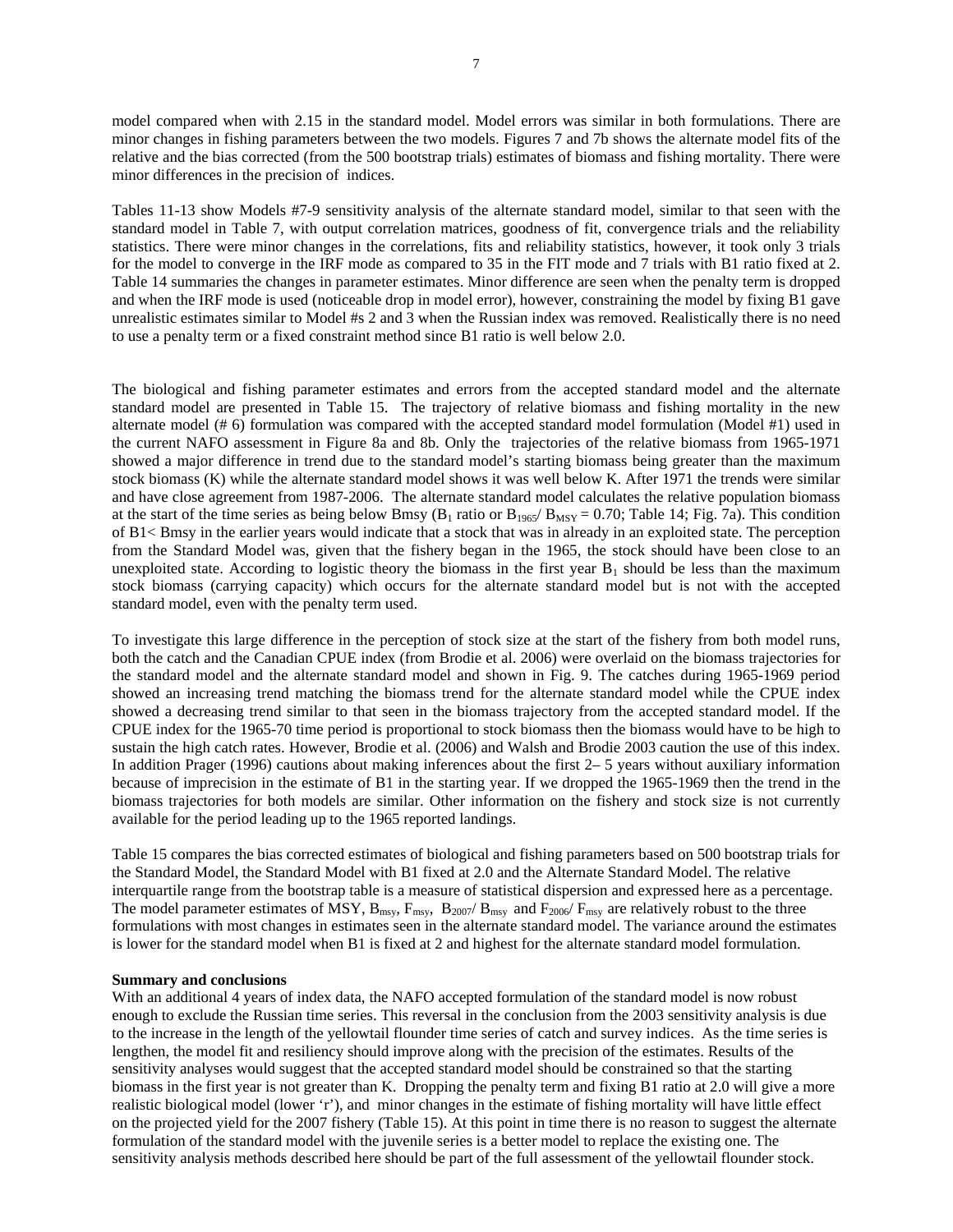model compared when with 2.15 in the standard model. Model errors was similar in both formulations. There are minor changes in fishing parameters between the two models. Figures 7 and 7b shows the alternate model fits of the relative and the bias corrected (from the 500 bootstrap trials) estimates of biomass and fishing mortality. There were minor differences in the precision of indices.

Tables 11-13 show Models #7-9 sensitivity analysis of the alternate standard model, similar to that seen with the standard model in Table 7, with output correlation matrices, goodness of fit, convergence trials and the reliability statistics. There were minor changes in the correlations, fits and reliability statistics, however, it took only 3 trials for the model to converge in the IRF mode as compared to 35 in the FIT mode and 7 trials with B1 ratio fixed at 2. Table 14 summaries the changes in parameter estimates. Minor difference are seen when the penalty term is dropped and when the IRF mode is used (noticeable drop in model error), however, constraining the model by fixing B1 gave unrealistic estimates similar to Model #s 2 and 3 when the Russian index was removed. Realistically there is no need to use a penalty term or a fixed constraint method since B1 ratio is well below 2.0.

The biological and fishing parameter estimates and errors from the accepted standard model and the alternate standard model are presented in Table 15. The trajectory of relative biomass and fishing mortality in the new alternate model (# 6) formulation was compared with the accepted standard model formulation (Model #1) used in the current NAFO assessment in Figure 8a and 8b. Only the trajectories of the relative biomass from 1965-1971 showed a major difference in trend due to the standard model's starting biomass being greater than the maximum stock biomass (K) while the alternate standard model shows it was well below K. After 1971 the trends were similar and have close agreement from 1987-2006. The alternate standard model calculates the relative population biomass at the start of the time series as being below Bmsy ($B_1$ ratio or $B_{1965}/B_{MSY} = 0.70$; Table 14; Fig. 7a). This condition of B1< Bmsy in the earlier years would indicate that a stock that was in already in an exploited state. The perception from the Standard Model was, given that the fishery began in the 1965, the stock should have been close to an unexploited state. According to logistic theory the biomass in the first year $B_1$ should be less than the maximum stock biomass (carrying capacity) which occurs for the alternate standard model but is not with the accepted standard model, even with the penalty term used.

To investigate this large difference in the perception of stock size at the start of the fishery from both model runs, both the catch and the Canadian CPUE index (from Brodie et al. 2006) were overlaid on the biomass trajectories for the standard model and the alternate standard model and shown in Fig. 9. The catches during 1965-1969 period showed an increasing trend matching the biomass trend for the alternate standard model while the CPUE index showed a decreasing trend similar to that seen in the biomass trajectory from the accepted standard model. If the CPUE index for the 1965-70 time period is proportional to stock biomass then the biomass would have to be high to sustain the high catch rates. However, Brodie et al. (2006) and Walsh and Brodie 2003 caution the use of this index. In addition Prager (1996) cautions about making inferences about the first 2– 5 years without auxiliary information because of imprecision in the estimate of B1 in the starting year. If we dropped the 1965-1969 then the trend in the biomass trajectories for both models are similar. Other information on the fishery and stock size is not currently available for the period leading up to the 1965 reported landings.

Table 15 compares the bias corrected estimates of biological and fishing parameters based on 500 bootstrap trials for the Standard Model, the Standard Model with B1 fixed at 2.0 and the Alternate Standard Model. The relative interquartile range from the bootstrap table is a measure of statistical dispersion and expressed here as a percentage. The model parameter estimates of MSY, $B_{msy}$, $F_{msy}$, $B_{2007}/B_{msy}$ and $F_{2006}/F_{msy}$ are relatively robust to the three formulations with most changes in estimates seen in the alternate standard model. The variance around the estimates is lower for the standard model when B1 is fixed at 2 and highest for the alternate standard model formulation.

**Summary and conclusions**

With an additional 4 years of index data, the NAFO accepted formulation of the standard model is now robust enough to exclude the Russian time series. This reversal in the conclusion from the 2003 sensitivity analysis is due to the increase in the length of the yellowtail flounder time series of catch and survey indices. As the time series is lengthen, the model fit and resiliency should improve along with the precision of the estimates. Results of the sensitivity analyses would suggest that the accepted standard model should be constrained so that the starting biomass in the first year is not greater than K. Dropping the penalty term and fixing B1 ratio at 2.0 will give a more realistic biological model (lower 'r'), and minor changes in the estimate of fishing mortality will have little effect on the projected yield for the 2007 fishery (Table 15). At this point in time there is no reason to suggest the alternate formulation of the standard model with the juvenile series is a better model to replace the existing one. The sensitivity analysis methods described here should be part of the full assessment of the yellowtail flounder stock.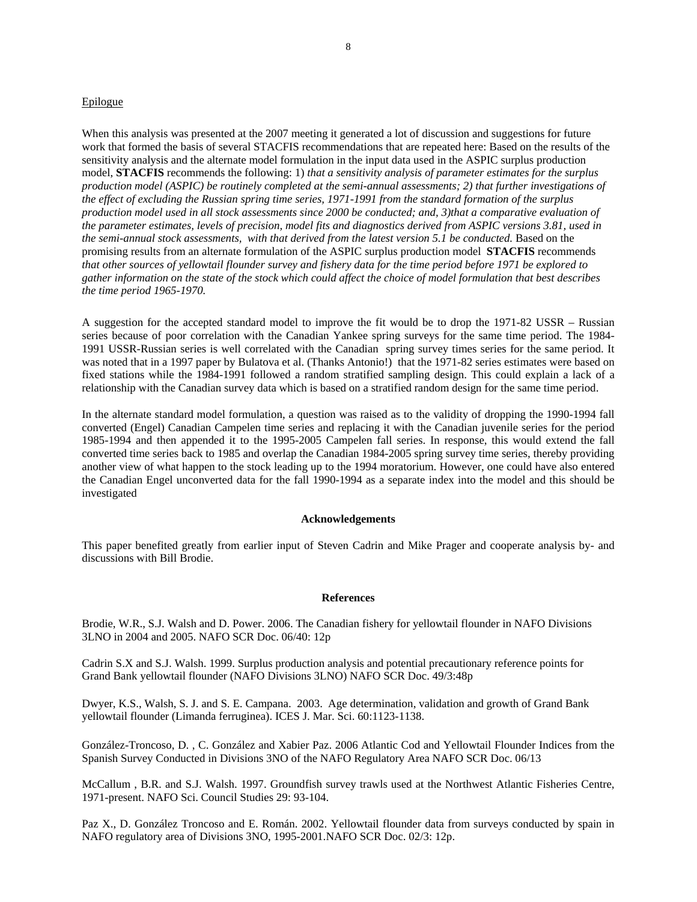Epilogue

When this analysis was presented at the 2007 meeting it generated a lot of discussion and suggestions for future work that formed the basis of several STACFIS recommendations that are repeated here: Based on the results of the sensitivity analysis and the alternate model formulation in the input data used in the ASPIC surplus production model, **STACFIS** recommends the following: 1) *that a sensitivity analysis of parameter estimates for the surplus production model (ASPIC) be routinely completed at the semi-annual assessments; 2) that further investigations of the effect of excluding the Russian spring time series, 1971-1991 from the standard formation of the surplus production model used in all stock assessments since 2000 be conducted; and, 3)that a comparative evaluation of the parameter estimates, levels of precision, model fits and diagnostics derived from ASPIC versions 3.81, used in the semi-annual stock assessments, with that derived from the latest version 5.1 be conducted.* Based on the promising results from an alternate formulation of the ASPIC surplus production model **STACFIS** recommends *that other sources of yellowtail flounder survey and fishery data for the time period before 1971 be explored to gather information on the state of the stock which could affect the choice of model formulation that best describes the time period 1965-1970.*

A suggestion for the accepted standard model to improve the fit would be to drop the 1971-82 USSR – Russian series because of poor correlation with the Canadian Yankee spring surveys for the same time period. The 1984-1991 USSR-Russian series is well correlated with the Canadian spring survey times series for the same period. It was noted that in a 1997 paper by Bulatova et al. (Thanks Antonio!) that the 1971-82 series estimates were based on fixed stations while the 1984-1991 followed a random stratified sampling design. This could explain a lack of a relationship with the Canadian survey data which is based on a stratified random design for the same time period.

In the alternate standard model formulation, a question was raised as to the validity of dropping the 1990-1994 fall converted (Engel) Canadian Campelen time series and replacing it with the Canadian juvenile series for the period 1985-1994 and then appended it to the 1995-2005 Campelen fall series. In response, this would extend the fall converted time series back to 1985 and overlap the Canadian 1984-2005 spring survey time series, thereby providing another view of what happen to the stock leading up to the 1994 moratorium. However, one could have also entered the Canadian Engel unconverted data for the fall 1990-1994 as a separate index into the model and this should be investigated

**Acknowledgements**

This paper benefited greatly from earlier input of Steven Cadrin and Mike Prager and cooperate analysis by- and discussions with Bill Brodie.

**References**

Brodie, W.R., S.J. Walsh and D. Power. 2006. The Canadian fishery for yellowtail flounder in NAFO Divisions 3LNO in 2004 and 2005. NAFO SCR Doc. 06/40: 12p

Cadrin S.X and S.J. Walsh. 1999. Surplus production analysis and potential precautionary reference points for Grand Bank yellowtail flounder (NAFO Divisions 3LNO) NAFO SCR Doc. 49/3:48p

Dwyer, K.S., Walsh, S. J. and S. E. Campana. 2003. Age determination, validation and growth of Grand Bank yellowtail flounder (Limanda ferruginea). ICES J. Mar. Sci. 60:1123-1138.

González-Troncoso, D. , C. González and Xabier Paz. 2006 Atlantic Cod and Yellowtail Flounder Indices from the Spanish Survey Conducted in Divisions 3NO of the NAFO Regulatory Area NAFO SCR Doc. 06/13

McCallum , B.R. and S.J. Walsh. 1997. Groundfish survey trawls used at the Northwest Atlantic Fisheries Centre, 1971-present. NAFO Sci. Council Studies 29: 93-104.

Paz X., D. González Troncoso and E. Román. 2002. Yellowtail flounder data from surveys conducted by spain in NAFO regulatory area of Divisions 3NO, 1995-2001.NAFO SCR Doc. 02/3: 12p.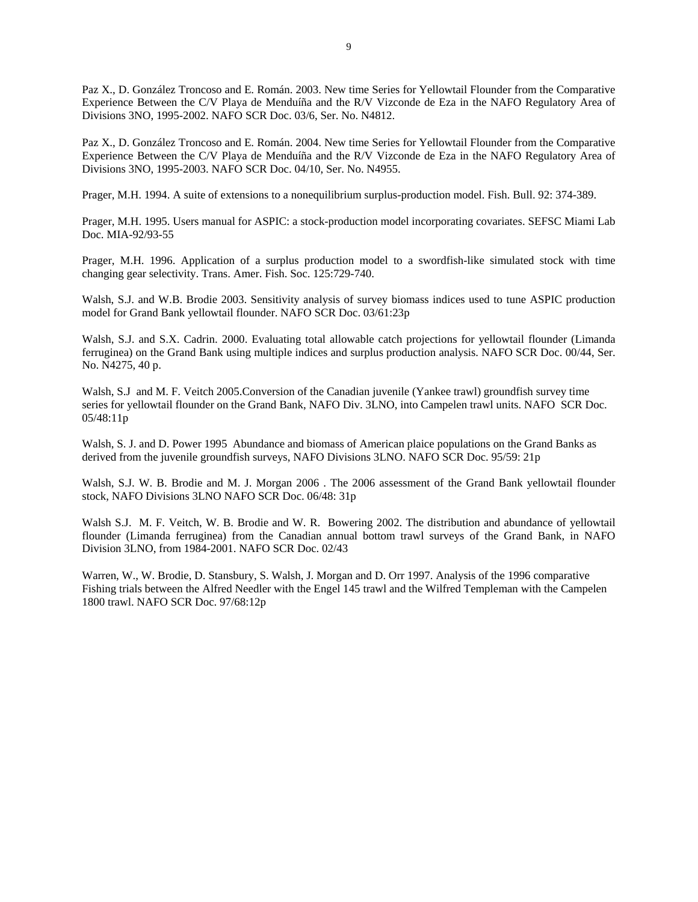Paz X., D. González Troncoso and E. Román. 2003. New time Series for Yellowtail Flounder from the Comparative Experience Between the C/V Playa de Menduíña and the R/V Vizconde de Eza in the NAFO Regulatory Area of Divisions 3NO, 1995-2002. NAFO SCR Doc. 03/6, Ser. No. N4812.

Paz X., D. González Troncoso and E. Román. 2004. New time Series for Yellowtail Flounder from the Comparative Experience Between the C/V Playa de Menduíña and the R/V Vizconde de Eza in the NAFO Regulatory Area of Divisions 3NO, 1995-2003. NAFO SCR Doc. 04/10, Ser. No. N4955.

Prager, M.H. 1994. A suite of extensions to a nonequilibrium surplus-production model. Fish. Bull. 92: 374-389.

Prager, M.H. 1995. Users manual for ASPIC: a stock-production model incorporating covariates. SEFSC Miami Lab Doc. MIA-92/93-55

Prager, M.H. 1996. Application of a surplus production model to a swordfish-like simulated stock with time changing gear selectivity. Trans. Amer. Fish. Soc. 125:729-740.

Walsh, S.J. and W.B. Brodie 2003. Sensitivity analysis of survey biomass indices used to tune ASPIC production model for Grand Bank yellowtail flounder. NAFO SCR Doc. 03/61:23p

Walsh, S.J. and S.X. Cadrin. 2000. Evaluating total allowable catch projections for yellowtail flounder (Limanda ferruginea) on the Grand Bank using multiple indices and surplus production analysis. NAFO SCR Doc. 00/44, Ser. No. N4275, 40 p.

Walsh, S.J and M. F. Veitch 2005.Conversion of the Canadian juvenile (Yankee trawl) groundfish survey time series for yellowtail flounder on the Grand Bank, NAFO Div. 3LNO, into Campelen trawl units. NAFO SCR Doc. 05/48:11p

Walsh, S. J. and D. Power 1995 Abundance and biomass of American plaice populations on the Grand Banks as derived from the juvenile groundfish surveys, NAFO Divisions 3LNO. NAFO SCR Doc. 95/59: 21p

Walsh, S.J. W. B. Brodie and M. J. Morgan 2006 . The 2006 assessment of the Grand Bank yellowtail flounder stock, NAFO Divisions 3LNO NAFO SCR Doc. 06/48: 31p

Walsh S.J. M. F. Veitch, W. B. Brodie and W. R. Bowering 2002. The distribution and abundance of yellowtail flounder (Limanda ferruginea) from the Canadian annual bottom trawl surveys of the Grand Bank, in NAFO Division 3LNO, from 1984-2001. NAFO SCR Doc. 02/43

Warren, W., W. Brodie, D. Stansbury, S. Walsh, J. Morgan and D. Orr 1997. Analysis of the 1996 comparative Fishing trials between the Alfred Needler with the Engel 145 trawl and the Wilfred Templeman with the Campelen 1800 trawl. NAFO SCR Doc. 97/68:12p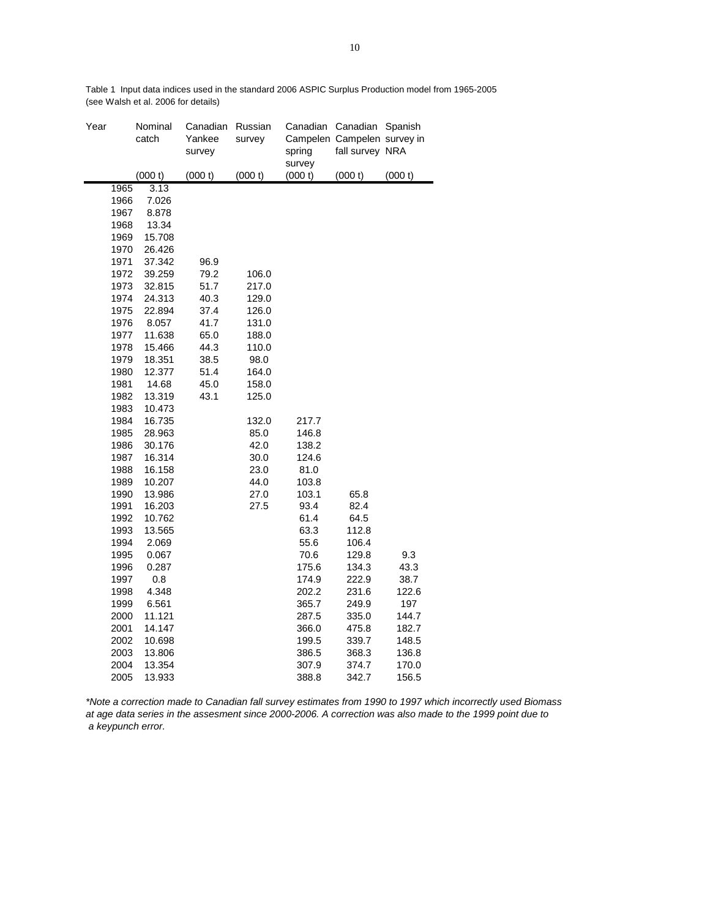Table 1 Input data indices used in the standard 2006 ASPIC Surplus Production model from 1965-2005 (see Walsh et al. 2006 for details)

| Year | Nominal catch | Canadian Yankee survey | Russian survey | Canadian Campelen spring survey | Canadian Campelen fall survey | Spanish survey in NRA |
|---|---|---|---|---|---|---|
| | (000 t) | (000 t) | (000 t) | (000 t) | (000 t) | (000 t) |
| 1965 | 3.13 | | | | | |
| 1966 | 7.026 | | | | | |
| 1967 | 8.878 | | | | | |
| 1968 | 13.34 | | | | | |
| 1969 | 15.708 | | | | | |
| 1970 | 26.426 | | | | | |
| 1971 | 37.342 | 96.9 | | | | |
| 1972 | 39.259 | 79.2 | 106.0 | | | |
| 1973 | 32.815 | 51.7 | 217.0 | | | |
| 1974 | 24.313 | 40.3 | 129.0 | | | |
| 1975 | 22.894 | 37.4 | 126.0 | | | |
| 1976 | 8.057 | 41.7 | 131.0 | | | |
| 1977 | 11.638 | 65.0 | 188.0 | | | |
| 1978 | 15.466 | 44.3 | 110.0 | | | |
| 1979 | 18.351 | 38.5 | 98.0 | | | |
| 1980 | 12.377 | 51.4 | 164.0 | | | |
| 1981 | 14.68 | 45.0 | 158.0 | | | |
| 1982 | 13.319 | 43.1 | 125.0 | | | |
| 1983 | 10.473 | | | | | |
| 1984 | 16.735 | | 132.0 | 217.7 | | |
| 1985 | 28.963 | | 85.0 | 146.8 | | |
| 1986 | 30.176 | | 42.0 | 138.2 | | |
| 1987 | 16.314 | | 30.0 | 124.6 | | |
| 1988 | 16.158 | | 23.0 | 81.0 | | |
| 1989 | 10.207 | | 44.0 | 103.8 | | |
| 1990 | 13.986 | | 27.0 | 103.1 | 65.8 | |
| 1991 | 16.203 | | 27.5 | 93.4 | 82.4 | |
| 1992 | 10.762 | | | 61.4 | 64.5 | |
| 1993 | 13.565 | | | 63.3 | 112.8 | |
| 1994 | 2.069 | | | 55.6 | 106.4 | |
| 1995 | 0.067 | | | 70.6 | 129.8 | 9.3 |
| 1996 | 0.287 | | | 175.6 | 134.3 | 43.3 |
| 1997 | 0.8 | | | 174.9 | 222.9 | 38.7 |
| 1998 | 4.348 | | | 202.2 | 231.6 | 122.6 |
| 1999 | 6.561 | | | 365.7 | 249.9 | 197 |
| 2000 | 11.121 | | | 287.5 | 335.0 | 144.7 |
| 2001 | 14.147 | | | 366.0 | 475.8 | 182.7 |
| 2002 | 10.698 | | | 199.5 | 339.7 | 148.5 |
| 2003 | 13.806 | | | 386.5 | 368.3 | 136.8 |
| 2004 | 13.354 | | | 307.9 | 374.7 | 170.0 |
| 2005 | 13.933 | | | 388.8 | 342.7 | 156.5 |

*\*Note a correction made to Canadian fall survey estimates from 1990 to 1997 which incorrectly used Biomass at age data series in the assesment since 2000-2006. A correction was also made to the 1999 point due to a keypunch error.*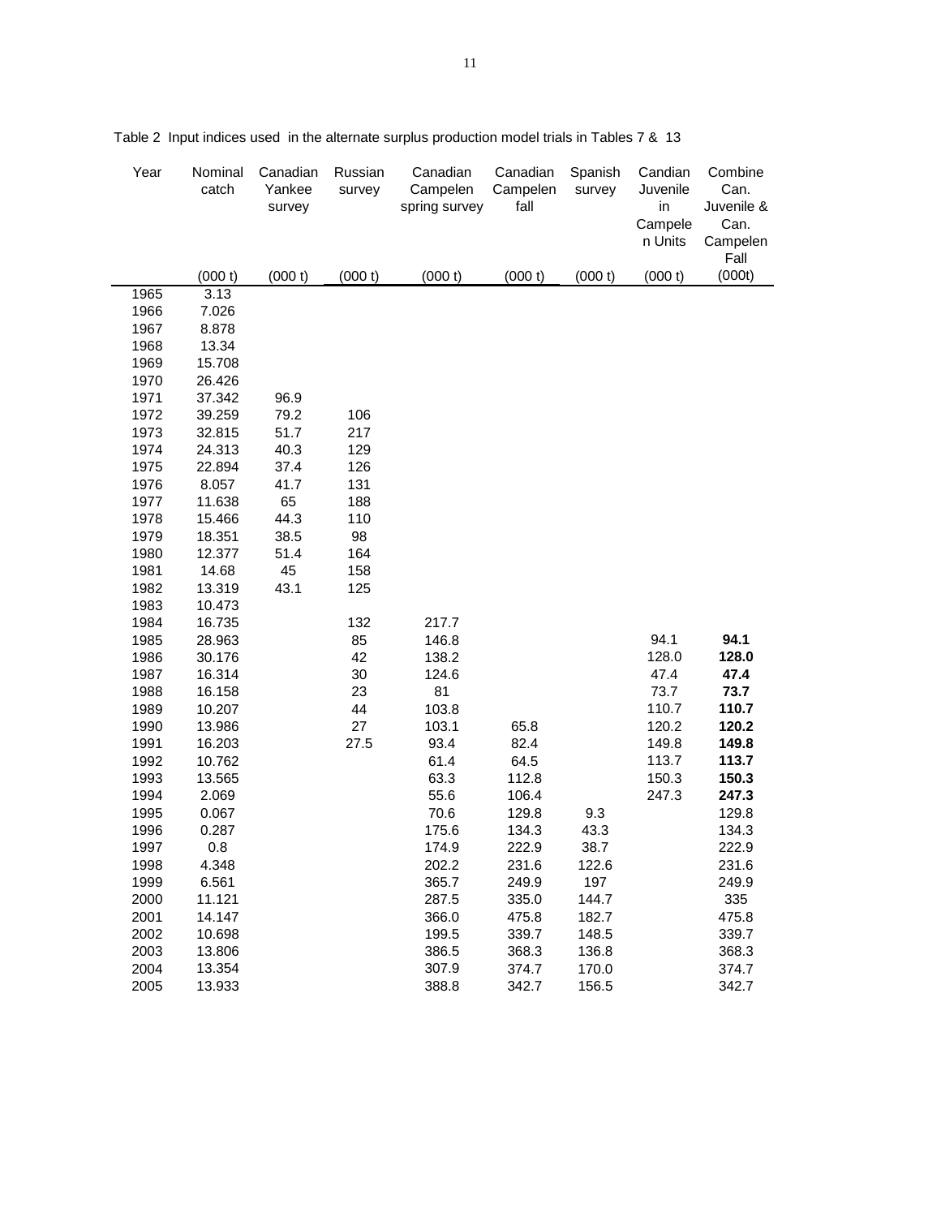Table 2 Input indices used in the alternate surplus production model trials in Tables 7 & 13

| Year | Nominal catch | Canadian Yankee survey | Russian survey | Canadian Campelen spring survey | Canadian Campelen fall | Spanish survey | Candian Juvenile in Campelen Units | Combine Can. Juvenile & Can. Campelen Fall |
|---|---|---|---|---|---|---|---|---|
| | (000 t) | (000 t) | (000 t) | (000 t) | (000 t) | (000 t) | (000 t) | (000t) |
| 1965 | 3.13 | | | | | | | |
| 1966 | 7.026 | | | | | | | |
| 1967 | 8.878 | | | | | | | |
| 1968 | 13.34 | | | | | | | |
| 1969 | 15.708 | | | | | | | |
| 1970 | 26.426 | | | | | | | |
| 1971 | 37.342 | 96.9 | | | | | | |
| 1972 | 39.259 | 79.2 | 106 | | | | | |
| 1973 | 32.815 | 51.7 | 217 | | | | | |
| 1974 | 24.313 | 40.3 | 129 | | | | | |
| 1975 | 22.894 | 37.4 | 126 | | | | | |
| 1976 | 8.057 | 41.7 | 131 | | | | | |
| 1977 | 11.638 | 65 | 188 | | | | | |
| 1978 | 15.466 | 44.3 | 110 | | | | | |
| 1979 | 18.351 | 38.5 | 98 | | | | | |
| 1980 | 12.377 | 51.4 | 164 | | | | | |
| 1981 | 14.68 | 45 | 158 | | | | | |
| 1982 | 13.319 | 43.1 | 125 | | | | | |
| 1983 | 10.473 | | | | | | | |
| 1984 | 16.735 | | 132 | 217.7 | | | | |
| 1985 | 28.963 | | 85 | 146.8 | | | 94.1 | **94.1** |
| 1986 | 30.176 | | 42 | 138.2 | | | 128.0 | **128.0** |
| 1987 | 16.314 | | 30 | 124.6 | | | 47.4 | **47.4** |
| 1988 | 16.158 | | 23 | 81 | | | 73.7 | **73.7** |
| 1989 | 10.207 | | 44 | 103.8 | | | 110.7 | **110.7** |
| 1990 | 13.986 | | 27 | 103.1 | 65.8 | | 120.2 | **120.2** |
| 1991 | 16.203 | | 27.5 | 93.4 | 82.4 | | 149.8 | **149.8** |
| 1992 | 10.762 | | | 61.4 | 64.5 | | 113.7 | **113.7** |
| 1993 | 13.565 | | | 63.3 | 112.8 | | 150.3 | **150.3** |
| 1994 | 2.069 | | | 55.6 | 106.4 | | 247.3 | **247.3** |
| 1995 | 0.067 | | | 70.6 | 129.8 | 9.3 | | 129.8 |
| 1996 | 0.287 | | | 175.6 | 134.3 | 43.3 | | 134.3 |
| 1997 | 0.8 | | | 174.9 | 222.9 | 38.7 | | 222.9 |
| 1998 | 4.348 | | | 202.2 | 231.6 | 122.6 | | 231.6 |
| 1999 | 6.561 | | | 365.7 | 249.9 | 197 | | 249.9 |
| 2000 | 11.121 | | | 287.5 | 335.0 | 144.7 | | 335 |
| 2001 | 14.147 | | | 366.0 | 475.8 | 182.7 | | 475.8 |
| 2002 | 10.698 | | | 199.5 | 339.7 | 148.5 | | 339.7 |
| 2003 | 13.806 | | | 386.5 | 368.3 | 136.8 | | 368.3 |
| 2004 | 13.354 | | | 307.9 | 374.7 | 170.0 | | 374.7 |
| 2005 | 13.933 | | | 388.8 | 342.7 | 156.5 | | 342.7 |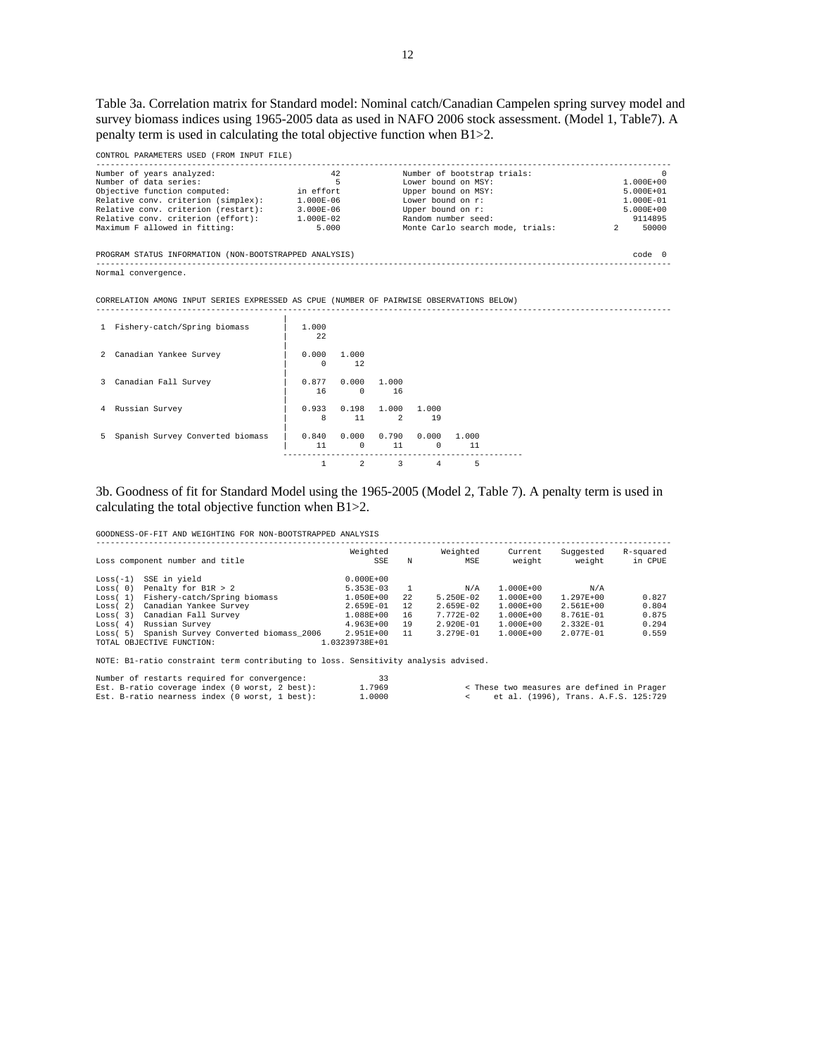Table 3a. Correlation matrix for Standard model: Nominal catch/Canadian Campelen spring survey model and survey biomass indices using 1965-2005 data as used in NAFO 2006 stock assessment. (Model 1, Table7). A penalty term is used in calculating the total objective function when B1>2.

```
CONTROL PARAMETERS USED (FROM INPUT FILE)
------------------------------------------------------------------------------------------------------------------------
Number of years analyzed:                    42          Number of bootstrap trials:                              0
Number of data series:                        5          Lower bound on MSY:                              1.000E+00
Objective function computed:          in effort          Upper bound on MSY:                              5.000E+01
Relative conv. criterion (simplex):   1.000E-06          Lower bound on r:                                1.000E-01
Relative conv. criterion (restart):   3.000E-06          Upper bound on r:                                5.000E+00
Relative conv. criterion (effort):    1.000E-02          Random number seed:                                9114895
Maximum F allowed in fitting:             5.000          Monte Carlo search mode, trials:              2      50000

PROGRAM STATUS INFORMATION (NON-BOOTSTRAPPED ANALYSIS)                                                          code  0
------------------------------------------------------------------------------------------------------------------------
Normal convergence.

CORRELATION AMONG INPUT SERIES EXPRESSED AS CPUE (NUMBER OF PAIRWISE OBSERVATIONS BELOW)
------------------------------------------------------------------------------------------------------------------------
                                        |
  1  Fishery-catch/Spring biomass       |   1.000
                                        |     22
                                        |
  2  Canadian Yankee Survey             |   0.000   1.000
                                        |      0      12
                                        |
  3  Canadian Fall Survey               |   0.877   0.000   1.000
                                        |     16       0      16
                                        |
  4  Russian Survey                     |   0.933   0.198   1.000   1.000
                                        |      8      11       2      19
                                        |
  5  Spanish Survey Converted biomass   |   0.840   0.000   0.790   0.000   1.000
                                        |     11       0      11       0      11
                                         ----------------------------------------------------
                                              1       2       3       4       5
```

3b. Goodness of fit for Standard Model using the 1965-2005 (Model 2, Table 7). A penalty term is used in calculating the total objective function when B1>2.

```
GOODNESS-OF-FIT AND WEIGHTING FOR NON-BOOTSTRAPPED ANALYSIS
------------------------------------------------------------------------------------------------------------------------
                                                    Weighted              Weighted       Current     Suggested    R-squared
Loss component number and title                          SSE     N            MSE        weight        weight      in CPUE

Loss(-1)  SSE in yield                             0.000E+00
Loss( 0)  Penalty for B1R > 2                      5.353E-03     1            N/A      1.000E+00          N/A
Loss( 1)  Fishery-catch/Spring biomass             1.050E+00    22      5.250E-02      1.000E+00    1.297E+00        0.827
Loss( 2)  Canadian Yankee Survey                   2.659E-01    12      2.659E-02      1.000E+00    2.561E+00        0.804
Loss( 3)  Canadian Fall Survey                     1.088E+00    16      7.772E-02      1.000E+00    8.761E-01        0.875
Loss( 4)  Russian Survey                           4.963E+00    19      2.920E-01      1.000E+00    2.332E-01        0.294
Loss( 5)  Spanish Survey Converted biomass_2006    2.951E+00    11      3.279E-01      1.000E+00    2.077E-01        0.559
TOTAL OBJECTIVE FUNCTION:                      1.03239738E+01

NOTE: B1-ratio constraint term contributing to loss. Sensitivity analysis advised.

Number of restarts required for convergence:           33
Est. B-ratio coverage index (0 worst, 2 best):     1.7969          < These two measures are defined in Prager
Est. B-ratio nearness index (0 worst, 1 best):     1.0000          <     et al. (1996), Trans. A.F.S. 125:729
```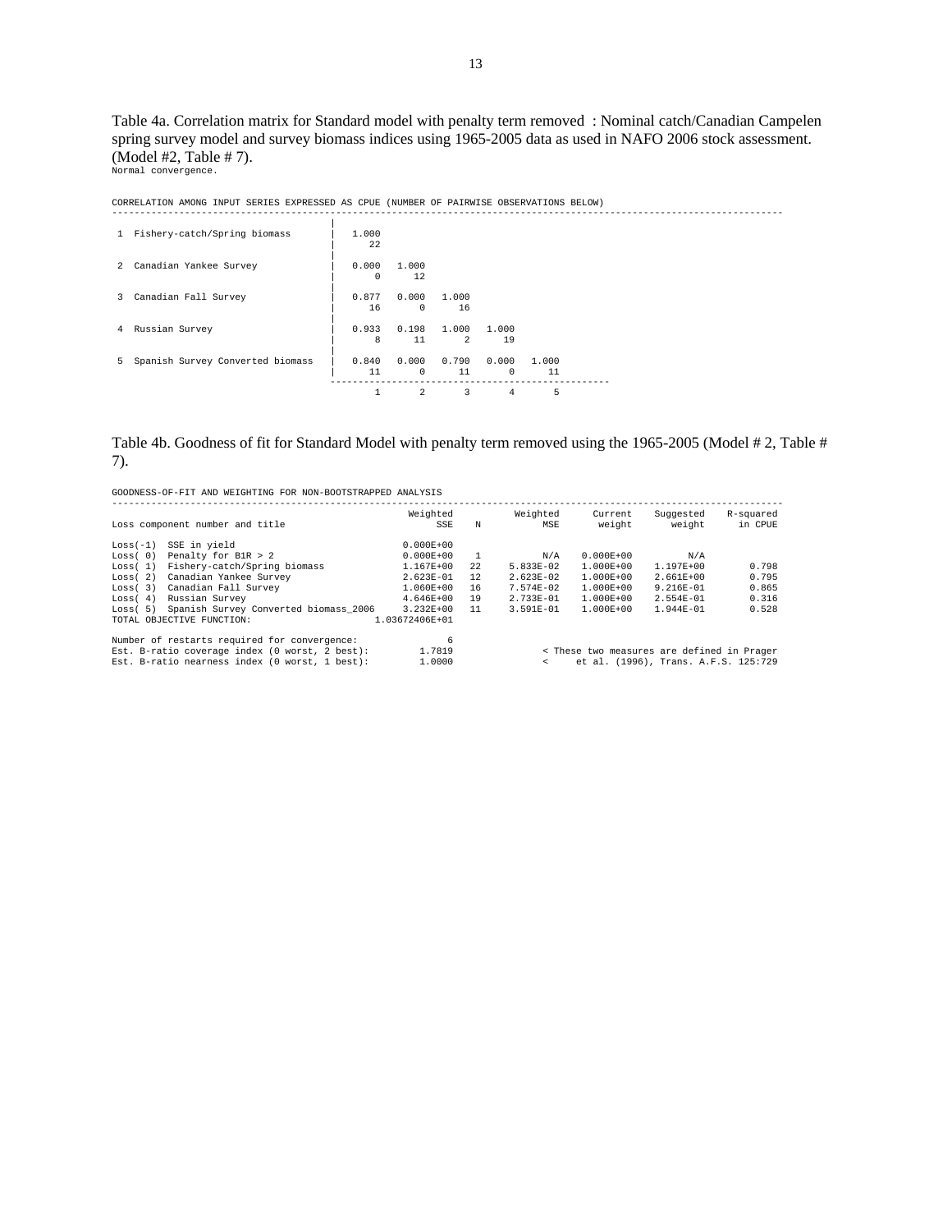Table 4a. Correlation matrix for Standard model with penalty term removed : Nominal catch/Canadian Campelen spring survey model and survey biomass indices using 1965-2005 data as used in NAFO 2006 stock assessment. (Model #2, Table # 7).

Normal convergence.

CORRELATION AMONG INPUT SERIES EXPRESSED AS CPUE (NUMBER OF PAIRWISE OBSERVATIONS BELOW)

| | 1 | 2 | 3 | 4 | 5 |
|---|---|---|---|---|---|
| 1 Fishery-catch/Spring biomass | 1.000<br>22 | | | | |
| 2 Canadian Yankee Survey | 0.000<br>0 | 1.000<br>12 | | | |
| 3 Canadian Fall Survey | 0.877<br>16 | 0.000<br>0 | 1.000<br>16 | | |
| 4 Russian Survey | 0.933<br>8 | 0.198<br>11 | 1.000<br>2 | 1.000<br>19 | |
| 5 Spanish Survey Converted biomass | 0.840<br>11 | 0.000<br>0 | 0.790<br>11 | 0.000<br>0 | 1.000<br>11 |

Table 4b. Goodness of fit for Standard Model with penalty term removed using the 1965-2005 (Model # 2, Table # 7).

GOODNESS-OF-FIT AND WEIGHTING FOR NON-BOOTSTRAPPED ANALYSIS

| Loss component number and title | Weighted SSE | N | Weighted MSE | Current weight | Suggested weight | R-squared in CPUE |
|---|---|---|---|---|---|---|
| Loss(-1) SSE in yield | 0.000E+00 | | | | | |
| Loss( 0) Penalty for B1R > 2 | 0.000E+00 | 1 | N/A | 0.000E+00 | N/A | |
| Loss( 1) Fishery-catch/Spring biomass | 1.167E+00 | 22 | 5.833E-02 | 1.000E+00 | 1.197E+00 | 0.798 |
| Loss( 2) Canadian Yankee Survey | 2.623E-01 | 12 | 2.623E-02 | 1.000E+00 | 2.661E+00 | 0.795 |
| Loss( 3) Canadian Fall Survey | 1.060E+00 | 16 | 7.574E-02 | 1.000E+00 | 9.216E-01 | 0.865 |
| Loss( 4) Russian Survey | 4.646E+00 | 19 | 2.733E-01 | 1.000E+00 | 2.554E-01 | 0.316 |
| Loss( 5) Spanish Survey Converted biomass_2006 | 3.232E+00 | 11 | 3.591E-01 | 1.000E+00 | 1.944E-01 | 0.528 |
| TOTAL OBJECTIVE FUNCTION: | 1.03672406E+01 | | | | | |

Number of restarts required for convergence: 6

Est. B-ratio coverage index (0 worst, 2 best): 1.7819 < These two measures are defined in Prager

Est. B-ratio nearness index (0 worst, 1 best): 1.0000 < et al. (1996), Trans. A.F.S. 125:729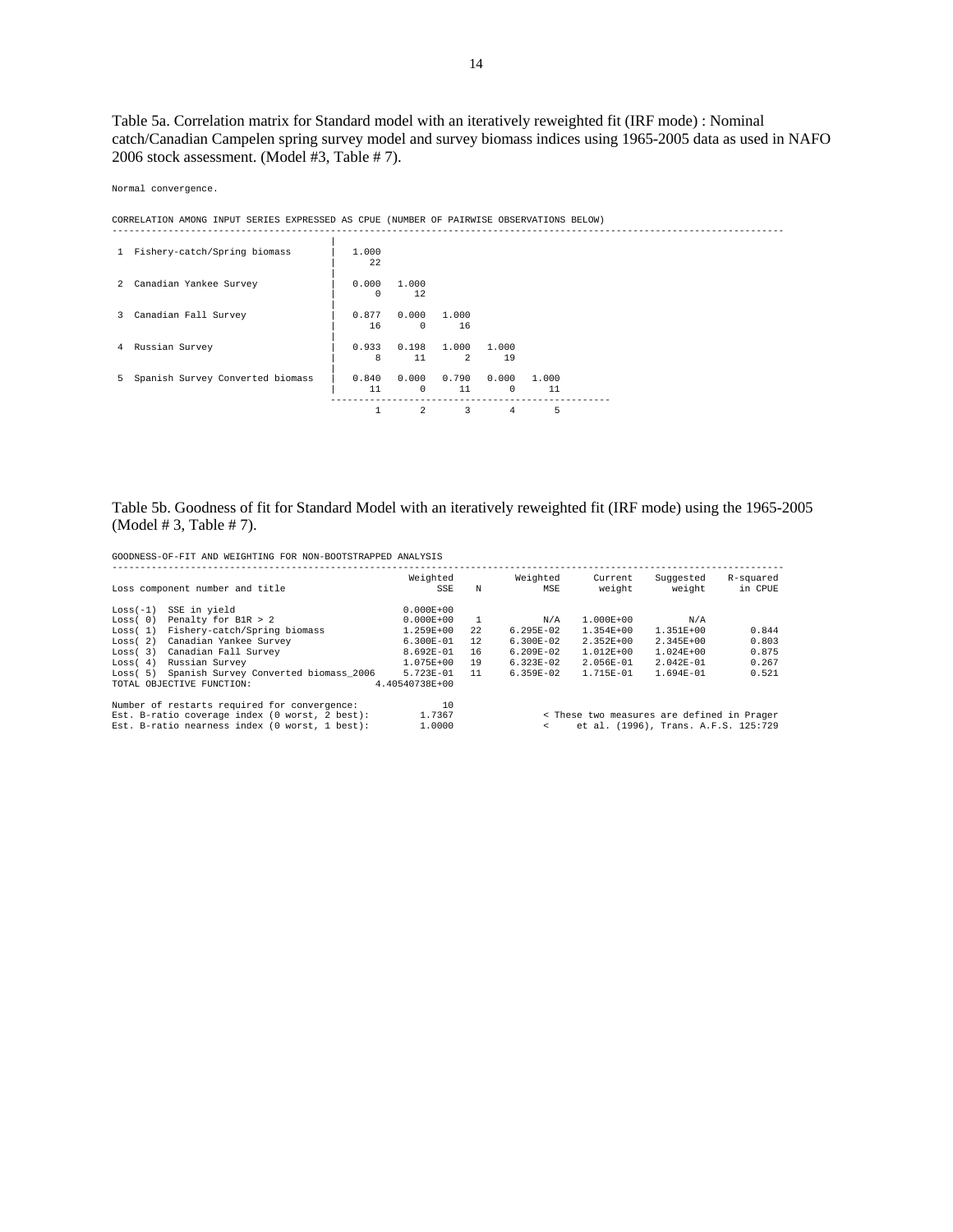Table 5a. Correlation matrix for Standard model with an iteratively reweighted fit (IRF mode) : Nominal catch/Canadian Campelen spring survey model and survey biomass indices using 1965-2005 data as used in NAFO 2006 stock assessment. (Model #3, Table # 7).

```
Normal convergence.

CORRELATION AMONG INPUT SERIES EXPRESSED AS CPUE (NUMBER OF PAIRWISE OBSERVATIONS BELOW)
-----------------------------------------------------------------------------------------------------------------------
                                     |
 1  Fishery-catch/Spring biomass     |   1.000
                                     |      22
                                     |
 2  Canadian Yankee Survey           |   0.000   1.000
                                     |       0      12
                                     |
 3  Canadian Fall Survey             |   0.877   0.000   1.000
                                     |      16       0      16
                                     |
 4  Russian Survey                   |   0.933   0.198   1.000   1.000
                                     |       8      11       2      19
                                     |
 5  Spanish Survey Converted biomass |   0.840   0.000   0.790   0.000   1.000
                                     |      11       0      11       0      11
                                      ---------------------------------------------
                                             1       2       3       4       5
```

Table 5b. Goodness of fit for Standard Model with an iteratively reweighted fit (IRF mode) using the 1965-2005 (Model # 3, Table # 7).

```
GOODNESS-OF-FIT AND WEIGHTING FOR NON-BOOTSTRAPPED ANALYSIS
-----------------------------------------------------------------------------------------------------------------------
                                                    Weighted          Weighted      Current     Suggested    R-squared
Loss component number and title                          SSE    N         MSE       weight        weight      in CPUE

Loss(-1)  SSE in yield                             0.000E+00
Loss( 0)  Penalty for B1R > 2                      0.000E+00    1         N/A    1.000E+00           N/A
Loss( 1)  Fishery-catch/Spring biomass             1.259E+00   22   6.295E-02    1.354E+00     1.351E+00        0.844
Loss( 2)  Canadian Yankee Survey                   6.300E-01   12   6.300E-02    2.352E+00     2.345E+00        0.803
Loss( 3)  Canadian Fall Survey                     8.692E-01   16   6.209E-02    1.012E+00     1.024E+00        0.875
Loss( 4)  Russian Survey                           1.075E+00   19   6.323E-02    2.056E-01     2.042E-01        0.267
Loss( 5)  Spanish Survey Converted biomass_2006    5.723E-01   11   6.359E-02    1.715E-01     1.694E-01        0.521
TOTAL OBJECTIVE FUNCTION:                      4.40540738E+00

Number of restarts required for convergence:            10
Est. B-ratio coverage index (0 worst, 2 best):      1.7367          < These two measures are defined in Prager
Est. B-ratio nearness index (0 worst, 1 best):      1.0000          <    et al. (1996), Trans. A.F.S. 125:729
```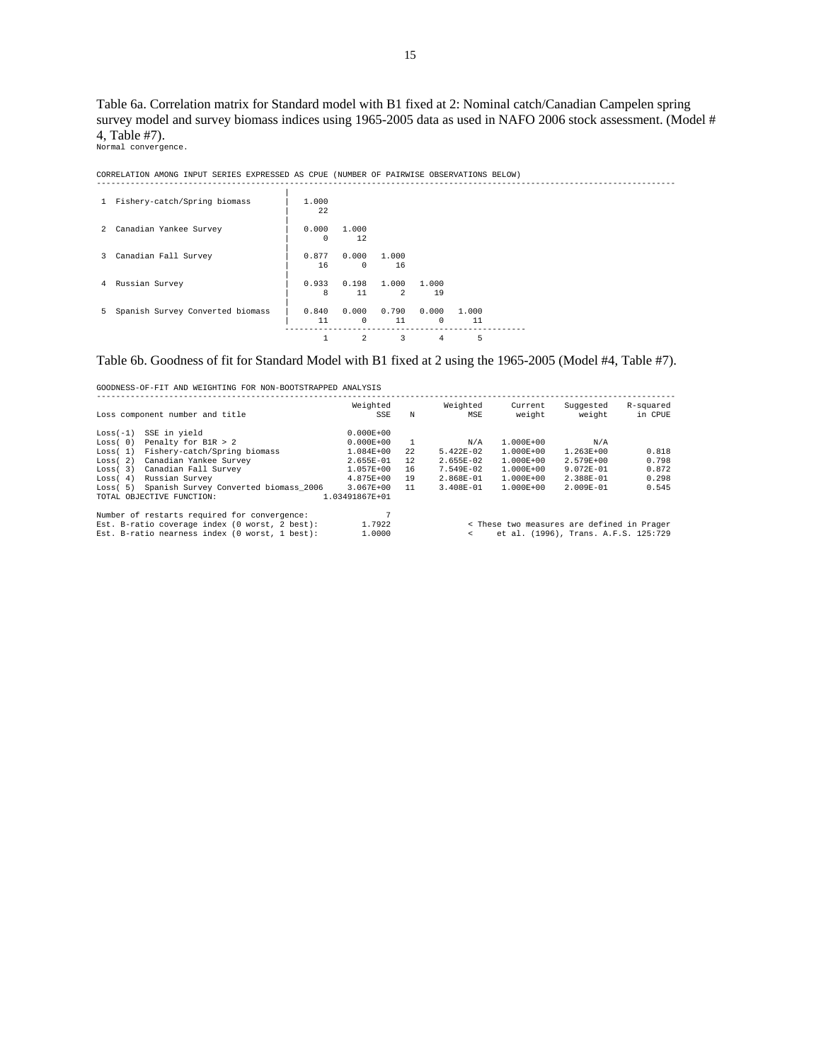Table 6a. Correlation matrix for Standard model with B1 fixed at 2: Nominal catch/Canadian Campelen spring survey model and survey biomass indices using 1965-2005 data as used in NAFO 2006 stock assessment. (Model # 4, Table #7).

Normal convergence.

CORRELATION AMONG INPUT SERIES EXPRESSED AS CPUE (NUMBER OF PAIRWISE OBSERVATIONS BELOW)

| | 1 | 2 | 3 | 4 | 5 |
|---|---|---|---|---|---|
| 1 Fishery-catch/Spring biomass | 1.000<br>22 | | | | |
| 2 Canadian Yankee Survey | 0.000<br>0 | 1.000<br>12 | | | |
| 3 Canadian Fall Survey | 0.877<br>16 | 0.000<br>0 | 1.000<br>16 | | |
| 4 Russian Survey | 0.933<br>8 | 0.198<br>11 | 1.000<br>2 | 1.000<br>19 | |
| 5 Spanish Survey Converted biomass | 0.840<br>11 | 0.000<br>0 | 0.790<br>11 | 0.000<br>0 | 1.000<br>11 |

Table 6b. Goodness of fit for Standard Model with B1 fixed at 2 using the 1965-2005 (Model #4, Table #7).

GOODNESS-OF-FIT AND WEIGHTING FOR NON-BOOTSTRAPPED ANALYSIS

| Loss component number and title | Weighted SSE | N | Weighted MSE | Current weight | Suggested weight | R-squared in CPUE |
|---|---|---|---|---|---|---|
| Loss(-1) SSE in yield | 0.000E+00 | | | | | |
| Loss( 0) Penalty for B1R > 2 | 0.000E+00 | 1 | N/A | 1.000E+00 | N/A | |
| Loss( 1) Fishery-catch/Spring biomass | 1.084E+00 | 22 | 5.422E-02 | 1.000E+00 | 1.263E+00 | 0.818 |
| Loss( 2) Canadian Yankee Survey | 2.655E-01 | 12 | 2.655E-02 | 1.000E+00 | 2.579E+00 | 0.798 |
| Loss( 3) Canadian Fall Survey | 1.057E+00 | 16 | 7.549E-02 | 1.000E+00 | 9.072E-01 | 0.872 |
| Loss( 4) Russian Survey | 4.875E+00 | 19 | 2.868E-01 | 1.000E+00 | 2.388E-01 | 0.298 |
| Loss( 5) Spanish Survey Converted biomass_2006 | 3.067E+00 | 11 | 3.408E-01 | 1.000E+00 | 2.009E-01 | 0.545 |
| TOTAL OBJECTIVE FUNCTION: | 1.03491867E+01 | | | | | |

Number of restarts required for convergence: 7

Est. B-ratio coverage index (0 worst, 2 best): 1.7922 < These two measures are defined in Prager

Est. B-ratio nearness index (0 worst, 1 best): 1.0000 < et al. (1996), Trans. A.F.S. 125:729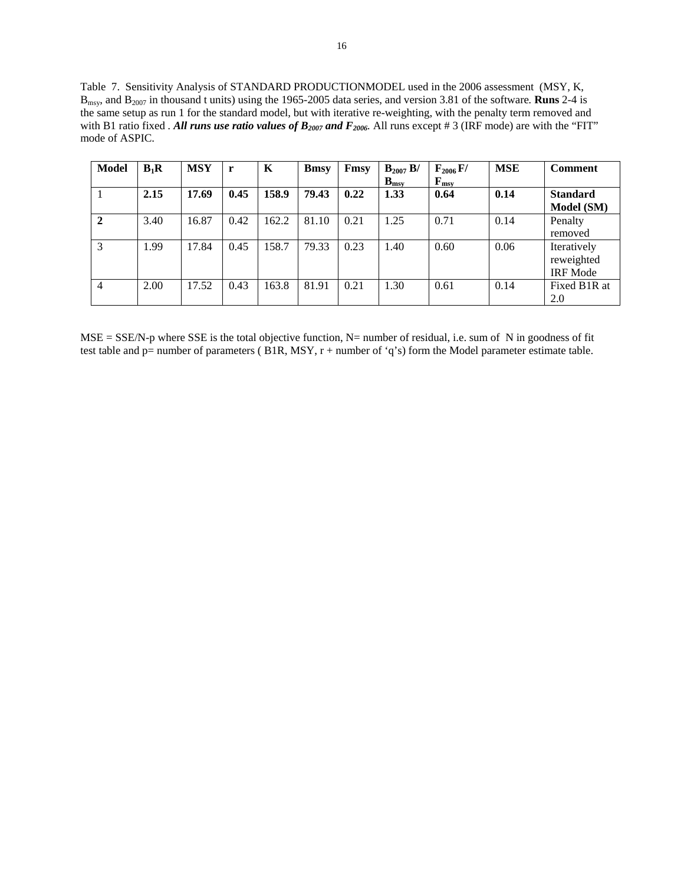Table 7. Sensitivity Analysis of STANDARD PRODUCTIONMODEL used in the 2006 assessment (MSY, K, $B_{msy}$, and $B_{2007}$ in thousand t units) using the 1965-2005 data series, and version 3.81 of the software. **Runs** 2-4 is the same setup as run 1 for the standard model, but with iterative re-weighting, with the penalty term removed and with B1 ratio fixed . ***All runs use ratio values of $B_{2007}$ and $F_{2006}$.*** All runs except # 3 (IRF mode) are with the "FIT" mode of ASPIC.

| Model | $B_1$R | MSY | r | K | Bmsy | Fmsy | $B_{2007}$ B/ $B_{msy}$ | $F_{2006}$ F/ $F_{msy}$ | MSE | Comment |
|---|---|---|---|---|---|---|---|---|---|---|
| 1 | **2.15** | **17.69** | **0.45** | **158.9** | **79.43** | **0.22** | **1.33** | **0.64** | **0.14** | **Standard Model (SM)** |
| **2** | 3.40 | 16.87 | 0.42 | 162.2 | 81.10 | 0.21 | 1.25 | 0.71 | 0.14 | Penalty removed |
| 3 | 1.99 | 17.84 | 0.45 | 158.7 | 79.33 | 0.23 | 1.40 | 0.60 | 0.06 | Iteratively reweighted IRF Mode |
| 4 | 2.00 | 17.52 | 0.43 | 163.8 | 81.91 | 0.21 | 1.30 | 0.61 | 0.14 | Fixed B1R at 2.0 |

MSE = SSE/N-p where SSE is the total objective function, N= number of residual, i.e. sum of N in goodness of fit test table and p= number of parameters ( B1R, MSY, r + number of 'q's) form the Model parameter estimate table.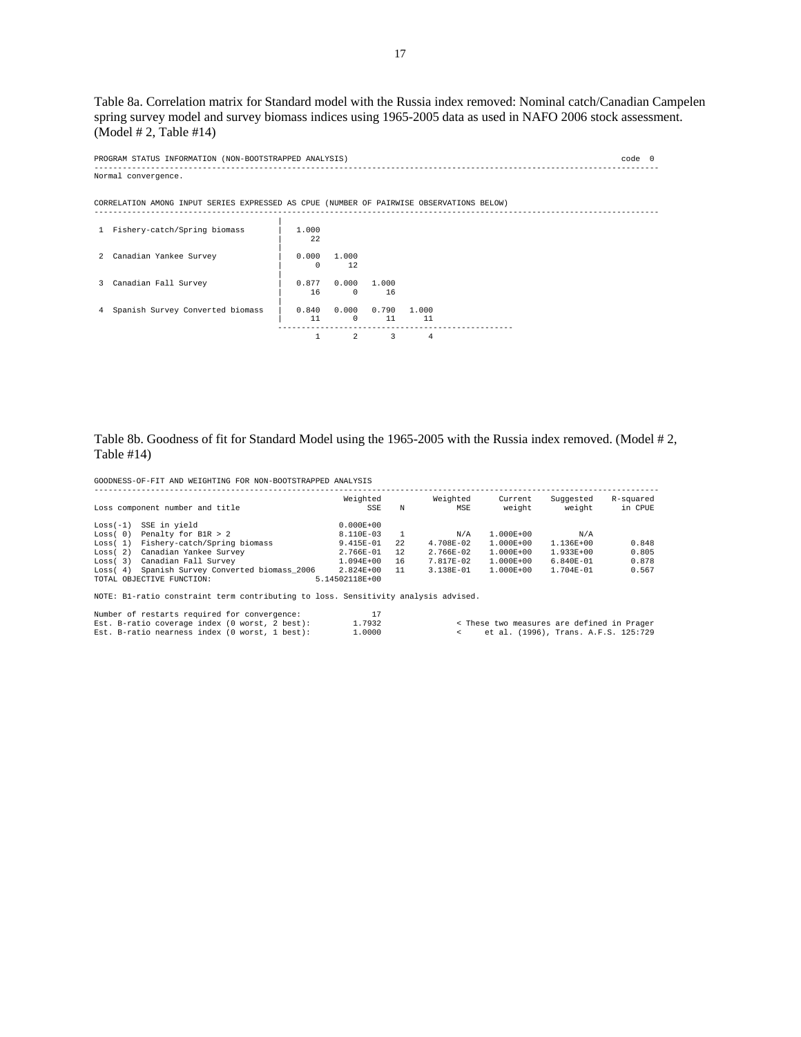Table 8a. Correlation matrix for Standard model with the Russia index removed: Nominal catch/Canadian Campelen spring survey model and survey biomass indices using 1965-2005 data as used in NAFO 2006 stock assessment. (Model # 2, Table #14)

```
PROGRAM STATUS INFORMATION (NON-BOOTSTRAPPED ANALYSIS)                                                        code  0
----------------------------------------------------------------------------------------------------------------------
Normal convergence.


CORRELATION AMONG INPUT SERIES EXPRESSED AS CPUE (NUMBER OF PAIRWISE OBSERVATIONS BELOW)
----------------------------------------------------------------------------------------------------------------------
                                      |
 1  Fishery-catch/Spring biomass      |   1.000
                                      |      22
                                      |
 2  Canadian Yankee Survey            |   0.000   1.000
                                      |       0      12
                                      |
 3  Canadian Fall Survey              |   0.877   0.000   1.000
                                      |      16       0      16
                                      |
 4  Spanish Survey Converted biomass  |   0.840   0.000   0.790   1.000
                                      |      11       0      11      11
                                      ------------------------------------------------
                                              1       2       3       4
```

Table 8b. Goodness of fit for Standard Model using the 1965-2005 with the Russia index removed. (Model # 2, Table #14)

```
GOODNESS-OF-FIT AND WEIGHTING FOR NON-BOOTSTRAPPED ANALYSIS
----------------------------------------------------------------------------------------------------------------------
                                                    Weighted           Weighted     Current    Suggested   R-squared
Loss component number and title                          SSE     N          MSE      weight       weight     in CPUE

Loss(-1)  SSE in yield                             0.000E+00
Loss( 0)  Penalty for B1R > 2                      8.110E-03     1          N/A   1.000E+00          N/A
Loss( 1)  Fishery-catch/Spring biomass             9.415E-01    22    4.708E-02   1.000E+00    1.136E+00       0.848
Loss( 2)  Canadian Yankee Survey                   2.766E-01    12    2.766E-02   1.000E+00    1.933E+00       0.805
Loss( 3)  Canadian Fall Survey                     1.094E+00    16    7.817E-02   1.000E+00    6.840E-01       0.878
Loss( 4)  Spanish Survey Converted biomass_2006    2.824E+00    11    3.138E-01   1.000E+00    1.704E-01       0.567
TOTAL OBJECTIVE FUNCTION:                      5.14502118E+00

NOTE: B1-ratio constraint term contributing to loss. Sensitivity analysis advised.

Number of restarts required for convergence:              17
Est. B-ratio coverage index (0 worst, 2 best):        1.7932             < These two measures are defined in Prager
Est. B-ratio nearness index (0 worst, 1 best):        1.0000             <    et al. (1996), Trans. A.F.S. 125:729
```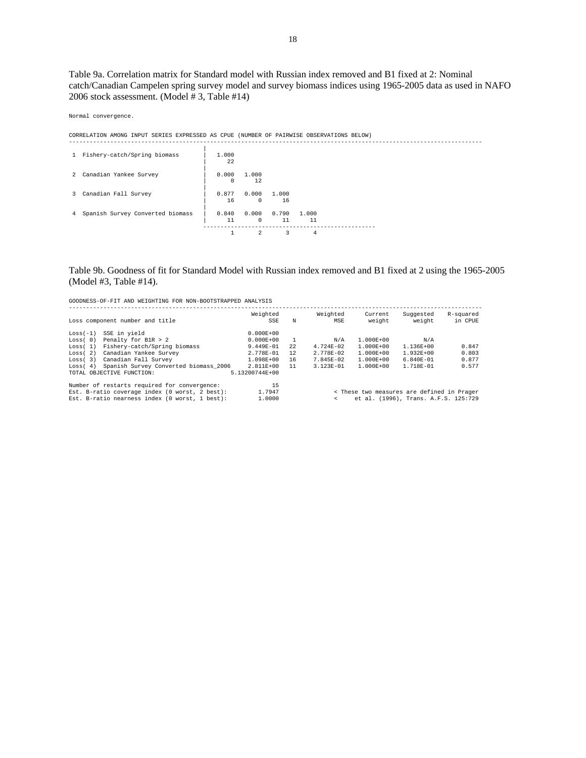Table 9a. Correlation matrix for Standard model with Russian index removed and B1 fixed at 2: Nominal catch/Canadian Campelen spring survey model and survey biomass indices using 1965-2005 data as used in NAFO 2006 stock assessment. (Model # 3, Table #14)

```
Normal convergence.

CORRELATION AMONG INPUT SERIES EXPRESSED AS CPUE (NUMBER OF PAIRWISE OBSERVATIONS BELOW)
------------------------------------------------------------------------------------------------------------------------
                                        |
 1  Fishery-catch/Spring biomass        |   1.000
                                        |     22
                                        |
 2  Canadian Yankee Survey              |   0.000   1.000
                                        |     0       12
                                        |
 3  Canadian Fall Survey                |   0.877   0.000   1.000
                                        |     16      0       16
                                        |
 4  Spanish Survey Converted biomass    |   0.840   0.000   0.790   1.000
                                        |     11      0       11      11
                                         ----------------------------------------------------
                                              1       2       3       4
```

Table 9b. Goodness of fit for Standard Model with Russian index removed and B1 fixed at 2 using the 1965-2005 (Model #3, Table #14).

```
GOODNESS-OF-FIT AND WEIGHTING FOR NON-BOOTSTRAPPED ANALYSIS
------------------------------------------------------------------------------------------------------------------------
                                                    Weighted            Weighted      Current     Suggested    R-squared
Loss component number and title                          SSE     N          MSE        weight        weight      in CPUE

Loss(-1)  SSE in yield                             0.000E+00
Loss( 0)  Penalty for B1R > 2                      0.000E+00     1          N/A     1.000E+00          N/A
Loss( 1)  Fishery-catch/Spring biomass             9.449E-01    22    4.724E-02     1.000E+00     1.136E+00        0.847
Loss( 2)  Canadian Yankee Survey                   2.778E-01    12    2.778E-02     1.000E+00     1.932E+00        0.803
Loss( 3)  Canadian Fall Survey                     1.098E+00    16    7.845E-02     1.000E+00     6.840E-01        0.877
Loss( 4)  Spanish Survey Converted biomass_2006    2.811E+00    11    3.123E-01     1.000E+00     1.718E-01        0.577
TOTAL OBJECTIVE FUNCTION:                       5.13200744E+00

Number of restarts required for convergence:             15
Est. B-ratio coverage index (0 worst, 2 best):       1.7947             < These two measures are defined in Prager
Est. B-ratio nearness index (0 worst, 1 best):       1.0000             <     et al. (1996), Trans. A.F.S. 125:729
```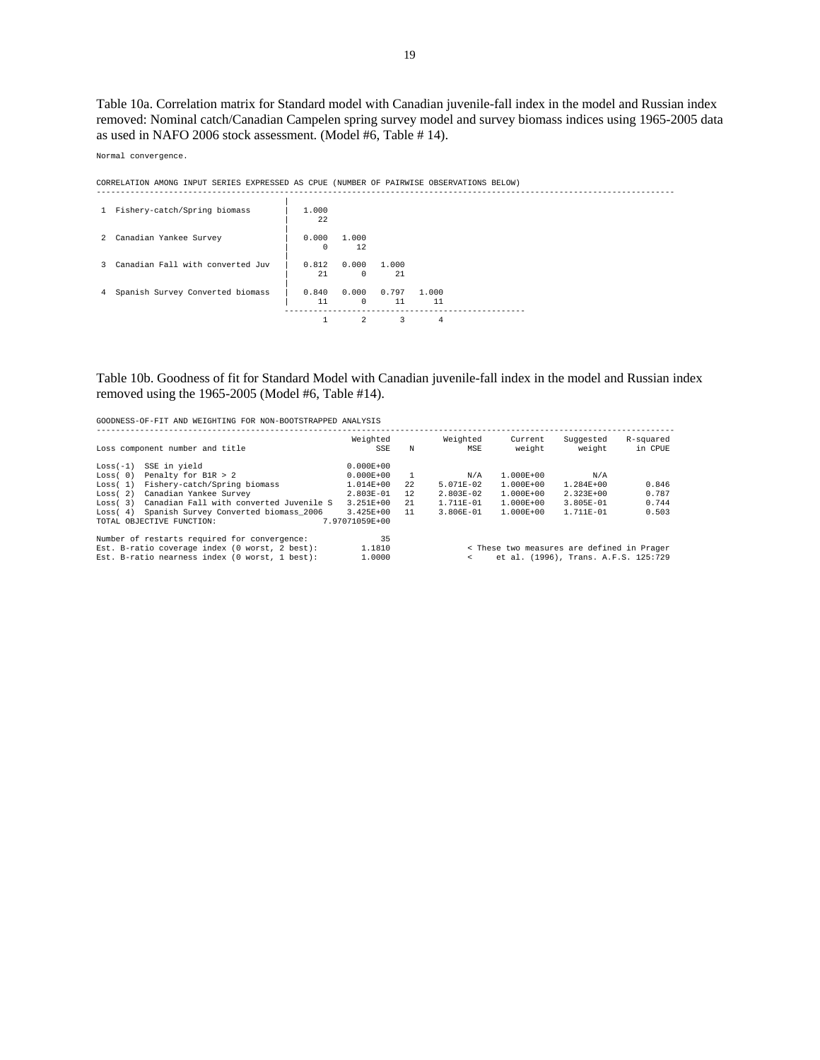Table 10a. Correlation matrix for Standard model with Canadian juvenile-fall index in the model and Russian index removed: Nominal catch/Canadian Campelen spring survey model and survey biomass indices using 1965-2005 data as used in NAFO 2006 stock assessment. (Model #6, Table # 14).

```
Normal convergence.

CORRELATION AMONG INPUT SERIES EXPRESSED AS CPUE (NUMBER OF PAIRWISE OBSERVATIONS BELOW)
------------------------------------------------------------------------------------------------------------------------
                                     |
 1  Fishery-catch/Spring biomass     |   1.000
                                     |     22
                                     |
 2  Canadian Yankee Survey           |   0.000   1.000
                                     |      0      12
                                     |
 3  Canadian Fall with converted Juv |   0.812   0.000   1.000
                                     |     21       0      21
                                     |
 4  Spanish Survey Converted biomass |   0.840   0.000   0.797   1.000
                                     |     11       0      11      11
                                     ------------------------------------------------------
                                             1       2       3       4
```

Table 10b. Goodness of fit for Standard Model with Canadian juvenile-fall index in the model and Russian index removed using the 1965-2005 (Model #6, Table #14).

```
GOODNESS-OF-FIT AND WEIGHTING FOR NON-BOOTSTRAPPED ANALYSIS
------------------------------------------------------------------------------------------------------------------------
                                                  Weighted           Weighted       Current      Suggested     R-squared
Loss component number and title                        SSE     N          MSE        weight         weight       in CPUE

Loss(-1)  SSE in yield                           0.000E+00
Loss( 0)  Penalty for B1R > 2                    0.000E+00     1          N/A     1.000E+00            N/A
Loss( 1)  Fishery-catch/Spring biomass           1.014E+00    22    5.071E-02     1.000E+00      1.284E+00         0.846
Loss( 2)  Canadian Yankee Survey                 2.803E-01    12    2.803E-02     1.000E+00      2.323E+00         0.787
Loss( 3)  Canadian Fall with converted Juvenile S 3.251E+00   21    1.711E-01     1.000E+00      3.805E-01         0.744
Loss( 4)  Spanish Survey Converted biomass_2006  3.425E+00    11    3.806E-01     1.000E+00      1.711E-01         0.503
TOTAL OBJECTIVE FUNCTION:                     7.97071059E+00

Number of restarts required for convergence:            35
Est. B-ratio coverage index (0 worst, 2 best):      1.1810              < These two measures are defined in Prager
Est. B-ratio nearness index (0 worst, 1 best):      1.0000              <     et al. (1996), Trans. A.F.S. 125:729
```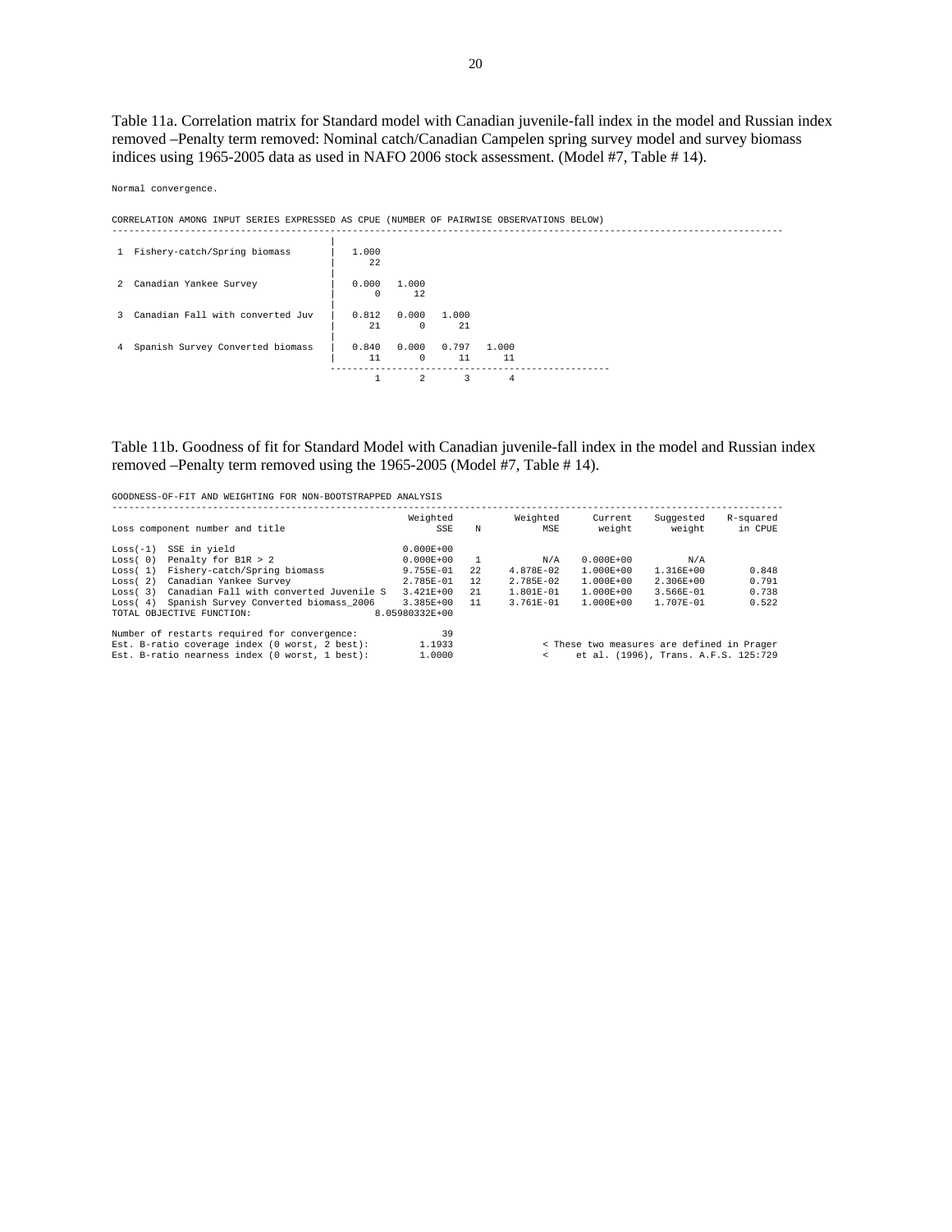Table 11a. Correlation matrix for Standard model with Canadian juvenile-fall index in the model and Russian index removed –Penalty term removed: Nominal catch/Canadian Campelen spring survey model and survey biomass indices using 1965-2005 data as used in NAFO 2006 stock assessment. (Model #7, Table # 14).

Normal convergence.

CORRELATION AMONG INPUT SERIES EXPRESSED AS CPUE (NUMBER OF PAIRWISE OBSERVATIONS BELOW)

| | 1 | 2 | 3 | 4 |
|---|---|---|---|---|
| 1 Fishery-catch/Spring biomass | 1.000<br>22 | | | |
| 2 Canadian Yankee Survey | 0.000<br>0 | 1.000<br>12 | | |
| 3 Canadian Fall with converted Juv | 0.812<br>21 | 0.000<br>0 | 1.000<br>21 | |
| 4 Spanish Survey Converted biomass | 0.840<br>11 | 0.000<br>0 | 0.797<br>11 | 1.000<br>11 |

Table 11b. Goodness of fit for Standard Model with Canadian juvenile-fall index in the model and Russian index removed –Penalty term removed using the 1965-2005 (Model #7, Table # 14).

GOODNESS-OF-FIT AND WEIGHTING FOR NON-BOOTSTRAPPED ANALYSIS

| Loss component number and title | Weighted SSE | N | Weighted MSE | Current weight | Suggested weight | R-squared in CPUE |
|---|---|---|---|---|---|---|
| Loss(-1) SSE in yield | 0.000E+00 | | | | | |
| Loss( 0) Penalty for B1R > 2 | 0.000E+00 | 1 | N/A | 0.000E+00 | N/A | |
| Loss( 1) Fishery-catch/Spring biomass | 9.755E-01 | 22 | 4.878E-02 | 1.000E+00 | 1.316E+00 | 0.848 |
| Loss( 2) Canadian Yankee Survey | 2.785E-01 | 12 | 2.785E-02 | 1.000E+00 | 2.306E+00 | 0.791 |
| Loss( 3) Canadian Fall with converted Juvenile S | 3.421E+00 | 21 | 1.801E-01 | 1.000E+00 | 3.566E-01 | 0.738 |
| Loss( 4) Spanish Survey Converted biomass_2006 | 3.385E+00 | 11 | 3.761E-01 | 1.000E+00 | 1.707E-01 | 0.522 |
| TOTAL OBJECTIVE FUNCTION: | 8.05980332E+00 | | | | | |

| | | |
|---|---|---|
| Number of restarts required for convergence: | 39 | |
| Est. B-ratio coverage index (0 worst, 2 best): | 1.1933 | < These two measures are defined in Prager |
| Est. B-ratio nearness index (0 worst, 1 best): | 1.0000 | < et al. (1996), Trans. A.F.S. 125:729 |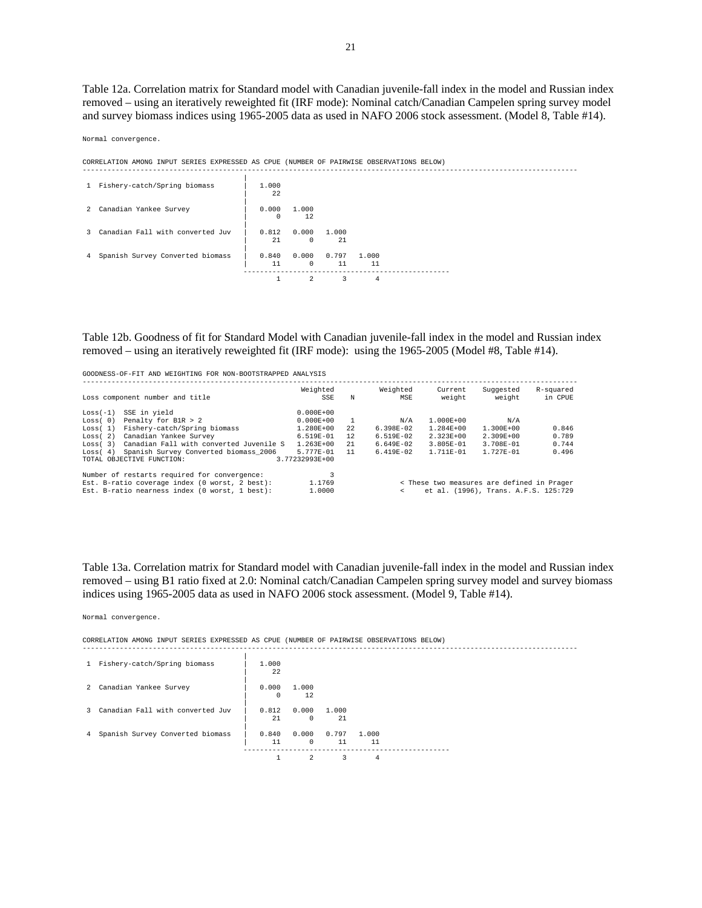Table 12a. Correlation matrix for Standard model with Canadian juvenile-fall index in the model and Russian index removed – using an iteratively reweighted fit (IRF mode): Nominal catch/Canadian Campelen spring survey model and survey biomass indices using 1965-2005 data as used in NAFO 2006 stock assessment. (Model 8, Table #14).

```
Normal convergence.

CORRELATION AMONG INPUT SERIES EXPRESSED AS CPUE (NUMBER OF PAIRWISE OBSERVATIONS BELOW)
-------------------------------------------------------------------------------------------------------------------------
                                       |
 1  Fishery-catch/Spring biomass       |   1.000
                                       |     22
                                       |
 2  Canadian Yankee Survey             |   0.000   1.000
                                       |      0      12
                                       |
 3  Canadian Fall with converted Juv   |   0.812   0.000   1.000
                                       |     21       0      21
                                       |
 4  Spanish Survey Converted biomass   |   0.840   0.000   0.797   1.000
                                       |     11       0      11      11
                                       ---------------------------------------------------
                                             1       2       3       4
```

Table 12b. Goodness of fit for Standard Model with Canadian juvenile-fall index in the model and Russian index removed – using an iteratively reweighted fit (IRF mode): using the 1965-2005 (Model #8, Table #14).

```
GOODNESS-OF-FIT AND WEIGHTING FOR NON-BOOTSTRAPPED ANALYSIS
-------------------------------------------------------------------------------------------------------------------------
                                                 Weighted            Weighted      Current     Suggested    R-squared
Loss component number and title                       SSE     N           MSE       weight        weight      in CPUE

Loss(-1)  SSE in yield                          0.000E+00
Loss( 0)  Penalty for B1R > 2                   0.000E+00     1           N/A    1.000E+00           N/A
Loss( 1)  Fishery-catch/Spring biomass          1.280E+00    22     6.398E-02    1.284E+00     1.300E+00        0.846
Loss( 2)  Canadian Yankee Survey                6.519E-01    12     6.519E-02    2.323E+00     2.309E+00        0.789
Loss( 3)  Canadian Fall with converted Juvenile S  1.263E+00 21     6.649E-02    3.805E-01     3.708E-01        0.744
Loss( 4)  Spanish Survey Converted biomass_2006  5.777E-01   11     6.419E-02    1.711E-01     1.727E-01        0.496
TOTAL OBJECTIVE FUNCTION:                   3.77232993E+00

Number of restarts required for convergence:            3
Est. B-ratio coverage index (0 worst, 2 best):     1.1769           < These two measures are defined in Prager
Est. B-ratio nearness index (0 worst, 1 best):     1.0000           <     et al. (1996), Trans. A.F.S. 125:729
```

Table 13a. Correlation matrix for Standard model with Canadian juvenile-fall index in the model and Russian index removed – using B1 ratio fixed at 2.0: Nominal catch/Canadian Campelen spring survey model and survey biomass indices using 1965-2005 data as used in NAFO 2006 stock assessment. (Model 9, Table #14).

```
Normal convergence.

CORRELATION AMONG INPUT SERIES EXPRESSED AS CPUE (NUMBER OF PAIRWISE OBSERVATIONS BELOW)
-------------------------------------------------------------------------------------------------------------------------
                                       |
 1  Fishery-catch/Spring biomass       |   1.000
                                       |     22
                                       |
 2  Canadian Yankee Survey             |   0.000   1.000
                                       |      0      12
                                       |
 3  Canadian Fall with converted Juv   |   0.812   0.000   1.000
                                       |     21       0      21
                                       |
 4  Spanish Survey Converted biomass   |   0.840   0.000   0.797   1.000
                                       |     11       0      11      11
                                       ---------------------------------------------------
                                             1       2       3       4
```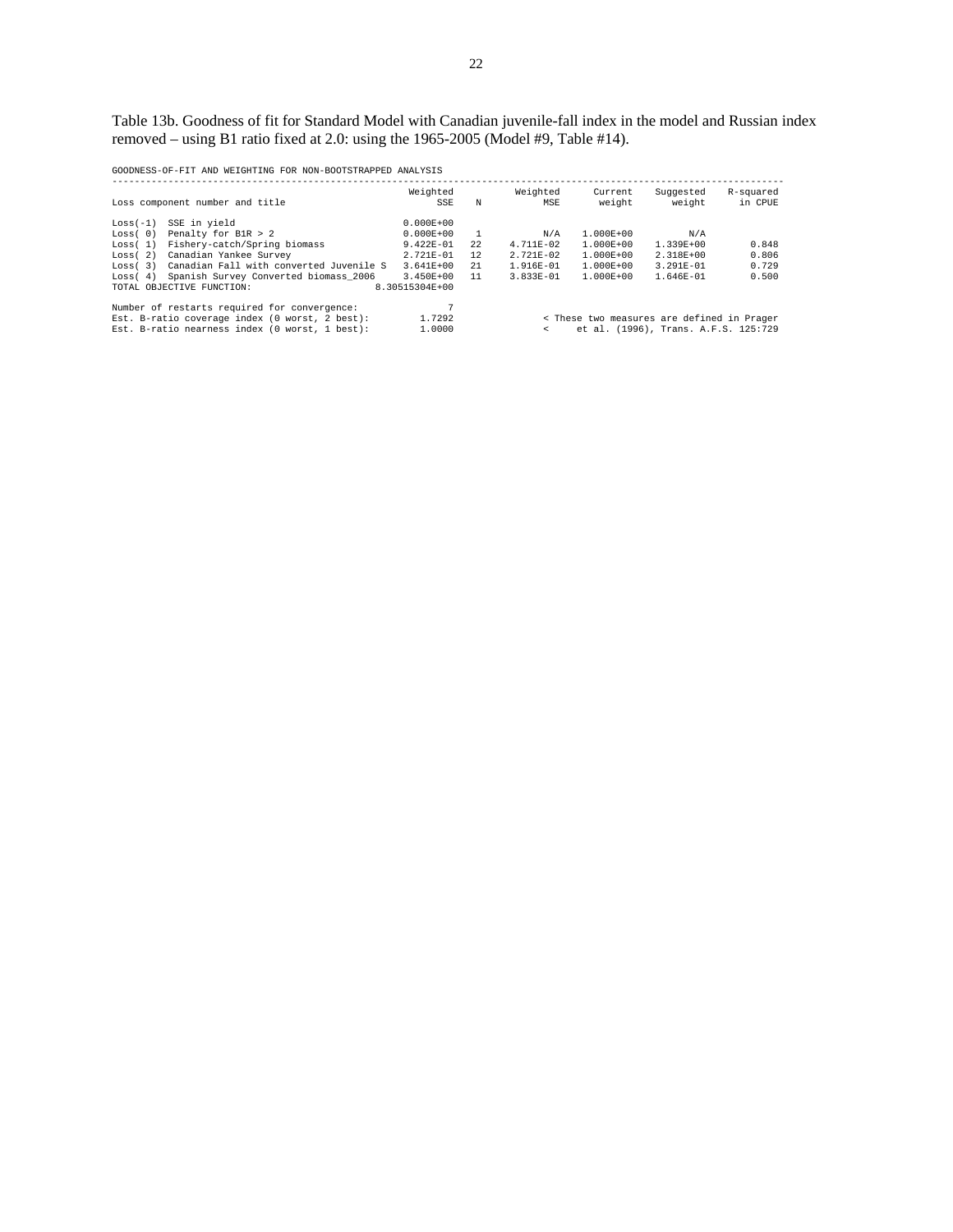Table 13b. Goodness of fit for Standard Model with Canadian juvenile-fall index in the model and Russian index removed – using B1 ratio fixed at 2.0: using the 1965-2005 (Model #9, Table #14).

GOODNESS-OF-FIT AND WEIGHTING FOR NON-BOOTSTRAPPED ANALYSIS

| Loss component number and title | Weighted SSE | N | Weighted MSE | Current weight | Suggested weight | R-squared in CPUE |
|---|---|---|---|---|---|---|
| Loss(-1) SSE in yield | 0.000E+00 | | | | | |
| Loss( 0) Penalty for B1R > 2 | 0.000E+00 | 1 | N/A | 1.000E+00 | N/A | |
| Loss( 1) Fishery-catch/Spring biomass | 9.422E-01 | 22 | 4.711E-02 | 1.000E+00 | 1.339E+00 | 0.848 |
| Loss( 2) Canadian Yankee Survey | 2.721E-01 | 12 | 2.721E-02 | 1.000E+00 | 2.318E+00 | 0.806 |
| Loss( 3) Canadian Fall with converted Juvenile S | 3.641E+00 | 21 | 1.916E-01 | 1.000E+00 | 3.291E-01 | 0.729 |
| Loss( 4) Spanish Survey Converted biomass_2006 | 3.450E+00 | 11 | 3.833E-01 | 1.000E+00 | 1.646E-01 | 0.500 |
| TOTAL OBJECTIVE FUNCTION: | 8.30515304E+00 | | | | | |

```
Number of restarts required for convergence:           7
Est. B-ratio coverage index (0 worst, 2 best):    1.7292      < These two measures are defined in Prager
Est. B-ratio nearness index (0 worst, 1 best):    1.0000      <     et al. (1996), Trans. A.F.S. 125:729
```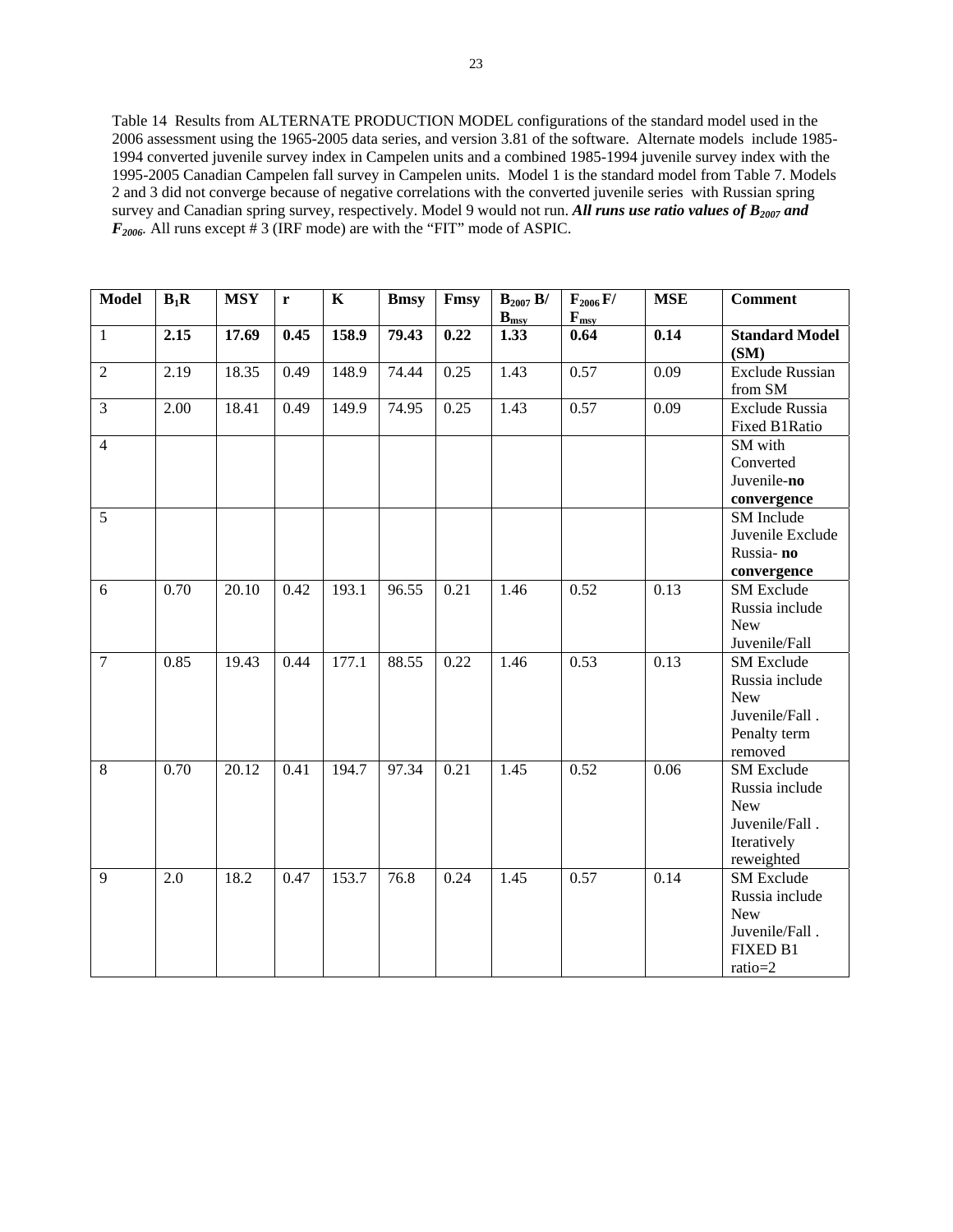Table 14 Results from ALTERNATE PRODUCTION MODEL configurations of the standard model used in the 2006 assessment using the 1965-2005 data series, and version 3.81 of the software. Alternate models include 1985-1994 converted juvenile survey index in Campelen units and a combined 1985-1994 juvenile survey index with the 1995-2005 Canadian Campelen fall survey in Campelen units. Model 1 is the standard model from Table 7. Models 2 and 3 did not converge because of negative correlations with the converted juvenile series with Russian spring survey and Canadian spring survey, respectively. Model 9 would not run. ***All runs use ratio values of $B_{2007}$ and $F_{2006}$.*** All runs except # 3 (IRF mode) are with the "FIT" mode of ASPIC.

| Model | $B_1$R | MSY | r | K | Bmsy | Fmsy | $B_{2007}$ B/ $B_{msy}$ | $F_{2006}$ F/ $F_{msy}$ | MSE | Comment |
|---|---|---|---|---|---|---|---|---|---|---|
| 1 | **2.15** | **17.69** | **0.45** | **158.9** | **79.43** | **0.22** | **1.33** | **0.64** | **0.14** | **Standard Model (SM)** |
| 2 | 2.19 | 18.35 | 0.49 | 148.9 | 74.44 | 0.25 | 1.43 | 0.57 | 0.09 | Exclude Russian from SM |
| 3 | 2.00 | 18.41 | 0.49 | 149.9 | 74.95 | 0.25 | 1.43 | 0.57 | 0.09 | Exclude Russia Fixed B1Ratio |
| 4 | | | | | | | | | | SM with Converted Juvenile-**no convergence** |
| 5 | | | | | | | | | | SM Include Juvenile Exclude Russia- **no convergence** |
| 6 | 0.70 | 20.10 | 0.42 | 193.1 | 96.55 | 0.21 | 1.46 | 0.52 | 0.13 | SM Exclude Russia include New Juvenile/Fall |
| 7 | 0.85 | 19.43 | 0.44 | 177.1 | 88.55 | 0.22 | 1.46 | 0.53 | 0.13 | SM Exclude Russia include New Juvenile/Fall . Penalty term removed |
| 8 | 0.70 | 20.12 | 0.41 | 194.7 | 97.34 | 0.21 | 1.45 | 0.52 | 0.06 | SM Exclude Russia include New Juvenile/Fall . Iteratively reweighted |
| 9 | 2.0 | 18.2 | 0.47 | 153.7 | 76.8 | 0.24 | 1.45 | 0.57 | 0.14 | SM Exclude Russia include New Juvenile/Fall . FIXED B1 ratio=2 |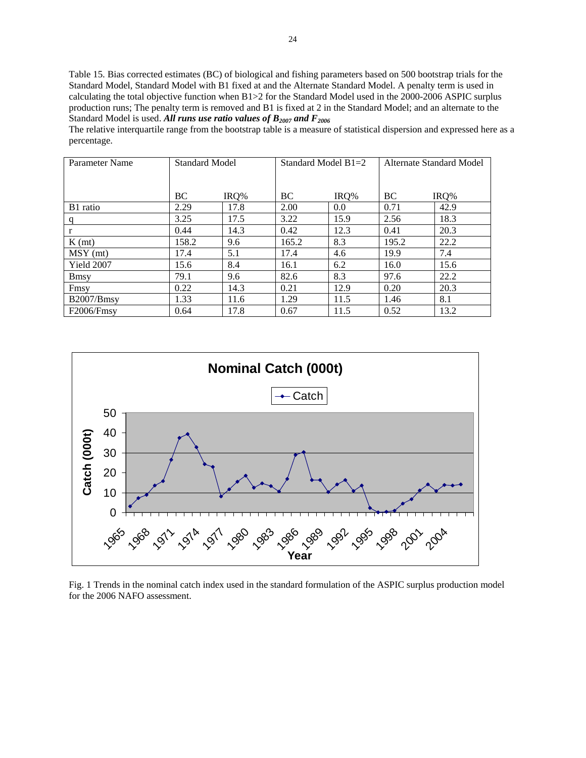Table 15. Bias corrected estimates (BC) of biological and fishing parameters based on 500 bootstrap trials for the Standard Model, Standard Model with B1 fixed at and the Alternate Standard Model. A penalty term is used in calculating the total objective function when B1>2 for the Standard Model used in the 2000-2006 ASPIC surplus production runs; The penalty term is removed and B1 is fixed at 2 in the Standard Model; and an alternate to the Standard Model is used. ***All runs use ratio values of $B_{2007}$ and $F_{2006}$***

The relative interquartile range from the bootstrap table is a measure of statistical dispersion and expressed here as a percentage.

| Parameter Name | Standard Model | | Standard Model B1=2 | | Alternate Standard Model | |
|---|---|---|---|---|---|---|
| | BC | IRQ% | BC | IRQ% | BC | IRQ% |
| B1 ratio | 2.29 | 17.8 | 2.00 | 0.0 | 0.71 | 42.9 |
| q | 3.25 | 17.5 | 3.22 | 15.9 | 2.56 | 18.3 |
| r | 0.44 | 14.3 | 0.42 | 12.3 | 0.41 | 20.3 |
| K (mt) | 158.2 | 9.6 | 165.2 | 8.3 | 195.2 | 22.2 |
| MSY (mt) | 17.4 | 5.1 | 17.4 | 4.6 | 19.9 | 7.4 |
| Yield 2007 | 15.6 | 8.4 | 16.1 | 6.2 | 16.0 | 15.6 |
| Bmsy | 79.1 | 9.6 | 82.6 | 8.3 | 97.6 | 22.2 |
| Fmsy | 0.22 | 14.3 | 0.21 | 12.9 | 0.20 | 20.3 |
| B2007/Bmsy | 1.33 | 11.6 | 1.29 | 11.5 | 1.46 | 8.1 |
| F2006/Fmsy | 0.64 | 17.8 | 0.67 | 11.5 | 0.52 | 13.2 |

Fig. 1 Trends in the nominal catch index used in the standard formulation of the ASPIC surplus production model for the 2006 NAFO assessment.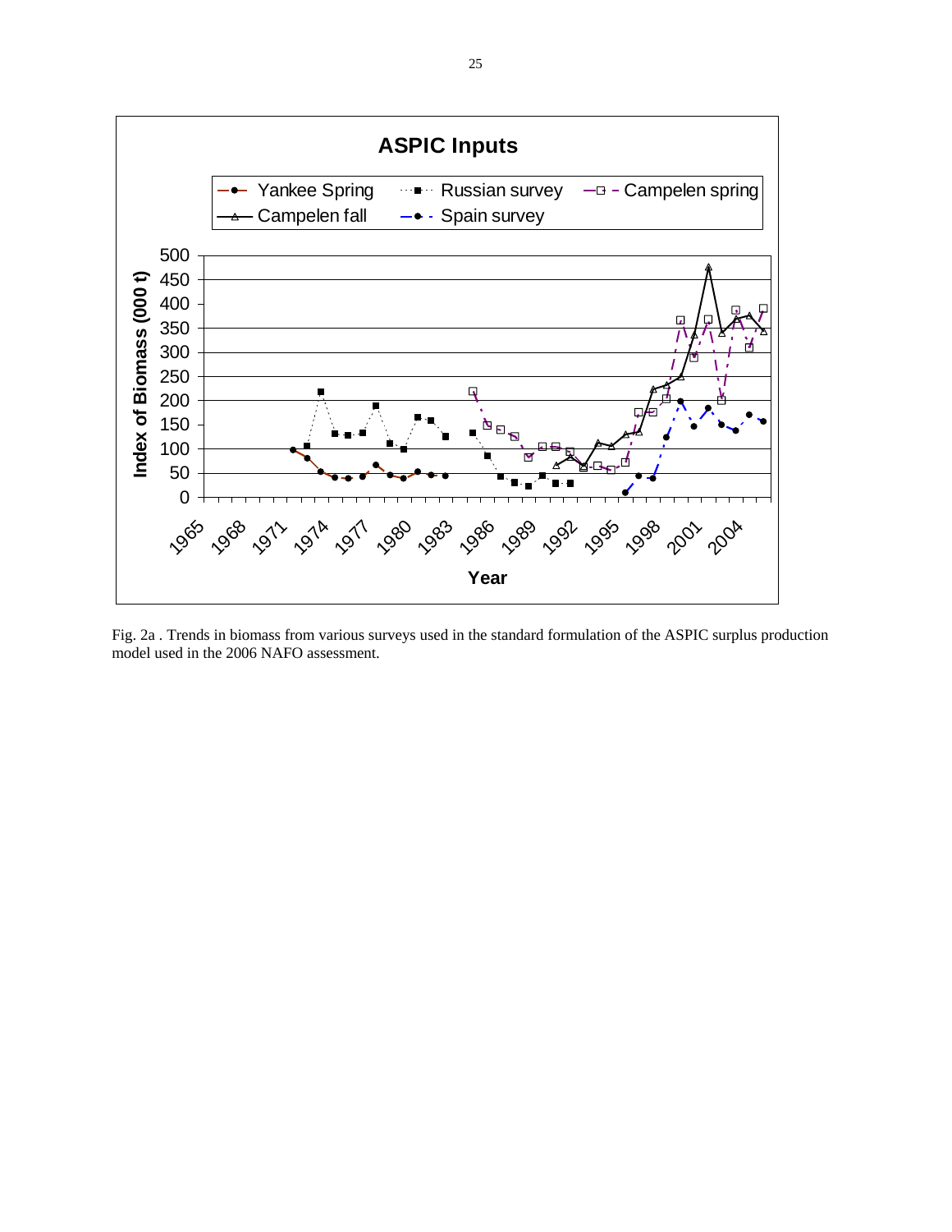Fig. 2a . Trends in biomass from various surveys used in the standard formulation of the ASPIC surplus production model used in the 2006 NAFO assessment.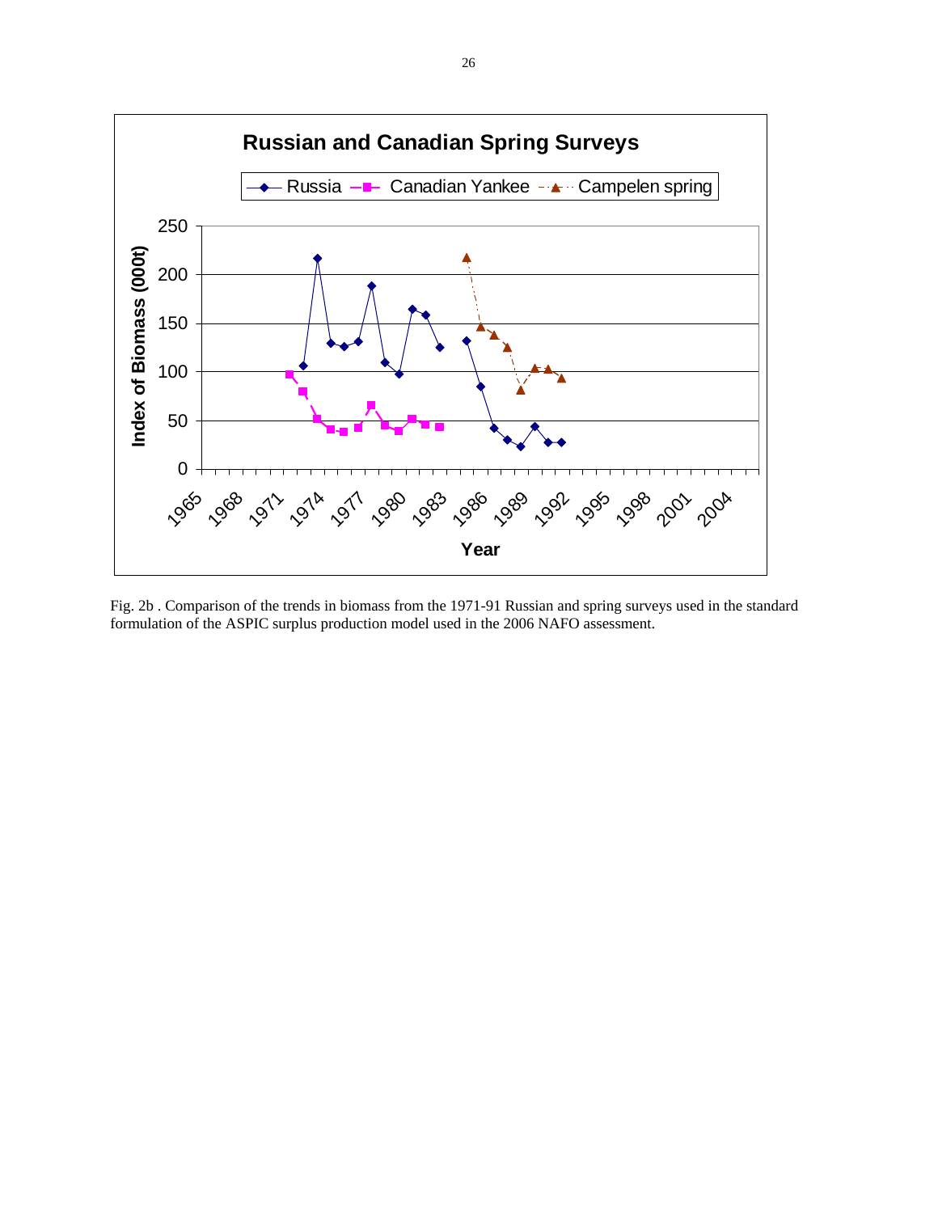Fig. 2b . Comparison of the trends in biomass from the 1971-91 Russian and spring surveys used in the standard formulation of the ASPIC surplus production model used in the 2006 NAFO assessment.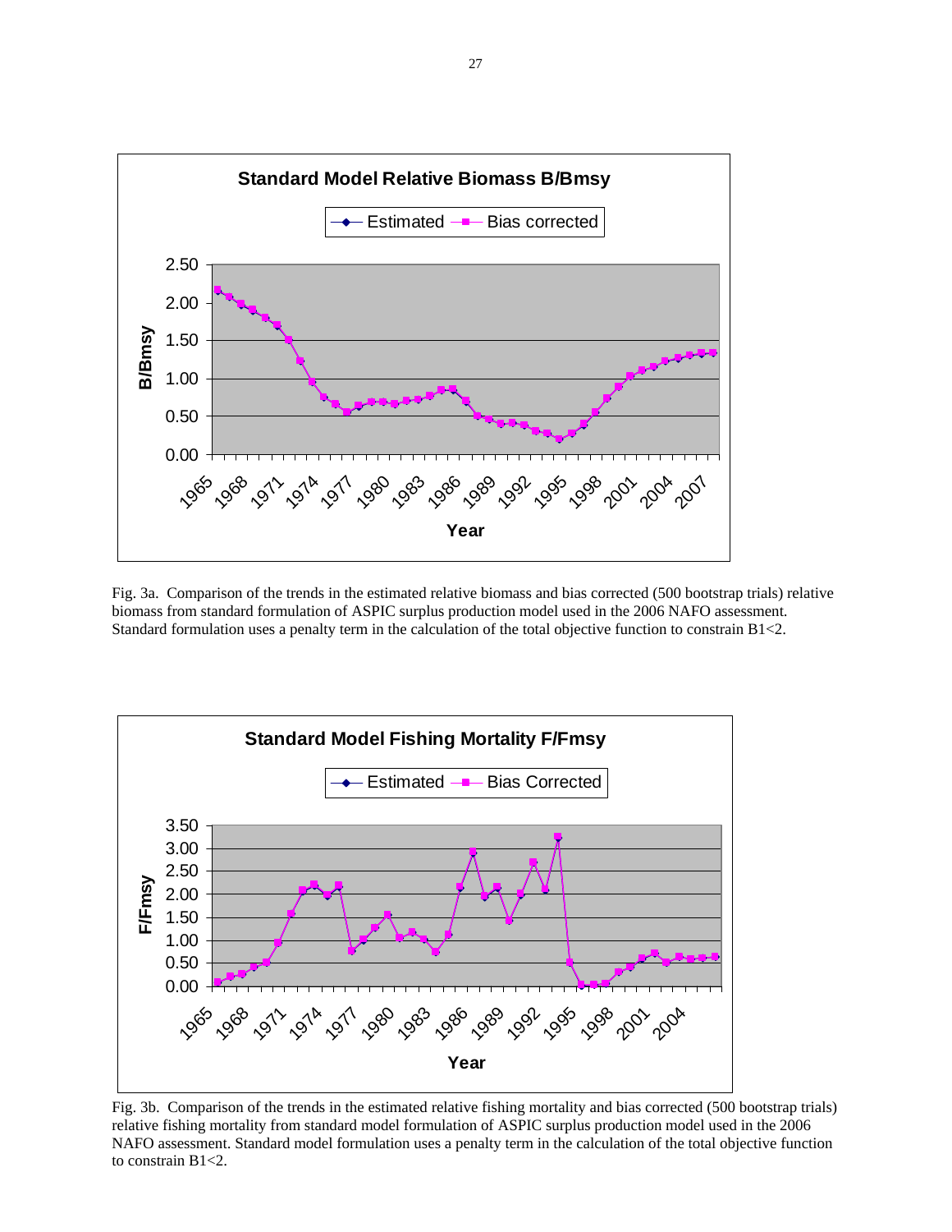Fig. 3a. Comparison of the trends in the estimated relative biomass and bias corrected (500 bootstrap trials) relative biomass from standard formulation of ASPIC surplus production model used in the 2006 NAFO assessment. Standard formulation uses a penalty term in the calculation of the total objective function to constrain B1<2.

Fig. 3b. Comparison of the trends in the estimated relative fishing mortality and bias corrected (500 bootstrap trials) relative fishing mortality from standard model formulation of ASPIC surplus production model used in the 2006 NAFO assessment. Standard model formulation uses a penalty term in the calculation of the total objective function to constrain B1<2.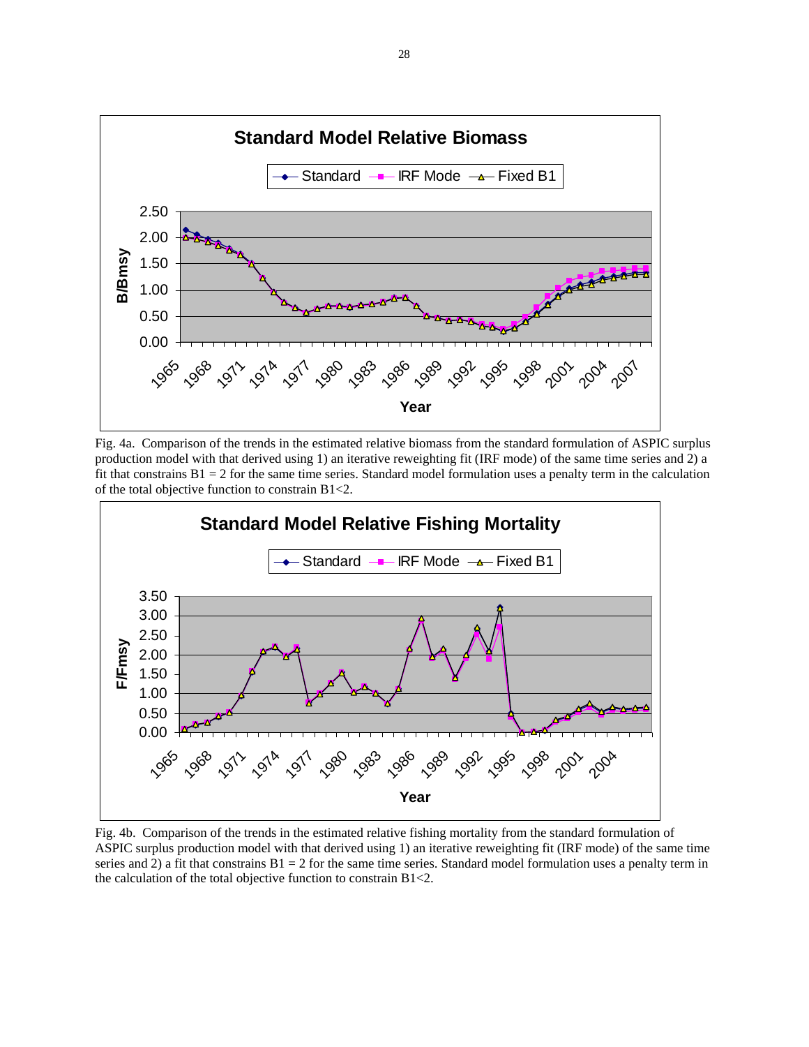Fig. 4a. Comparison of the trends in the estimated relative biomass from the standard formulation of ASPIC surplus production model with that derived using 1) an iterative reweighting fit (IRF mode) of the same time series and 2) a fit that constrains B1 = 2 for the same time series. Standard model formulation uses a penalty term in the calculation of the total objective function to constrain B1<2.

Fig. 4b. Comparison of the trends in the estimated relative fishing mortality from the standard formulation of ASPIC surplus production model with that derived using 1) an iterative reweighting fit (IRF mode) of the same time series and 2) a fit that constrains B1 = 2 for the same time series. Standard model formulation uses a penalty term in the calculation of the total objective function to constrain B1<2.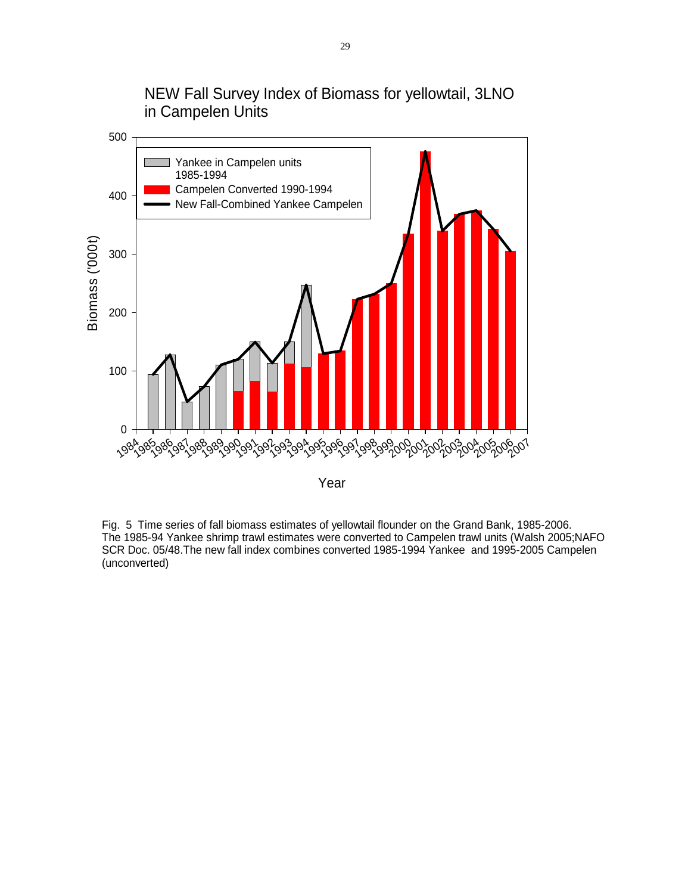NEW Fall Survey Index of Biomass for yellowtail, 3LNO in Campelen Units

Fig. 5 Time series of fall biomass estimates of yellowtail flounder on the Grand Bank, 1985-2006. The 1985-94 Yankee shrimp trawl estimates were converted to Campelen trawl units (Walsh 2005;NAFO SCR Doc. 05/48.The new fall index combines converted 1985-1994 Yankee and 1995-2005 Campelen (unconverted)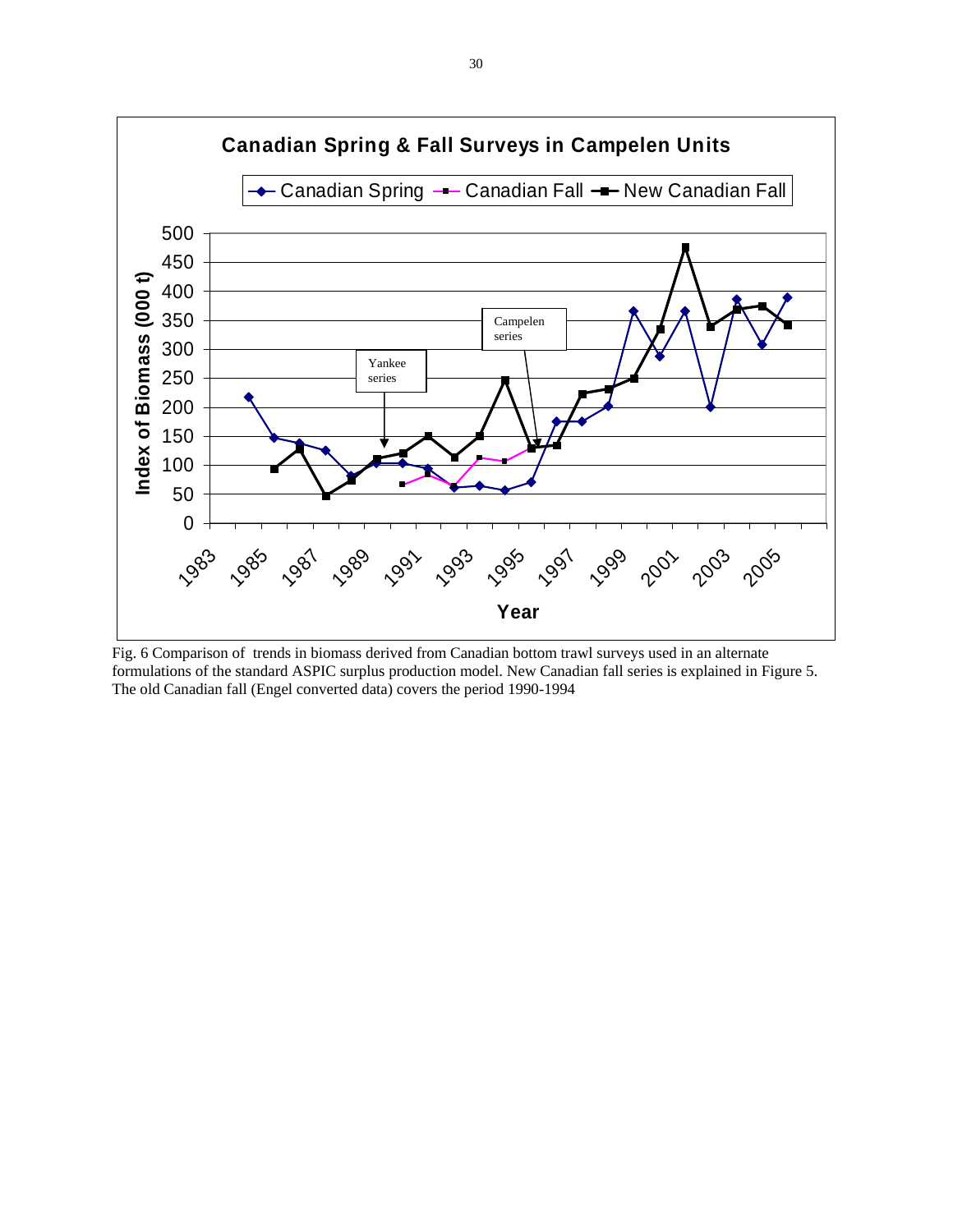Fig. 6 Comparison of trends in biomass derived from Canadian bottom trawl surveys used in an alternate formulations of the standard ASPIC surplus production model. New Canadian fall series is explained in Figure 5. The old Canadian fall (Engel converted data) covers the period 1990-1994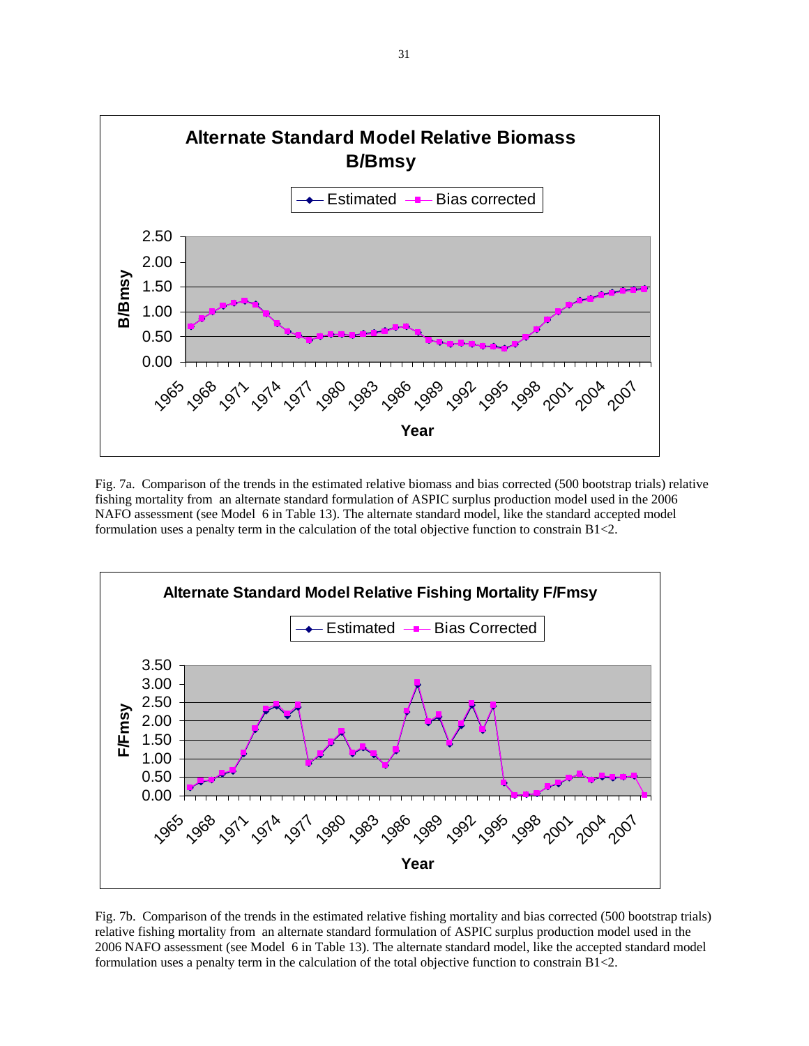Fig. 7a. Comparison of the trends in the estimated relative biomass and bias corrected (500 bootstrap trials) relative fishing mortality from an alternate standard formulation of ASPIC surplus production model used in the 2006 NAFO assessment (see Model 6 in Table 13). The alternate standard model, like the standard accepted model formulation uses a penalty term in the calculation of the total objective function to constrain B1<2.

Fig. 7b. Comparison of the trends in the estimated relative fishing mortality and bias corrected (500 bootstrap trials) relative fishing mortality from an alternate standard formulation of ASPIC surplus production model used in the 2006 NAFO assessment (see Model 6 in Table 13). The alternate standard model, like the accepted standard model formulation uses a penalty term in the calculation of the total objective function to constrain B1<2.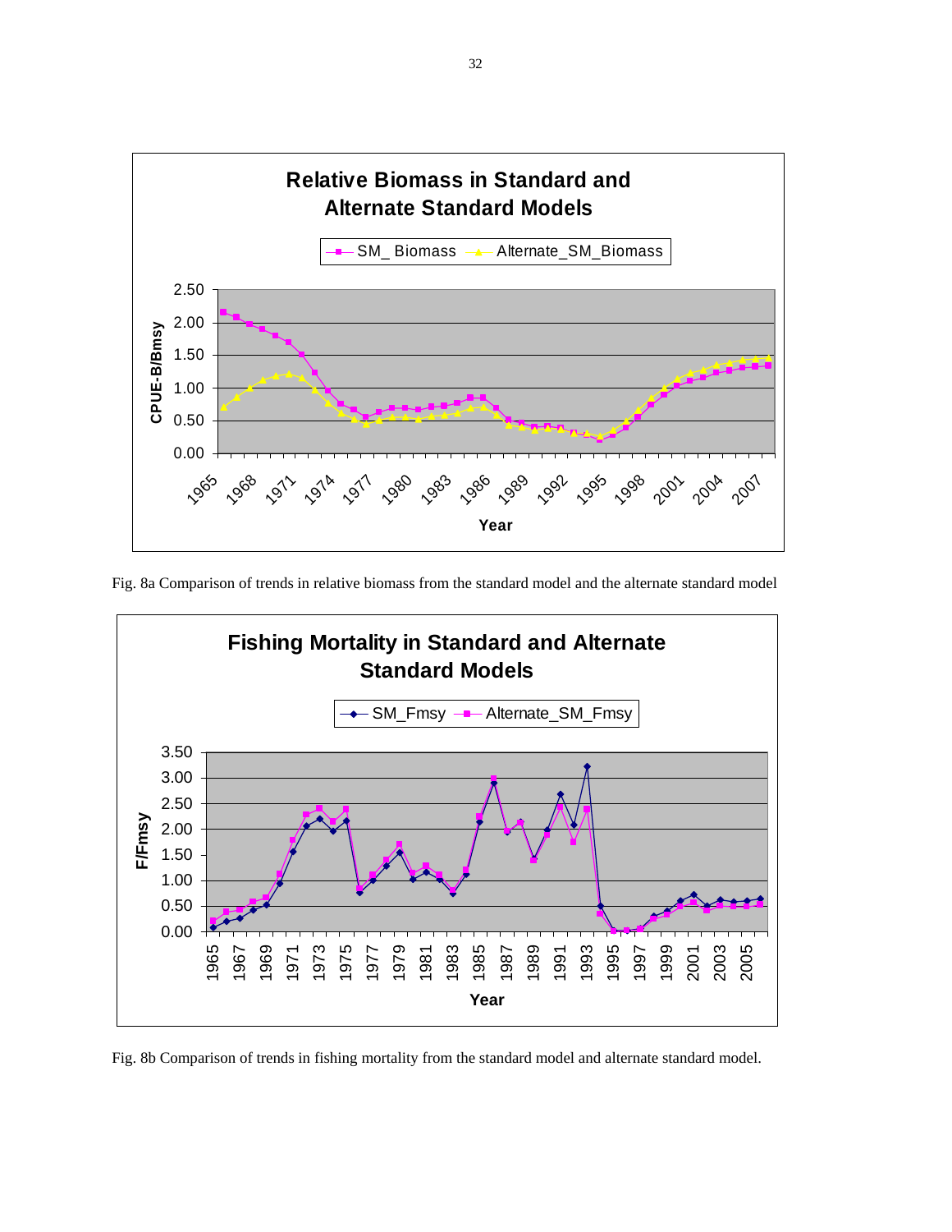Fig. 8a Comparison of trends in relative biomass from the standard model and the alternate standard model

Fig. 8b Comparison of trends in fishing mortality from the standard model and alternate standard model.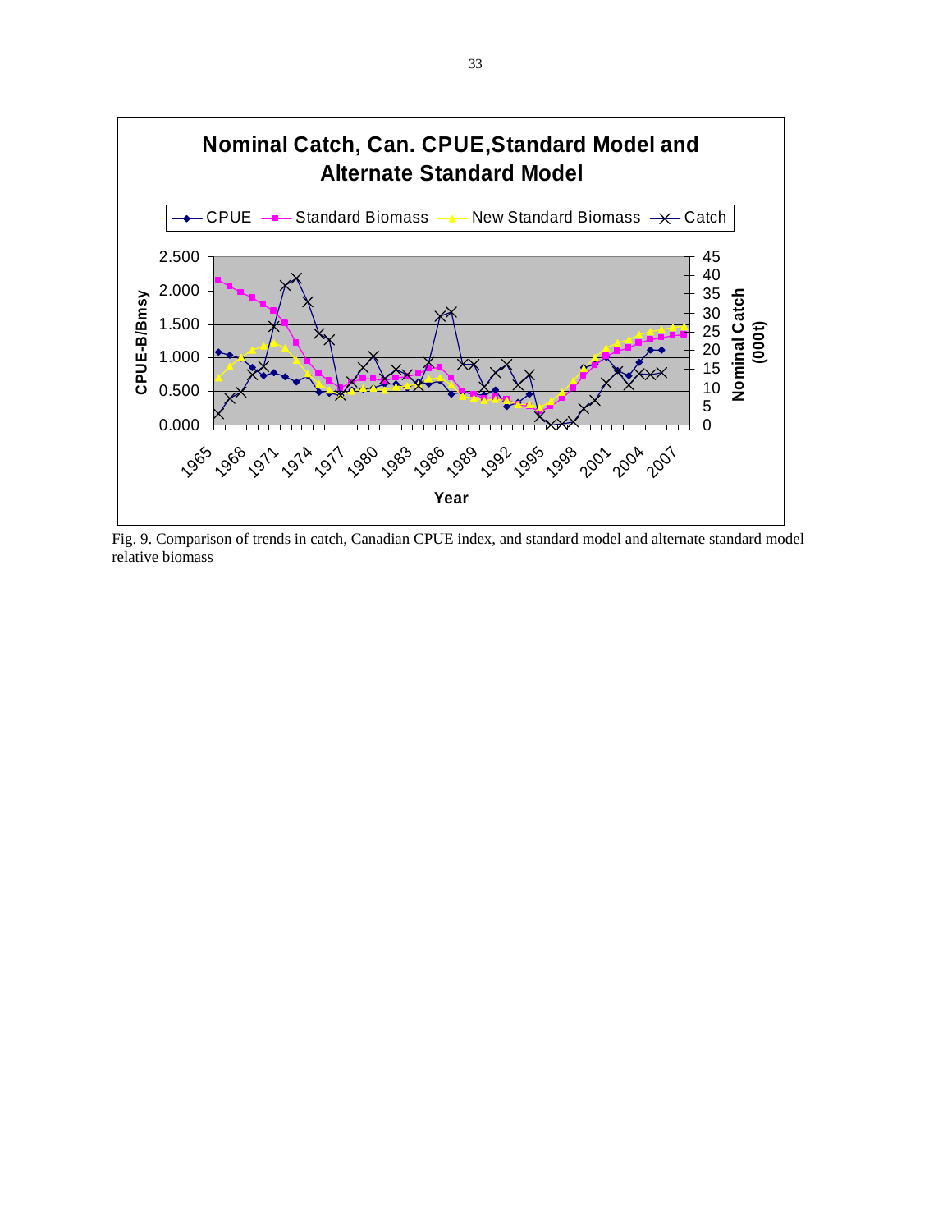**Nominal Catch, Can. CPUE,Standard Model and Alternate Standard Model**

Fig. 9. Comparison of trends in catch, Canadian CPUE index, and standard model and alternate standard model relative biomass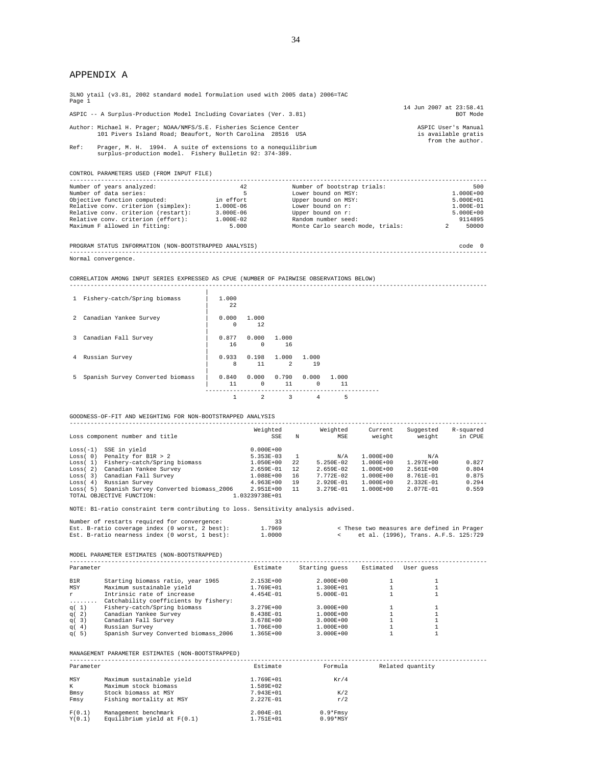# APPENDIX A

```
3LNO ytail (v3.81, 2002 standard model formulation used with 2005 data) 2006=TAC
Page 1
                                                                                    14 Jun 2007 at 23:58.41
ASPIC -- A Surplus-Production Model Including Covariates (Ver. 3.81)                               BOT Mode

Author: Michael H. Prager; NOAA/NMFS/S.E. Fisheries Science Center                      ASPIC User's Manual
        101 Pivers Island Road; Beaufort, North Carolina  28516  USA                    is available gratis
                                                                                          from the author.
Ref:    Prager, M. H.  1994.  A suite of extensions to a nonequilibrium
        surplus-production model.  Fishery Bulletin 92: 374-389.


CONTROL PARAMETERS USED (FROM INPUT FILE)
------------------------------------------------------------------------------------------------------------
Number of years analyzed:                  42          Number of bootstrap trials:                       500
Number of data series:                      5          Lower bound on MSY:                         1.000E+00
Objective function computed:        in effort          Upper bound on MSY:                         5.000E+01
Relative conv. criterion (simplex):  1.000E-06         Lower bound on r:                           1.000E-01
Relative conv. criterion (restart):  3.000E-06         Upper bound on r:                           5.000E+00
Relative conv. criterion (effort):   1.000E-02         Random number seed:                           9114895
Maximum F allowed in fitting:            5.000         Monte Carlo search mode, trials:          2     50000


PROGRAM STATUS INFORMATION (NON-BOOTSTRAPPED ANALYSIS)                                              code  0
------------------------------------------------------------------------------------------------------------
Normal convergence.


CORRELATION AMONG INPUT SERIES EXPRESSED AS CPUE (NUMBER OF PAIRWISE OBSERVATIONS BELOW)
------------------------------------------------------------------------------------------------------------
                                      |
 1  Fishery-catch/Spring biomass      |  1.000
                                      |     22
                                      |
 2  Canadian Yankee Survey            |  0.000  1.000
                                      |      0     12
                                      |
 3  Canadian Fall Survey              |  0.877  0.000  1.000
                                      |     16      0     16
                                      |
 4  Russian Survey                    |  0.933  0.198  1.000  1.000
                                      |      8     11      2     19
                                      |
 5  Spanish Survey Converted biomass  |  0.840  0.000  0.790  0.000  1.000
                                      |     11      0     11      0     11
                                       ------------------------------------------------
                                             1      2      3      4      5


GOODNESS-OF-FIT AND WEIGHTING FOR NON-BOOTSTRAPPED ANALYSIS
------------------------------------------------------------------------------------------------------------
                                                  Weighted          Weighted     Current   Suggested   R-squared
Loss component number and title                        SSE    N          MSE      weight      weight     in CPUE

Loss(-1)  SSE in yield                           0.000E+00
Loss( 0)  Penalty for B1R > 2                    5.353E-03    1          N/A   1.000E+00         N/A
Loss( 1)  Fishery-catch/Spring biomass           1.050E+00   22    5.250E-02   1.000E+00   1.297E+00       0.827
Loss( 2)  Canadian Yankee Survey                 2.659E-01   12    2.659E-02   1.000E+00   2.561E+00       0.804
Loss( 3)  Canadian Fall Survey                   1.088E+00   16    7.772E-02   1.000E+00   8.761E-01       0.875
Loss( 4)  Russian Survey                         4.963E+00   19    2.920E-01   1.000E+00   2.332E-01       0.294
Loss( 5)  Spanish Survey Converted biomass_2006  2.951E+00   11    3.279E-01   1.000E+00   2.077E-01       0.559
TOTAL OBJECTIVE FUNCTION:                    1.03239738E+01

NOTE: B1-ratio constraint term contributing to loss. Sensitivity analysis advised.

Number of restarts required for convergence:        33
Est. B-ratio coverage index (0 worst, 2 best):   1.7969           < These two measures are defined in Prager
Est. B-ratio nearness index (0 worst, 1 best):   1.0000           <    et al. (1996), Trans. A.F.S. 125:729


MODEL PARAMETER ESTIMATES (NON-BOOTSTRAPPED)
------------------------------------------------------------------------------------------------------------
Parameter                                          Estimate     Starting guess    Estimated   User guess

B1R       Starting biomass ratio, year 1965       2.153E+00        2.000E+00            1            1
MSY       Maximum sustainable yield               1.769E+01        1.300E+01            1            1
r         Intrinsic rate of increase              4.454E-01        5.000E-01            1            1
........  Catchability coefficients by fishery:
q( 1)     Fishery-catch/Spring biomass            3.279E+00        3.000E+00            1            1
q( 2)     Canadian Yankee Survey                  8.438E-01        1.000E+00            1            1
q( 3)     Canadian Fall Survey                    3.678E+00        3.000E+00            1            1
q( 4)     Russian Survey                          1.706E+00        1.000E+00            1            1
q( 5)     Spanish Survey Converted biomass_2006   1.365E+00        3.000E+00            1            1


MANAGEMENT PARAMETER ESTIMATES (NON-BOOTSTRAPPED)
------------------------------------------------------------------------------------------------------------
Parameter                                          Estimate          Formula       Related quantity

MSY       Maximum sustainable yield               1.769E+01             Kr/4
K         Maximum stock biomass                   1.589E+02
Bmsy      Stock biomass at MSY                    7.943E+01              K/2
Fmsy      Fishing mortality at MSY                2.227E-01              r/2

F(0.1)    Management benchmark                    2.004E-01         0.9*Fmsy
Y(0.1)    Equilibrium yield at F(0.1)             1.751E+01         0.99*MSY
```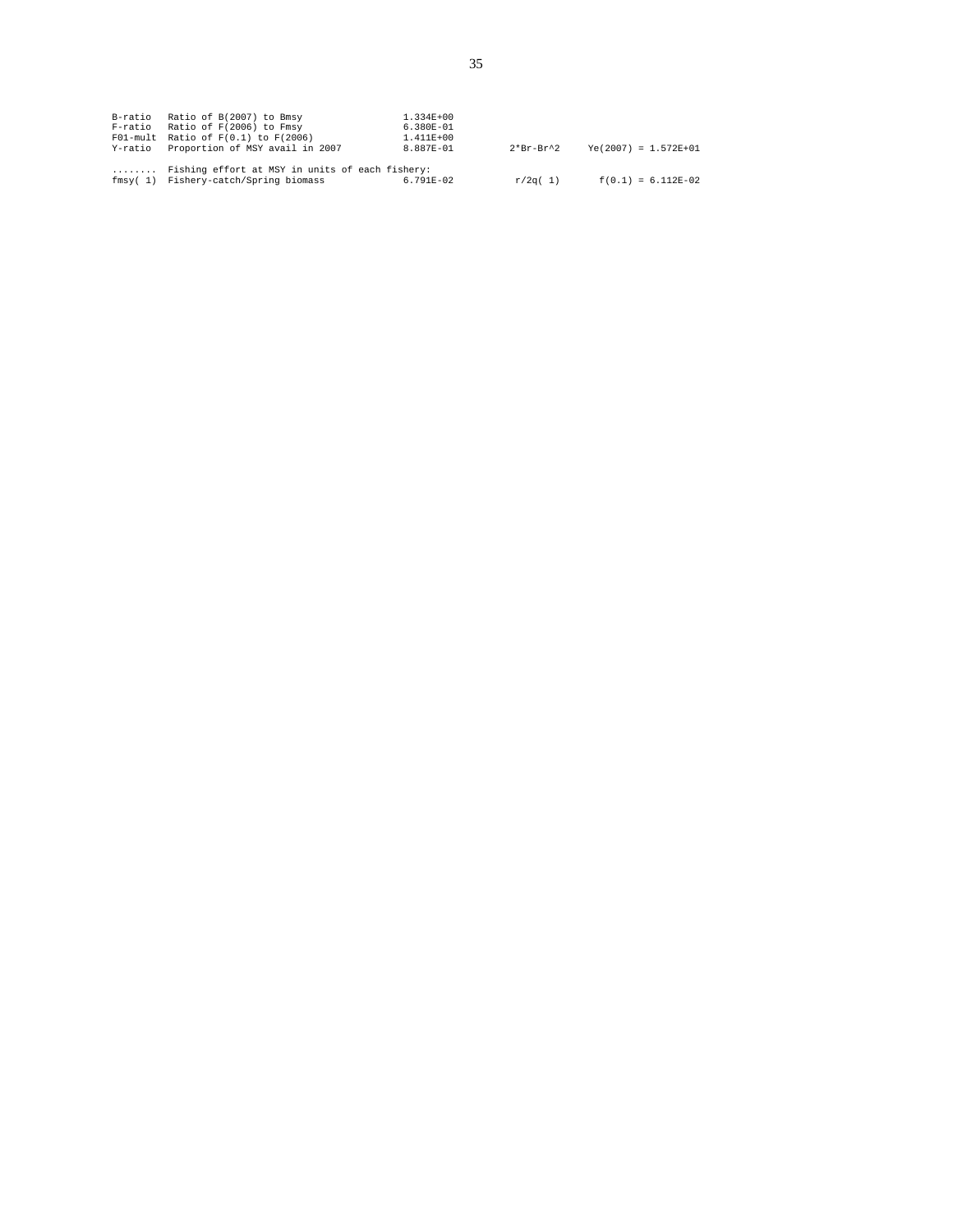```
B-ratio   Ratio of B(2007) to Bmsy                   1.334E+00
F-ratio   Ratio of F(2006) to Fmsy                   6.380E-01
F01-mult  Ratio of F(0.1) to F(2006)                 1.411E+00
Y-ratio   Proportion of MSY avail in 2007            8.887E-01         2*Br-Br^2     Ye(2007) = 1.572E+01

........  Fishing effort at MSY in units of each fishery:
fmsy( 1)  Fishery-catch/Spring biomass               6.791E-02           r/2q( 1)      f(0.1) = 6.112E-02
```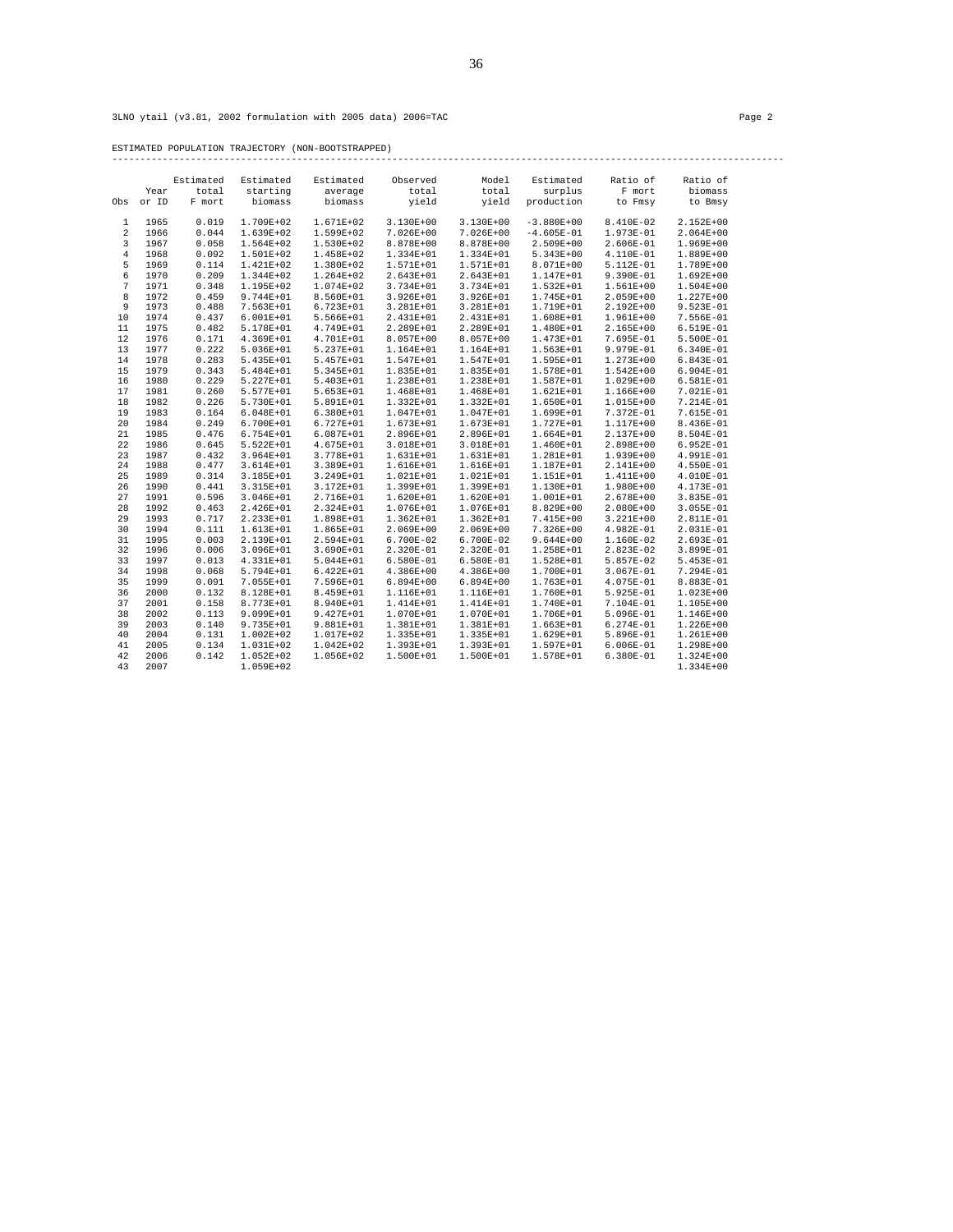3LNO ytail (v3.81, 2002 formulation with 2005 data) 2006=TAC

Page 2

ESTIMATED POPULATION TRAJECTORY (NON-BOOTSTRAPPED)

| Obs | Year or ID | Estimated total F mort | Estimated starting biomass | Estimated average biomass | Observed total yield | Model total yield | Estimated surplus production | Ratio of F mort to Fmsy | Ratio of biomass to Bmsy |
|---|---|---|---|---|---|---|---|---|---|
| 1 | 1965 | 0.019 | 1.709E+02 | 1.671E+02 | 3.130E+00 | 3.130E+00 | -3.880E+00 | 8.410E-02 | 2.152E+00 |
| 2 | 1966 | 0.044 | 1.639E+02 | 1.599E+02 | 7.026E+00 | 7.026E+00 | -4.605E-01 | 1.973E-01 | 2.064E+00 |
| 3 | 1967 | 0.058 | 1.564E+02 | 1.530E+02 | 8.878E+00 | 8.878E+00 | 2.509E+00 | 2.606E-01 | 1.969E+00 |
| 4 | 1968 | 0.092 | 1.501E+02 | 1.458E+02 | 1.334E+01 | 1.334E+01 | 5.343E+00 | 4.110E-01 | 1.889E+00 |
| 5 | 1969 | 0.114 | 1.421E+02 | 1.380E+02 | 1.571E+01 | 1.571E+01 | 8.071E+00 | 5.112E-01 | 1.789E+00 |
| 6 | 1970 | 0.209 | 1.344E+02 | 1.264E+02 | 2.643E+01 | 2.643E+01 | 1.147E+01 | 9.390E-01 | 1.692E+00 |
| 7 | 1971 | 0.348 | 1.195E+02 | 1.074E+02 | 3.734E+01 | 3.734E+01 | 1.532E+01 | 1.561E+00 | 1.504E+00 |
| 8 | 1972 | 0.459 | 9.744E+01 | 8.560E+01 | 3.926E+01 | 3.926E+01 | 1.745E+01 | 2.059E+00 | 1.227E+00 |
| 9 | 1973 | 0.488 | 7.563E+01 | 6.723E+01 | 3.281E+01 | 3.281E+01 | 1.719E+01 | 2.192E+00 | 9.523E-01 |
| 10 | 1974 | 0.437 | 6.001E+01 | 5.566E+01 | 2.431E+01 | 2.431E+01 | 1.608E+01 | 1.961E+00 | 7.556E-01 |
| 11 | 1975 | 0.482 | 5.178E+01 | 4.749E+01 | 2.289E+01 | 2.289E+01 | 1.480E+01 | 2.165E+00 | 6.519E-01 |
| 12 | 1976 | 0.171 | 4.369E+01 | 4.701E+01 | 8.057E+00 | 8.057E+00 | 1.473E+01 | 7.695E-01 | 5.500E-01 |
| 13 | 1977 | 0.222 | 5.036E+01 | 5.237E+01 | 1.164E+01 | 1.164E+01 | 1.563E+01 | 9.979E-01 | 6.340E-01 |
| 14 | 1978 | 0.283 | 5.435E+01 | 5.457E+01 | 1.547E+01 | 1.547E+01 | 1.595E+01 | 1.273E+00 | 6.843E-01 |
| 15 | 1979 | 0.343 | 5.484E+01 | 5.345E+01 | 1.835E+01 | 1.835E+01 | 1.578E+01 | 1.542E+00 | 6.904E-01 |
| 16 | 1980 | 0.229 | 5.227E+01 | 5.403E+01 | 1.238E+01 | 1.238E+01 | 1.587E+01 | 1.029E+00 | 6.581E-01 |
| 17 | 1981 | 0.260 | 5.577E+01 | 5.653E+01 | 1.468E+01 | 1.468E+01 | 1.621E+01 | 1.166E+00 | 7.021E-01 |
| 18 | 1982 | 0.226 | 5.730E+01 | 5.891E+01 | 1.332E+01 | 1.332E+01 | 1.650E+01 | 1.015E+00 | 7.214E-01 |
| 19 | 1983 | 0.164 | 6.048E+01 | 6.380E+01 | 1.047E+01 | 1.047E+01 | 1.699E+01 | 7.372E-01 | 7.615E-01 |
| 20 | 1984 | 0.249 | 6.700E+01 | 6.727E+01 | 1.673E+01 | 1.673E+01 | 1.727E+01 | 1.117E+00 | 8.436E-01 |
| 21 | 1985 | 0.476 | 6.754E+01 | 6.087E+01 | 2.896E+01 | 2.896E+01 | 1.664E+01 | 2.137E+00 | 8.504E-01 |
| 22 | 1986 | 0.645 | 5.522E+01 | 4.675E+01 | 3.018E+01 | 3.018E+01 | 1.460E+01 | 2.898E+00 | 6.952E-01 |
| 23 | 1987 | 0.432 | 3.964E+01 | 3.778E+01 | 1.631E+01 | 1.631E+01 | 1.281E+01 | 1.939E+00 | 4.991E-01 |
| 24 | 1988 | 0.477 | 3.614E+01 | 3.389E+01 | 1.616E+01 | 1.616E+01 | 1.187E+01 | 2.141E+00 | 4.550E-01 |
| 25 | 1989 | 0.314 | 3.185E+01 | 3.249E+01 | 1.021E+01 | 1.021E+01 | 1.151E+01 | 1.411E+00 | 4.010E-01 |
| 26 | 1990 | 0.441 | 3.315E+01 | 3.172E+01 | 1.399E+01 | 1.399E+01 | 1.130E+01 | 1.980E+00 | 4.173E-01 |
| 27 | 1991 | 0.596 | 3.046E+01 | 2.716E+01 | 1.620E+01 | 1.620E+01 | 1.001E+01 | 2.678E+00 | 3.835E-01 |
| 28 | 1992 | 0.463 | 2.426E+01 | 2.324E+01 | 1.076E+01 | 1.076E+01 | 8.829E+00 | 2.080E+00 | 3.055E-01 |
| 29 | 1993 | 0.717 | 2.233E+01 | 1.898E+01 | 1.362E+01 | 1.362E+01 | 7.415E+00 | 3.221E+00 | 2.811E-01 |
| 30 | 1994 | 0.111 | 1.613E+01 | 1.865E+01 | 2.069E+00 | 2.069E+00 | 7.326E+00 | 4.982E-01 | 2.031E-01 |
| 31 | 1995 | 0.003 | 2.139E+01 | 2.594E+01 | 6.700E-02 | 6.700E-02 | 9.644E+00 | 1.160E-02 | 2.693E-01 |
| 32 | 1996 | 0.006 | 3.096E+01 | 3.690E+01 | 2.320E-01 | 2.320E-01 | 1.258E+01 | 2.823E-02 | 3.899E-01 |
| 33 | 1997 | 0.013 | 4.331E+01 | 5.044E+01 | 6.580E-01 | 6.580E-01 | 1.528E+01 | 5.857E-02 | 5.453E-01 |
| 34 | 1998 | 0.068 | 5.794E+01 | 6.422E+01 | 4.386E+00 | 4.386E+00 | 1.700E+01 | 3.067E-01 | 7.294E-01 |
| 35 | 1999 | 0.091 | 7.055E+01 | 7.596E+01 | 6.894E+00 | 6.894E+00 | 1.763E+01 | 4.075E-01 | 8.883E-01 |
| 36 | 2000 | 0.132 | 8.128E+01 | 8.459E+01 | 1.116E+01 | 1.116E+01 | 1.760E+01 | 5.925E-01 | 1.023E+00 |
| 37 | 2001 | 0.158 | 8.773E+01 | 8.940E+01 | 1.414E+01 | 1.414E+01 | 1.740E+01 | 7.104E-01 | 1.105E+00 |
| 38 | 2002 | 0.113 | 9.099E+01 | 9.427E+01 | 1.070E+01 | 1.070E+01 | 1.706E+01 | 5.096E-01 | 1.146E+00 |
| 39 | 2003 | 0.140 | 9.735E+01 | 9.881E+01 | 1.381E+01 | 1.381E+01 | 1.663E+01 | 6.274E-01 | 1.226E+00 |
| 40 | 2004 | 0.131 | 1.002E+02 | 1.017E+02 | 1.335E+01 | 1.335E+01 | 1.629E+01 | 5.896E-01 | 1.261E+00 |
| 41 | 2005 | 0.134 | 1.031E+02 | 1.042E+02 | 1.393E+01 | 1.393E+01 | 1.597E+01 | 6.006E-01 | 1.298E+00 |
| 42 | 2006 | 0.142 | 1.052E+02 | 1.056E+02 | 1.500E+01 | 1.500E+01 | 1.578E+01 | 6.380E-01 | 1.324E+00 |
| 43 | 2007 | | 1.059E+02 | | | | | | 1.334E+00 |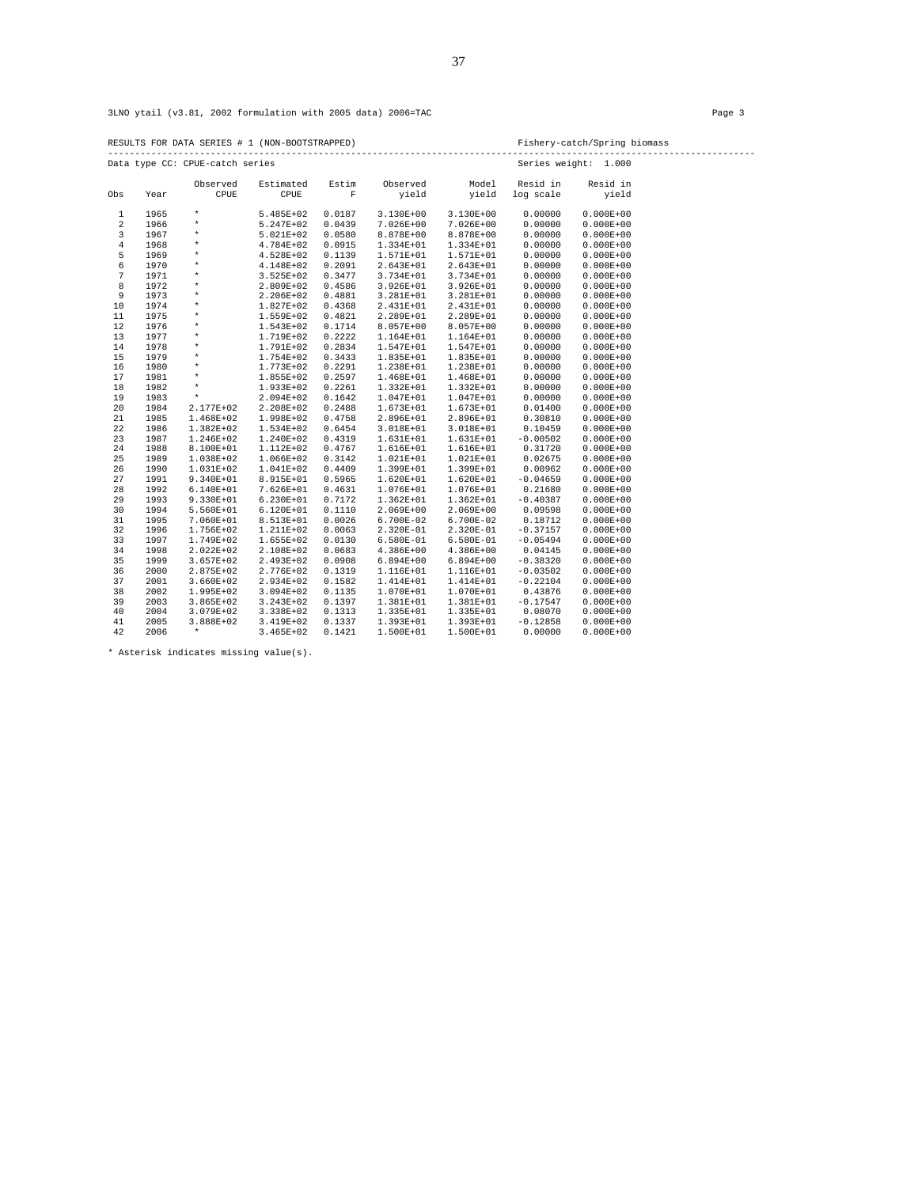3LNO ytail (v3.81, 2002 formulation with 2005 data) 2006=TAC

RESULTS FOR DATA SERIES # 1 (NON-BOOTSTRAPPED) Fishery-catch/Spring biomass

Data type CC: CPUE-catch series Series weight: 1.000

| Obs | Year | Observed CPUE | Estimated CPUE | Estim F | Observed yield | Model yield | Resid in log scale | Resid in yield |
|---|---|---|---|---|---|---|---|---|
| 1 | 1965 | * | 5.485E+02 | 0.0187 | 3.130E+00 | 3.130E+00 | 0.00000 | 0.000E+00 |
| 2 | 1966 | * | 5.247E+02 | 0.0439 | 7.026E+00 | 7.026E+00 | 0.00000 | 0.000E+00 |
| 3 | 1967 | * | 5.021E+02 | 0.0580 | 8.878E+00 | 8.878E+00 | 0.00000 | 0.000E+00 |
| 4 | 1968 | * | 4.784E+02 | 0.0915 | 1.334E+01 | 1.334E+01 | 0.00000 | 0.000E+00 |
| 5 | 1969 | * | 4.528E+02 | 0.1139 | 1.571E+01 | 1.571E+01 | 0.00000 | 0.000E+00 |
| 6 | 1970 | * | 4.148E+02 | 0.2091 | 2.643E+01 | 2.643E+01 | 0.00000 | 0.000E+00 |
| 7 | 1971 | * | 3.525E+02 | 0.3477 | 3.734E+01 | 3.734E+01 | 0.00000 | 0.000E+00 |
| 8 | 1972 | * | 2.809E+02 | 0.4586 | 3.926E+01 | 3.926E+01 | 0.00000 | 0.000E+00 |
| 9 | 1973 | * | 2.206E+02 | 0.4881 | 3.281E+01 | 3.281E+01 | 0.00000 | 0.000E+00 |
| 10 | 1974 | * | 1.827E+02 | 0.4368 | 2.431E+01 | 2.431E+01 | 0.00000 | 0.000E+00 |
| 11 | 1975 | * | 1.559E+02 | 0.4821 | 2.289E+01 | 2.289E+01 | 0.00000 | 0.000E+00 |
| 12 | 1976 | * | 1.543E+02 | 0.1714 | 8.057E+00 | 8.057E+00 | 0.00000 | 0.000E+00 |
| 13 | 1977 | * | 1.719E+02 | 0.2222 | 1.164E+01 | 1.164E+01 | 0.00000 | 0.000E+00 |
| 14 | 1978 | * | 1.791E+02 | 0.2834 | 1.547E+01 | 1.547E+01 | 0.00000 | 0.000E+00 |
| 15 | 1979 | * | 1.754E+02 | 0.3433 | 1.835E+01 | 1.835E+01 | 0.00000 | 0.000E+00 |
| 16 | 1980 | * | 1.773E+02 | 0.2291 | 1.238E+01 | 1.238E+01 | 0.00000 | 0.000E+00 |
| 17 | 1981 | * | 1.855E+02 | 0.2597 | 1.468E+01 | 1.468E+01 | 0.00000 | 0.000E+00 |
| 18 | 1982 | * | 1.933E+02 | 0.2261 | 1.332E+01 | 1.332E+01 | 0.00000 | 0.000E+00 |
| 19 | 1983 | * | 2.094E+02 | 0.1642 | 1.047E+01 | 1.047E+01 | 0.00000 | 0.000E+00 |
| 20 | 1984 | 2.177E+02 | 2.208E+02 | 0.2488 | 1.673E+01 | 1.673E+01 | 0.01400 | 0.000E+00 |
| 21 | 1985 | 1.468E+02 | 1.998E+02 | 0.4758 | 2.896E+01 | 2.896E+01 | 0.30810 | 0.000E+00 |
| 22 | 1986 | 1.382E+02 | 1.534E+02 | 0.6454 | 3.018E+01 | 3.018E+01 | 0.10459 | 0.000E+00 |
| 23 | 1987 | 1.246E+02 | 1.240E+02 | 0.4319 | 1.631E+01 | 1.631E+01 | -0.00502 | 0.000E+00 |
| 24 | 1988 | 8.100E+01 | 1.112E+02 | 0.4767 | 1.616E+01 | 1.616E+01 | 0.31720 | 0.000E+00 |
| 25 | 1989 | 1.038E+02 | 1.066E+02 | 0.3142 | 1.021E+01 | 1.021E+01 | 0.02675 | 0.000E+00 |
| 26 | 1990 | 1.031E+02 | 1.041E+02 | 0.4409 | 1.399E+01 | 1.399E+01 | 0.00962 | 0.000E+00 |
| 27 | 1991 | 9.340E+01 | 8.915E+01 | 0.5965 | 1.620E+01 | 1.620E+01 | -0.04659 | 0.000E+00 |
| 28 | 1992 | 6.140E+01 | 7.626E+01 | 0.4631 | 1.076E+01 | 1.076E+01 | 0.21680 | 0.000E+00 |
| 29 | 1993 | 9.330E+01 | 6.230E+01 | 0.7172 | 1.362E+01 | 1.362E+01 | -0.40387 | 0.000E+00 |
| 30 | 1994 | 5.560E+01 | 6.120E+01 | 0.1110 | 2.069E+00 | 2.069E+00 | 0.09598 | 0.000E+00 |
| 31 | 1995 | 7.060E+01 | 8.513E+01 | 0.0026 | 6.700E-02 | 6.700E-02 | 0.18712 | 0.000E+00 |
| 32 | 1996 | 1.756E+02 | 1.211E+02 | 0.0063 | 2.320E-01 | 2.320E-01 | -0.37157 | 0.000E+00 |
| 33 | 1997 | 1.749E+02 | 1.655E+02 | 0.0130 | 6.580E-01 | 6.580E-01 | -0.05494 | 0.000E+00 |
| 34 | 1998 | 2.022E+02 | 2.108E+02 | 0.0683 | 4.386E+00 | 4.386E+00 | 0.04145 | 0.000E+00 |
| 35 | 1999 | 3.657E+02 | 2.493E+02 | 0.0908 | 6.894E+00 | 6.894E+00 | -0.38320 | 0.000E+00 |
| 36 | 2000 | 2.875E+02 | 2.776E+02 | 0.1319 | 1.116E+01 | 1.116E+01 | -0.03502 | 0.000E+00 |
| 37 | 2001 | 3.660E+02 | 2.934E+02 | 0.1582 | 1.414E+01 | 1.414E+01 | -0.22104 | 0.000E+00 |
| 38 | 2002 | 1.995E+02 | 3.094E+02 | 0.1135 | 1.070E+01 | 1.070E+01 | 0.43876 | 0.000E+00 |
| 39 | 2003 | 3.865E+02 | 3.243E+02 | 0.1397 | 1.381E+01 | 1.381E+01 | -0.17547 | 0.000E+00 |
| 40 | 2004 | 3.079E+02 | 3.338E+02 | 0.1313 | 1.335E+01 | 1.335E+01 | 0.08070 | 0.000E+00 |
| 41 | 2005 | 3.888E+02 | 3.419E+02 | 0.1337 | 1.393E+01 | 1.393E+01 | -0.12858 | 0.000E+00 |
| 42 | 2006 | * | 3.465E+02 | 0.1421 | 1.500E+01 | 1.500E+01 | 0.00000 | 0.000E+00 |

* Asterisk indicates missing value(s).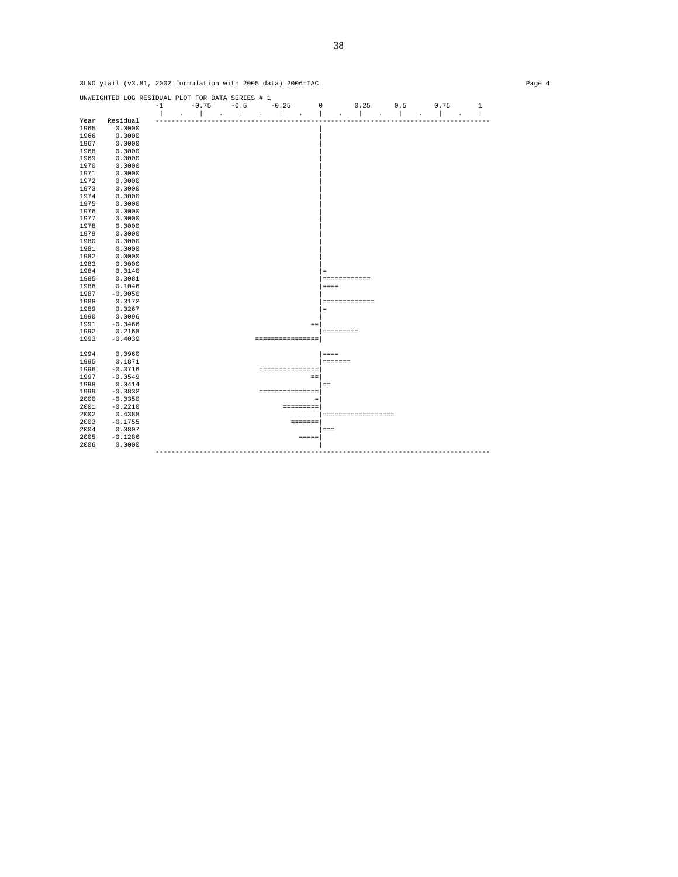3LNO ytail (v3.81, 2002 formulation with 2005 data) 2006=TAC

```
UNWEIGHTED LOG RESIDUAL PLOT FOR DATA SERIES # 1
                  -1      -0.75     -0.5     -0.25       0       0.25      0.5      0.75       1
                   |   .    |    .    |    .    |    .    |    .    |    .    |    .    |    .    |
Year   Residual   ---------------------------------------------------------------------------------
1965    0.0000                                          |
1966    0.0000                                          |
1967    0.0000                                          |
1968    0.0000                                          |
1969    0.0000                                          |
1970    0.0000                                          |
1971    0.0000                                          |
1972    0.0000                                          |
1973    0.0000                                          |
1974    0.0000                                          |
1975    0.0000                                          |
1976    0.0000                                          |
1977    0.0000                                          |
1978    0.0000                                          |
1979    0.0000                                          |
1980    0.0000                                          |
1981    0.0000                                          |
1982    0.0000                                          |
1983    0.0000                                          |
1984    0.0140                                          |=
1985    0.3081                                          |============
1986    0.1046                                          |====
1987   -0.0050                                          |
1988    0.3172                                          |=============
1989    0.0267                                          |=
1990    0.0096                                          |
1991   -0.0466                                        ==|
1992    0.2168                                          |=========
1993   -0.4039                          ================|

1994    0.0960                                          |====
1995    0.1871                                          |=======
1996   -0.3716                           ===============|
1997   -0.0549                                        ==|
1998    0.0414                                          |==
1999   -0.3832                           ===============|
2000   -0.0350                                         =|
2001   -0.2210                                 =========|
2002    0.4388                                          |==================
2003   -0.1755                                   =======|
2004    0.0807                                          |===
2005   -0.1286                                     =====|
2006    0.0000                                          |
                  ---------------------------------------------------------------------------------
```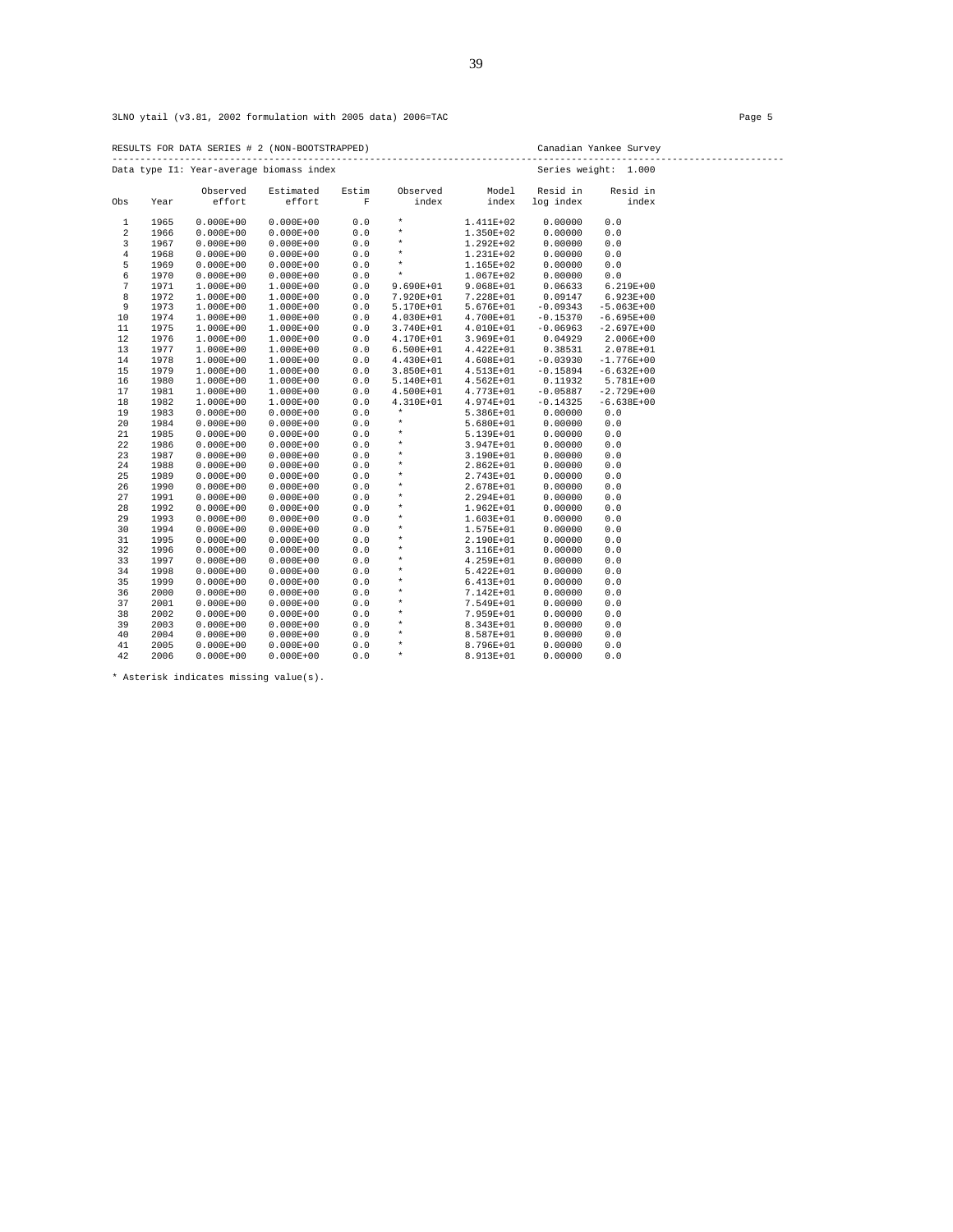3LNO ytail (v3.81, 2002 formulation with 2005 data) 2006=TAC

RESULTS FOR DATA SERIES # 2 (NON-BOOTSTRAPPED) Canadian Yankee Survey

Data type I1: Year-average biomass index Series weight: 1.000

| Obs | Year | Observed effort | Estimated effort | Estim F | Observed index | Model index | Resid in log index | Resid in index |
|---|---|---|---|---|---|---|---|---|
| 1 | 1965 | 0.000E+00 | 0.000E+00 | 0.0 | * | 1.411E+02 | 0.00000 | 0.0 |
| 2 | 1966 | 0.000E+00 | 0.000E+00 | 0.0 | * | 1.350E+02 | 0.00000 | 0.0 |
| 3 | 1967 | 0.000E+00 | 0.000E+00 | 0.0 | * | 1.292E+02 | 0.00000 | 0.0 |
| 4 | 1968 | 0.000E+00 | 0.000E+00 | 0.0 | * | 1.231E+02 | 0.00000 | 0.0 |
| 5 | 1969 | 0.000E+00 | 0.000E+00 | 0.0 | * | 1.165E+02 | 0.00000 | 0.0 |
| 6 | 1970 | 0.000E+00 | 0.000E+00 | 0.0 | * | 1.067E+02 | 0.00000 | 0.0 |
| 7 | 1971 | 1.000E+00 | 1.000E+00 | 0.0 | 9.690E+01 | 9.068E+01 | 0.06633 | 6.219E+00 |
| 8 | 1972 | 1.000E+00 | 1.000E+00 | 0.0 | 7.920E+01 | 7.228E+01 | 0.09147 | 6.923E+00 |
| 9 | 1973 | 1.000E+00 | 1.000E+00 | 0.0 | 5.170E+01 | 5.676E+01 | -0.09343 | -5.063E+00 |
| 10 | 1974 | 1.000E+00 | 1.000E+00 | 0.0 | 4.030E+01 | 4.700E+01 | -0.15370 | -6.695E+00 |
| 11 | 1975 | 1.000E+00 | 1.000E+00 | 0.0 | 3.740E+01 | 4.010E+01 | -0.06963 | -2.697E+00 |
| 12 | 1976 | 1.000E+00 | 1.000E+00 | 0.0 | 4.170E+01 | 3.969E+01 | 0.04929 | 2.006E+00 |
| 13 | 1977 | 1.000E+00 | 1.000E+00 | 0.0 | 6.500E+01 | 4.422E+01 | 0.38531 | 2.078E+01 |
| 14 | 1978 | 1.000E+00 | 1.000E+00 | 0.0 | 4.430E+01 | 4.608E+01 | -0.03930 | -1.776E+00 |
| 15 | 1979 | 1.000E+00 | 1.000E+00 | 0.0 | 3.850E+01 | 4.513E+01 | -0.15894 | -6.632E+00 |
| 16 | 1980 | 1.000E+00 | 1.000E+00 | 0.0 | 5.140E+01 | 4.562E+01 | 0.11932 | 5.781E+00 |
| 17 | 1981 | 1.000E+00 | 1.000E+00 | 0.0 | 4.500E+01 | 4.773E+01 | -0.05887 | -2.729E+00 |
| 18 | 1982 | 1.000E+00 | 1.000E+00 | 0.0 | 4.310E+01 | 4.974E+01 | -0.14325 | -6.638E+00 |
| 19 | 1983 | 0.000E+00 | 0.000E+00 | 0.0 | * | 5.386E+01 | 0.00000 | 0.0 |
| 20 | 1984 | 0.000E+00 | 0.000E+00 | 0.0 | * | 5.680E+01 | 0.00000 | 0.0 |
| 21 | 1985 | 0.000E+00 | 0.000E+00 | 0.0 | * | 5.139E+01 | 0.00000 | 0.0 |
| 22 | 1986 | 0.000E+00 | 0.000E+00 | 0.0 | * | 3.947E+01 | 0.00000 | 0.0 |
| 23 | 1987 | 0.000E+00 | 0.000E+00 | 0.0 | * | 3.190E+01 | 0.00000 | 0.0 |
| 24 | 1988 | 0.000E+00 | 0.000E+00 | 0.0 | * | 2.862E+01 | 0.00000 | 0.0 |
| 25 | 1989 | 0.000E+00 | 0.000E+00 | 0.0 | * | 2.743E+01 | 0.00000 | 0.0 |
| 26 | 1990 | 0.000E+00 | 0.000E+00 | 0.0 | * | 2.678E+01 | 0.00000 | 0.0 |
| 27 | 1991 | 0.000E+00 | 0.000E+00 | 0.0 | * | 2.294E+01 | 0.00000 | 0.0 |
| 28 | 1992 | 0.000E+00 | 0.000E+00 | 0.0 | * | 1.962E+01 | 0.00000 | 0.0 |
| 29 | 1993 | 0.000E+00 | 0.000E+00 | 0.0 | * | 1.603E+01 | 0.00000 | 0.0 |
| 30 | 1994 | 0.000E+00 | 0.000E+00 | 0.0 | * | 1.575E+01 | 0.00000 | 0.0 |
| 31 | 1995 | 0.000E+00 | 0.000E+00 | 0.0 | * | 2.190E+01 | 0.00000 | 0.0 |
| 32 | 1996 | 0.000E+00 | 0.000E+00 | 0.0 | * | 3.116E+01 | 0.00000 | 0.0 |
| 33 | 1997 | 0.000E+00 | 0.000E+00 | 0.0 | * | 4.259E+01 | 0.00000 | 0.0 |
| 34 | 1998 | 0.000E+00 | 0.000E+00 | 0.0 | * | 5.422E+01 | 0.00000 | 0.0 |
| 35 | 1999 | 0.000E+00 | 0.000E+00 | 0.0 | * | 6.413E+01 | 0.00000 | 0.0 |
| 36 | 2000 | 0.000E+00 | 0.000E+00 | 0.0 | * | 7.142E+01 | 0.00000 | 0.0 |
| 37 | 2001 | 0.000E+00 | 0.000E+00 | 0.0 | * | 7.549E+01 | 0.00000 | 0.0 |
| 38 | 2002 | 0.000E+00 | 0.000E+00 | 0.0 | * | 7.959E+01 | 0.00000 | 0.0 |
| 39 | 2003 | 0.000E+00 | 0.000E+00 | 0.0 | * | 8.343E+01 | 0.00000 | 0.0 |
| 40 | 2004 | 0.000E+00 | 0.000E+00 | 0.0 | * | 8.587E+01 | 0.00000 | 0.0 |
| 41 | 2005 | 0.000E+00 | 0.000E+00 | 0.0 | * | 8.796E+01 | 0.00000 | 0.0 |
| 42 | 2006 | 0.000E+00 | 0.000E+00 | 0.0 | * | 8.913E+01 | 0.00000 | 0.0 |

* Asterisk indicates missing value(s).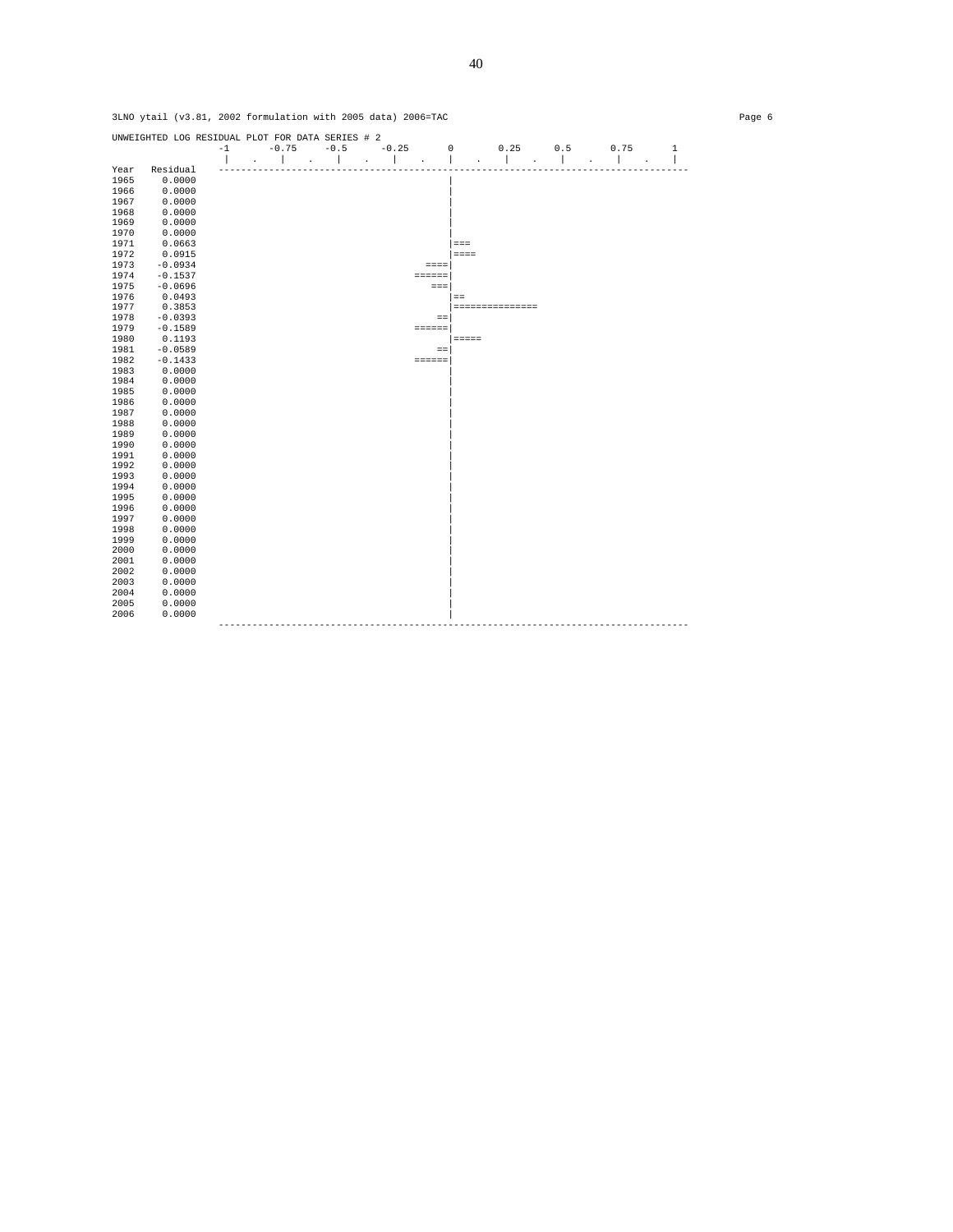3LNO ytail (v3.81, 2002 formulation with 2005 data) 2006=TAC

```
UNWEIGHTED LOG RESIDUAL PLOT FOR DATA SERIES # 2
                 -1      -0.75     -0.5     -0.25      0       0.25     0.5      0.75      1
                  |   .    |    .    |    .    |    .    |    .    |    .    |    .    |    .    |
Year   Residual  ---------------------------------------------------------------------------------
1965    0.0000                                         |
1966    0.0000                                         |
1967    0.0000                                         |
1968    0.0000                                         |
1969    0.0000                                         |
1970    0.0000                                         |
1971    0.0663                                         |===
1972    0.0915                                         |====
1973   -0.0934                                     ====|
1974   -0.1537                                   ======|
1975   -0.0696                                      ===|
1976    0.0493                                         |==
1977    0.3853                                         |===============
1978   -0.0393                                       ==|
1979   -0.1589                                   ======|
1980    0.1193                                         |=====
1981   -0.0589                                       ==|
1982   -0.1433                                   ======|
1983    0.0000                                         |
1984    0.0000                                         |
1985    0.0000                                         |
1986    0.0000                                         |
1987    0.0000                                         |
1988    0.0000                                         |
1989    0.0000                                         |
1990    0.0000                                         |
1991    0.0000                                         |
1992    0.0000                                         |
1993    0.0000                                         |
1994    0.0000                                         |
1995    0.0000                                         |
1996    0.0000                                         |
1997    0.0000                                         |
1998    0.0000                                         |
1999    0.0000                                         |
2000    0.0000                                         |
2001    0.0000                                         |
2002    0.0000                                         |
2003    0.0000                                         |
2004    0.0000                                         |
2005    0.0000                                         |
2006    0.0000                                         |
                 ---------------------------------------------------------------------------------
```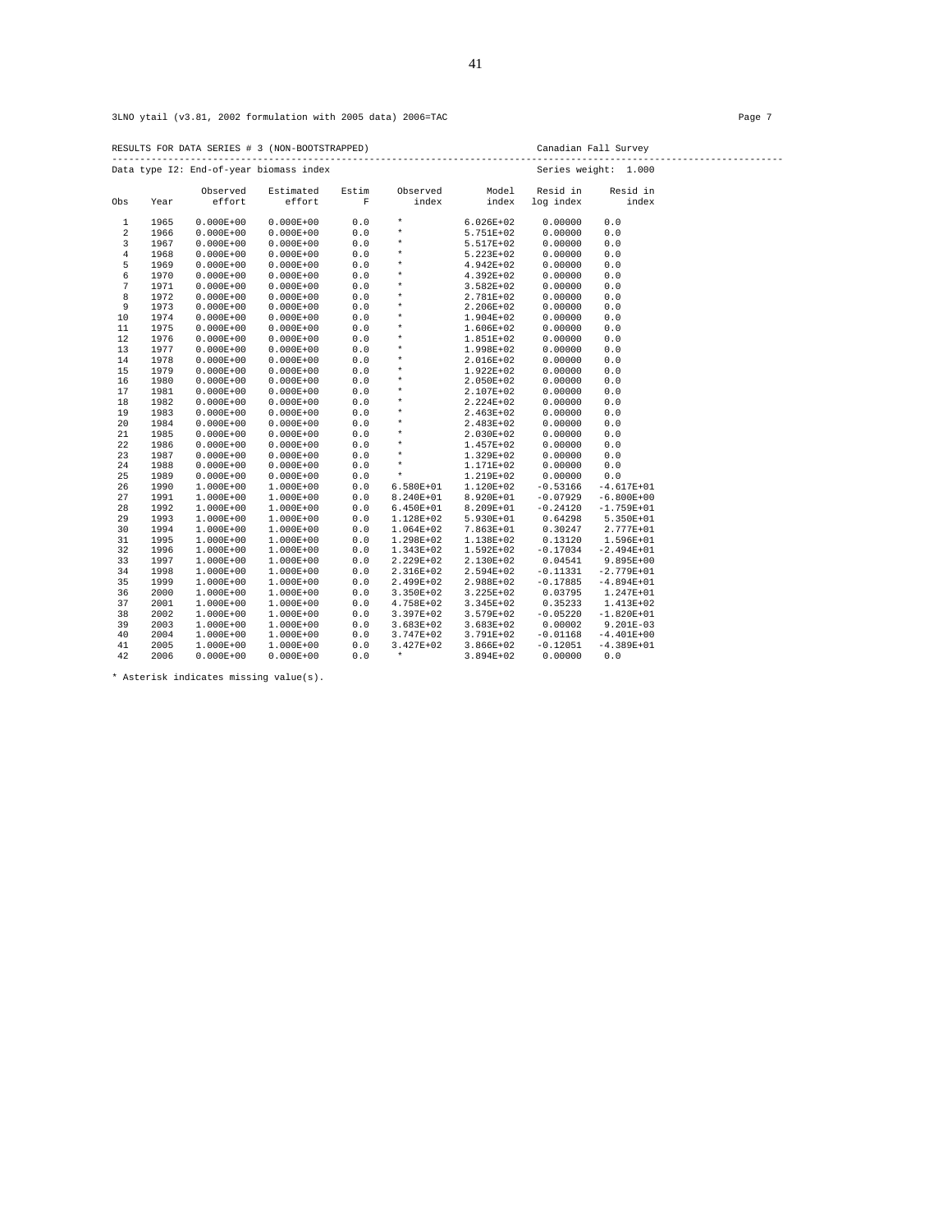3LNO ytail (v3.81, 2002 formulation with 2005 data) 2006=TAC

RESULTS FOR DATA SERIES # 3 (NON-BOOTSTRAPPED) Canadian Fall Survey

Data type I2: End-of-year biomass index Series weight: 1.000

| Obs | Year | Observed effort | Estimated effort | Estim F | Observed index | Model index | Resid in log index | Resid in index |
|---|---|---|---|---|---|---|---|---|
| 1 | 1965 | 0.000E+00 | 0.000E+00 | 0.0 | * | 6.026E+02 | 0.00000 | 0.0 |
| 2 | 1966 | 0.000E+00 | 0.000E+00 | 0.0 | * | 5.751E+02 | 0.00000 | 0.0 |
| 3 | 1967 | 0.000E+00 | 0.000E+00 | 0.0 | * | 5.517E+02 | 0.00000 | 0.0 |
| 4 | 1968 | 0.000E+00 | 0.000E+00 | 0.0 | * | 5.223E+02 | 0.00000 | 0.0 |
| 5 | 1969 | 0.000E+00 | 0.000E+00 | 0.0 | * | 4.942E+02 | 0.00000 | 0.0 |
| 6 | 1970 | 0.000E+00 | 0.000E+00 | 0.0 | * | 4.392E+02 | 0.00000 | 0.0 |
| 7 | 1971 | 0.000E+00 | 0.000E+00 | 0.0 | * | 3.582E+02 | 0.00000 | 0.0 |
| 8 | 1972 | 0.000E+00 | 0.000E+00 | 0.0 | * | 2.781E+02 | 0.00000 | 0.0 |
| 9 | 1973 | 0.000E+00 | 0.000E+00 | 0.0 | * | 2.206E+02 | 0.00000 | 0.0 |
| 10 | 1974 | 0.000E+00 | 0.000E+00 | 0.0 | * | 1.904E+02 | 0.00000 | 0.0 |
| 11 | 1975 | 0.000E+00 | 0.000E+00 | 0.0 | * | 1.606E+02 | 0.00000 | 0.0 |
| 12 | 1976 | 0.000E+00 | 0.000E+00 | 0.0 | * | 1.851E+02 | 0.00000 | 0.0 |
| 13 | 1977 | 0.000E+00 | 0.000E+00 | 0.0 | * | 1.998E+02 | 0.00000 | 0.0 |
| 14 | 1978 | 0.000E+00 | 0.000E+00 | 0.0 | * | 2.016E+02 | 0.00000 | 0.0 |
| 15 | 1979 | 0.000E+00 | 0.000E+00 | 0.0 | * | 1.922E+02 | 0.00000 | 0.0 |
| 16 | 1980 | 0.000E+00 | 0.000E+00 | 0.0 | * | 2.050E+02 | 0.00000 | 0.0 |
| 17 | 1981 | 0.000E+00 | 0.000E+00 | 0.0 | * | 2.107E+02 | 0.00000 | 0.0 |
| 18 | 1982 | 0.000E+00 | 0.000E+00 | 0.0 | * | 2.224E+02 | 0.00000 | 0.0 |
| 19 | 1983 | 0.000E+00 | 0.000E+00 | 0.0 | * | 2.463E+02 | 0.00000 | 0.0 |
| 20 | 1984 | 0.000E+00 | 0.000E+00 | 0.0 | * | 2.483E+02 | 0.00000 | 0.0 |
| 21 | 1985 | 0.000E+00 | 0.000E+00 | 0.0 | * | 2.030E+02 | 0.00000 | 0.0 |
| 22 | 1986 | 0.000E+00 | 0.000E+00 | 0.0 | * | 1.457E+02 | 0.00000 | 0.0 |
| 23 | 1987 | 0.000E+00 | 0.000E+00 | 0.0 | * | 1.329E+02 | 0.00000 | 0.0 |
| 24 | 1988 | 0.000E+00 | 0.000E+00 | 0.0 | * | 1.171E+02 | 0.00000 | 0.0 |
| 25 | 1989 | 0.000E+00 | 0.000E+00 | 0.0 | * | 1.219E+02 | 0.00000 | 0.0 |
| 26 | 1990 | 1.000E+00 | 1.000E+00 | 0.0 | 6.580E+01 | 1.120E+02 | -0.53166 | -4.617E+01 |
| 27 | 1991 | 1.000E+00 | 1.000E+00 | 0.0 | 8.240E+01 | 8.920E+01 | -0.07929 | -6.800E+00 |
| 28 | 1992 | 1.000E+00 | 1.000E+00 | 0.0 | 6.450E+01 | 8.209E+01 | -0.24120 | -1.759E+01 |
| 29 | 1993 | 1.000E+00 | 1.000E+00 | 0.0 | 1.128E+02 | 5.930E+01 | 0.64298 | 5.350E+01 |
| 30 | 1994 | 1.000E+00 | 1.000E+00 | 0.0 | 1.064E+02 | 7.863E+01 | 0.30247 | 2.777E+01 |
| 31 | 1995 | 1.000E+00 | 1.000E+00 | 0.0 | 1.298E+02 | 1.138E+02 | 0.13120 | 1.596E+01 |
| 32 | 1996 | 1.000E+00 | 1.000E+00 | 0.0 | 1.343E+02 | 1.592E+02 | -0.17034 | -2.494E+01 |
| 33 | 1997 | 1.000E+00 | 1.000E+00 | 0.0 | 2.229E+02 | 2.130E+02 | 0.04541 | 9.895E+00 |
| 34 | 1998 | 1.000E+00 | 1.000E+00 | 0.0 | 2.316E+02 | 2.594E+02 | -0.11331 | -2.779E+01 |
| 35 | 1999 | 1.000E+00 | 1.000E+00 | 0.0 | 2.499E+02 | 2.988E+02 | -0.17885 | -4.894E+01 |
| 36 | 2000 | 1.000E+00 | 1.000E+00 | 0.0 | 3.350E+02 | 3.225E+02 | 0.03795 | 1.247E+01 |
| 37 | 2001 | 1.000E+00 | 1.000E+00 | 0.0 | 4.758E+02 | 3.345E+02 | 0.35233 | 1.413E+02 |
| 38 | 2002 | 1.000E+00 | 1.000E+00 | 0.0 | 3.397E+02 | 3.579E+02 | -0.05220 | -1.820E+01 |
| 39 | 2003 | 1.000E+00 | 1.000E+00 | 0.0 | 3.683E+02 | 3.683E+02 | 0.00002 | 9.201E-03 |
| 40 | 2004 | 1.000E+00 | 1.000E+00 | 0.0 | 3.747E+02 | 3.791E+02 | -0.01168 | -4.401E+00 |
| 41 | 2005 | 1.000E+00 | 1.000E+00 | 0.0 | 3.427E+02 | 3.866E+02 | -0.12051 | -4.389E+01 |
| 42 | 2006 | 0.000E+00 | 0.000E+00 | 0.0 | * | 3.894E+02 | 0.00000 | 0.0 |

* Asterisk indicates missing value(s).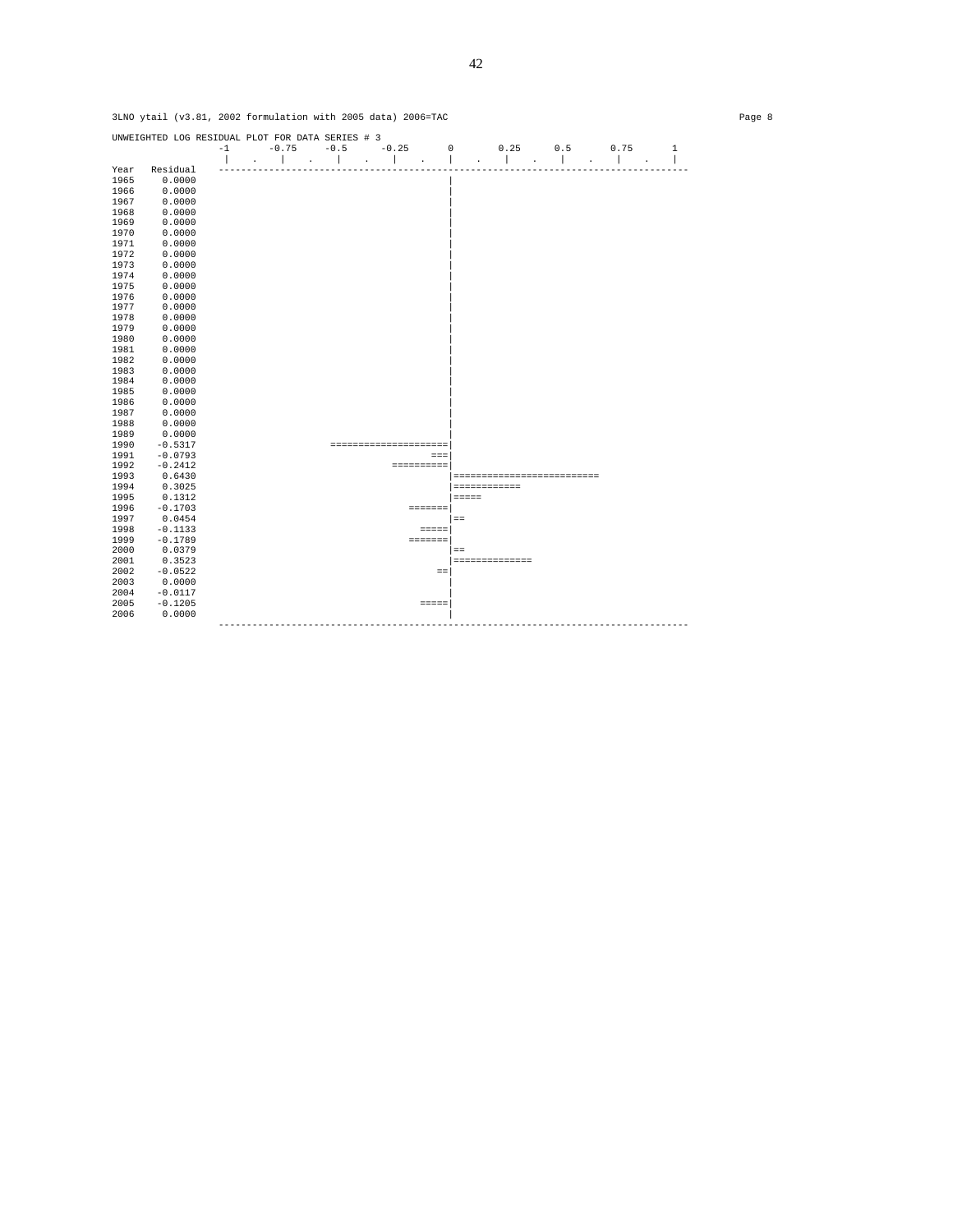3LNO ytail (v3.81, 2002 formulation with 2005 data) 2006=TAC

```
UNWEIGHTED LOG RESIDUAL PLOT FOR DATA SERIES # 3
                 -1      -0.75     -0.5      -0.25       0        0.25      0.5       0.75       1
                  |    .    |    .    |    .    |    .    |    .    |    .    |    .    |    .    |
Year   Residual  ---------------------------------------------------------------------------------------
1965    0.0000                                          |
1966    0.0000                                          |
1967    0.0000                                          |
1968    0.0000                                          |
1969    0.0000                                          |
1970    0.0000                                          |
1971    0.0000                                          |
1972    0.0000                                          |
1973    0.0000                                          |
1974    0.0000                                          |
1975    0.0000                                          |
1976    0.0000                                          |
1977    0.0000                                          |
1978    0.0000                                          |
1979    0.0000                                          |
1980    0.0000                                          |
1981    0.0000                                          |
1982    0.0000                                          |
1983    0.0000                                          |
1984    0.0000                                          |
1985    0.0000                                          |
1986    0.0000                                          |
1987    0.0000                                          |
1988    0.0000                                          |
1989    0.0000                                          |
1990   -0.5317                     =====================|
1991   -0.0793                                       ===|
1992   -0.2412                                ==========|
1993    0.6430                                          |=========================
1994    0.3025                                          |============
1995    0.1312                                          |=====
1996   -0.1703                                   =======|
1997    0.0454                                          |==
1998   -0.1133                                     =====|
1999   -0.1789                                   =======|
2000    0.0379                                          |==
2001    0.3523                                          |==============
2002   -0.0522                                        ==|
2003    0.0000                                          |
2004   -0.0117                                          |
2005   -0.1205                                     =====|
2006    0.0000                                          |
                 ---------------------------------------------------------------------------------------
```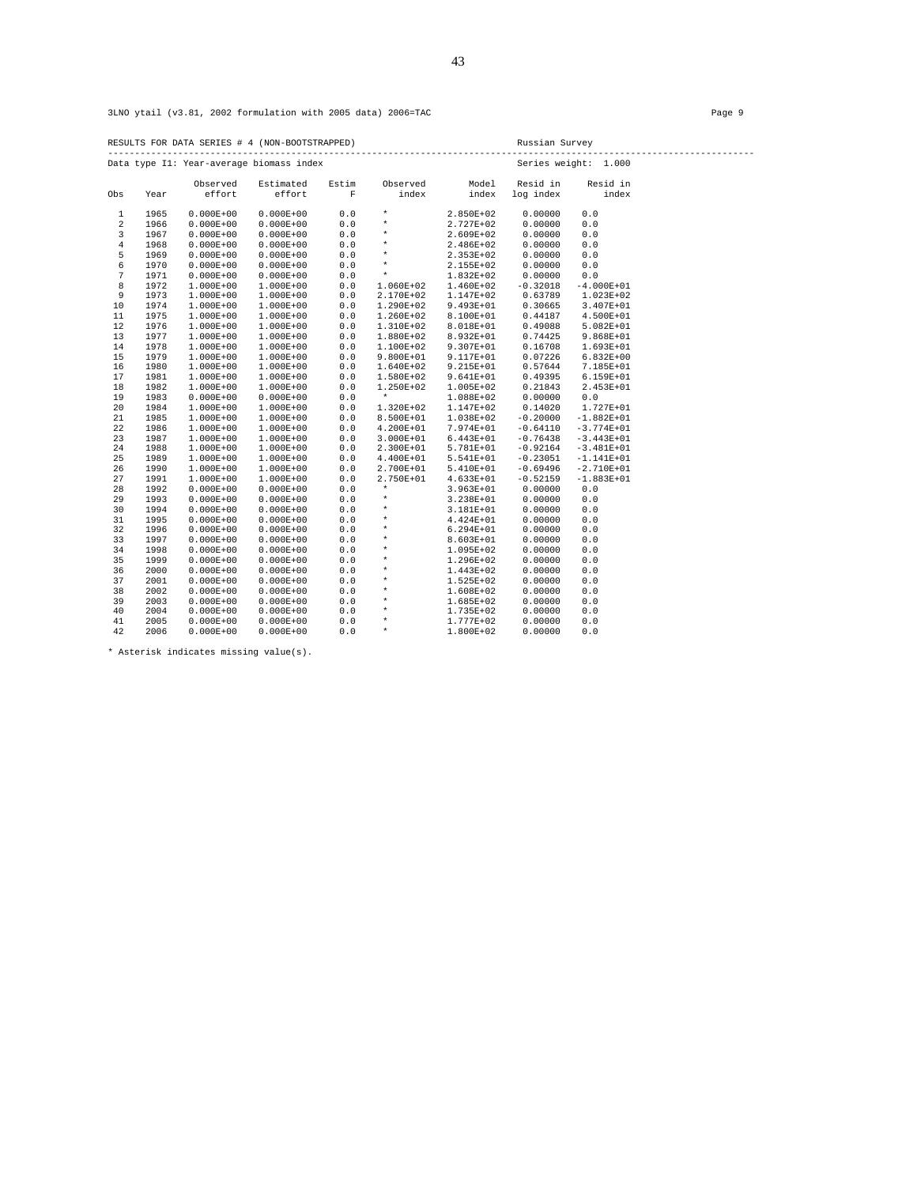3LNO ytail (v3.81, 2002 formulation with 2005 data) 2006=TAC Page 9

RESULTS FOR DATA SERIES # 4 (NON-BOOTSTRAPPED) Russian Survey

Data type I1: Year-average biomass index Series weight: 1.000

| Obs | Year | Observed effort | Estimated effort | Estim F | Observed index | Model index | Resid in log index | Resid in index |
|---|---|---|---|---|---|---|---|---|
| 1 | 1965 | 0.000E+00 | 0.000E+00 | 0.0 | * | 2.850E+02 | 0.00000 | 0.0 |
| 2 | 1966 | 0.000E+00 | 0.000E+00 | 0.0 | * | 2.727E+02 | 0.00000 | 0.0 |
| 3 | 1967 | 0.000E+00 | 0.000E+00 | 0.0 | * | 2.609E+02 | 0.00000 | 0.0 |
| 4 | 1968 | 0.000E+00 | 0.000E+00 | 0.0 | * | 2.486E+02 | 0.00000 | 0.0 |
| 5 | 1969 | 0.000E+00 | 0.000E+00 | 0.0 | * | 2.353E+02 | 0.00000 | 0.0 |
| 6 | 1970 | 0.000E+00 | 0.000E+00 | 0.0 | * | 2.155E+02 | 0.00000 | 0.0 |
| 7 | 1971 | 0.000E+00 | 0.000E+00 | 0.0 | * | 1.832E+02 | 0.00000 | 0.0 |
| 8 | 1972 | 1.000E+00 | 1.000E+00 | 0.0 | 1.060E+02 | 1.460E+02 | -0.32018 | -4.000E+01 |
| 9 | 1973 | 1.000E+00 | 1.000E+00 | 0.0 | 2.170E+02 | 1.147E+02 | 0.63789 | 1.023E+02 |
| 10 | 1974 | 1.000E+00 | 1.000E+00 | 0.0 | 1.290E+02 | 9.493E+01 | 0.30665 | 3.407E+01 |
| 11 | 1975 | 1.000E+00 | 1.000E+00 | 0.0 | 1.260E+02 | 8.100E+01 | 0.44187 | 4.500E+01 |
| 12 | 1976 | 1.000E+00 | 1.000E+00 | 0.0 | 1.310E+02 | 8.018E+01 | 0.49088 | 5.082E+01 |
| 13 | 1977 | 1.000E+00 | 1.000E+00 | 0.0 | 1.880E+02 | 8.932E+01 | 0.74425 | 9.868E+01 |
| 14 | 1978 | 1.000E+00 | 1.000E+00 | 0.0 | 1.100E+02 | 9.307E+01 | 0.16708 | 1.693E+01 |
| 15 | 1979 | 1.000E+00 | 1.000E+00 | 0.0 | 9.800E+01 | 9.117E+01 | 0.07226 | 6.832E+00 |
| 16 | 1980 | 1.000E+00 | 1.000E+00 | 0.0 | 1.640E+02 | 9.215E+01 | 0.57644 | 7.185E+01 |
| 17 | 1981 | 1.000E+00 | 1.000E+00 | 0.0 | 1.580E+02 | 9.641E+01 | 0.49395 | 6.159E+01 |
| 18 | 1982 | 1.000E+00 | 1.000E+00 | 0.0 | 1.250E+02 | 1.005E+02 | 0.21843 | 2.453E+01 |
| 19 | 1983 | 0.000E+00 | 0.000E+00 | 0.0 | * | 1.088E+02 | 0.00000 | 0.0 |
| 20 | 1984 | 1.000E+00 | 1.000E+00 | 0.0 | 1.320E+02 | 1.147E+02 | 0.14020 | 1.727E+01 |
| 21 | 1985 | 1.000E+00 | 1.000E+00 | 0.0 | 8.500E+01 | 1.038E+02 | -0.20000 | -1.882E+01 |
| 22 | 1986 | 1.000E+00 | 1.000E+00 | 0.0 | 4.200E+01 | 7.974E+01 | -0.64110 | -3.774E+01 |
| 23 | 1987 | 1.000E+00 | 1.000E+00 | 0.0 | 3.000E+01 | 6.443E+01 | -0.76438 | -3.443E+01 |
| 24 | 1988 | 1.000E+00 | 1.000E+00 | 0.0 | 2.300E+01 | 5.781E+01 | -0.92164 | -3.481E+01 |
| 25 | 1989 | 1.000E+00 | 1.000E+00 | 0.0 | 4.400E+01 | 5.541E+01 | -0.23051 | -1.141E+01 |
| 26 | 1990 | 1.000E+00 | 1.000E+00 | 0.0 | 2.700E+01 | 5.410E+01 | -0.69496 | -2.710E+01 |
| 27 | 1991 | 1.000E+00 | 1.000E+00 | 0.0 | 2.750E+01 | 4.633E+01 | -0.52159 | -1.883E+01 |
| 28 | 1992 | 0.000E+00 | 0.000E+00 | 0.0 | * | 3.963E+01 | 0.00000 | 0.0 |
| 29 | 1993 | 0.000E+00 | 0.000E+00 | 0.0 | * | 3.238E+01 | 0.00000 | 0.0 |
| 30 | 1994 | 0.000E+00 | 0.000E+00 | 0.0 | * | 3.181E+01 | 0.00000 | 0.0 |
| 31 | 1995 | 0.000E+00 | 0.000E+00 | 0.0 | * | 4.424E+01 | 0.00000 | 0.0 |
| 32 | 1996 | 0.000E+00 | 0.000E+00 | 0.0 | * | 6.294E+01 | 0.00000 | 0.0 |
| 33 | 1997 | 0.000E+00 | 0.000E+00 | 0.0 | * | 8.603E+01 | 0.00000 | 0.0 |
| 34 | 1998 | 0.000E+00 | 0.000E+00 | 0.0 | * | 1.095E+02 | 0.00000 | 0.0 |
| 35 | 1999 | 0.000E+00 | 0.000E+00 | 0.0 | * | 1.296E+02 | 0.00000 | 0.0 |
| 36 | 2000 | 0.000E+00 | 0.000E+00 | 0.0 | * | 1.443E+02 | 0.00000 | 0.0 |
| 37 | 2001 | 0.000E+00 | 0.000E+00 | 0.0 | * | 1.525E+02 | 0.00000 | 0.0 |
| 38 | 2002 | 0.000E+00 | 0.000E+00 | 0.0 | * | 1.608E+02 | 0.00000 | 0.0 |
| 39 | 2003 | 0.000E+00 | 0.000E+00 | 0.0 | * | 1.685E+02 | 0.00000 | 0.0 |
| 40 | 2004 | 0.000E+00 | 0.000E+00 | 0.0 | * | 1.735E+02 | 0.00000 | 0.0 |
| 41 | 2005 | 0.000E+00 | 0.000E+00 | 0.0 | * | 1.777E+02 | 0.00000 | 0.0 |
| 42 | 2006 | 0.000E+00 | 0.000E+00 | 0.0 | * | 1.800E+02 | 0.00000 | 0.0 |

* Asterisk indicates missing value(s).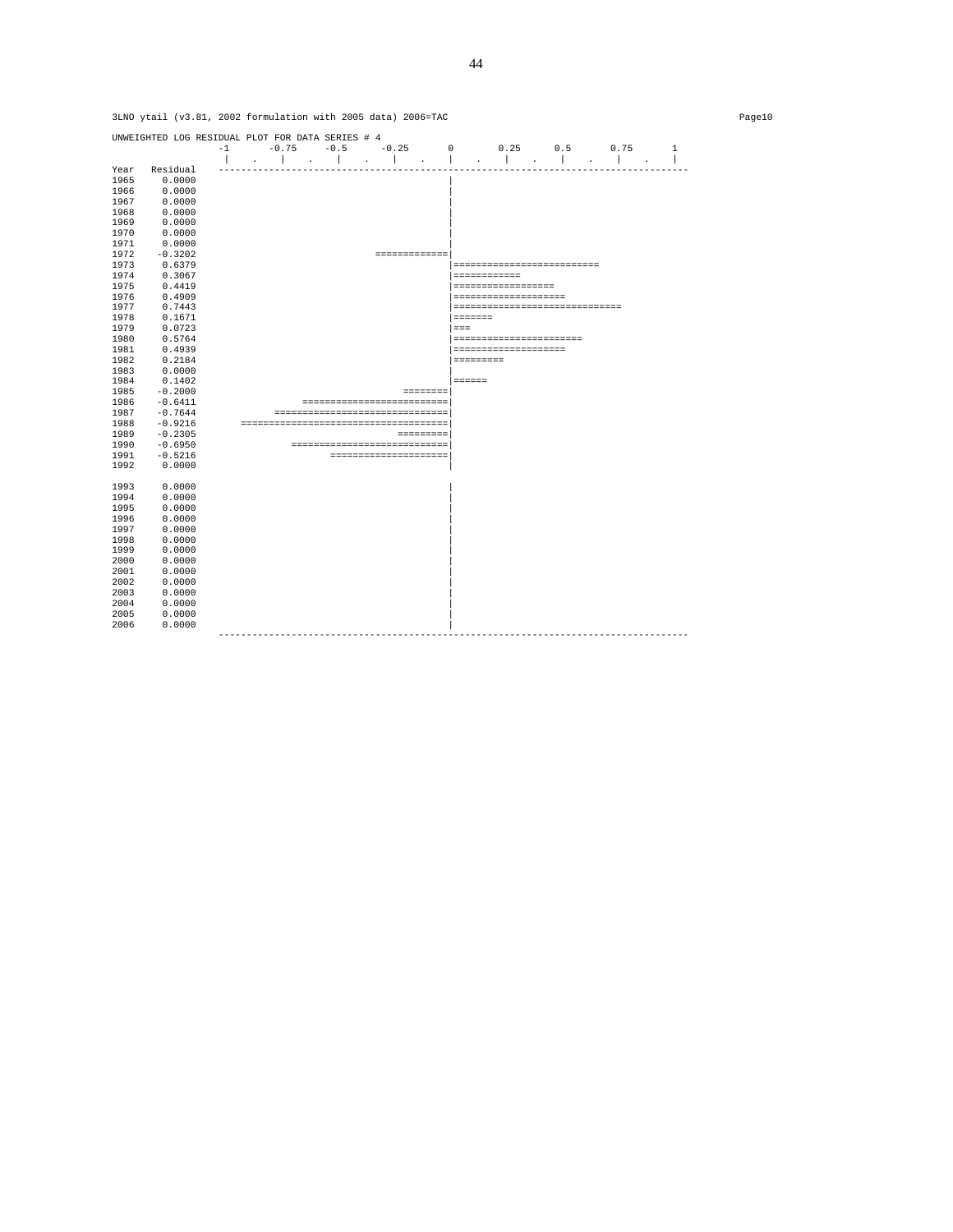3LNO ytail (v3.81, 2002 formulation with 2005 data) 2006=TAC

Page10

UNWEIGHTED LOG RESIDUAL PLOT FOR DATA SERIES # 4

```
                -1      -0.75     -0.5     -0.25       0        0.25      0.5       0.75      1
                 |    .    |    .    |    .    |    .    |    .    |    .    |    .    |    .    |
Year   Residual  ---------------------------------------------------------------------------------
1965    0.0000                                          |
1966    0.0000                                          |
1967    0.0000                                          |
1968    0.0000                                          |
1969    0.0000                                          |
1970    0.0000                                          |
1971    0.0000                                          |
1972   -0.3202                             =============|
1973    0.6379                                          |==========================
1974    0.3067                                          |============
1975    0.4419                                          |==================
1976    0.4909                                          |====================
1977    0.7443                                          |==============================
1978    0.1671                                          |=======
1979    0.0723                                          |===
1980    0.5764                                          |=======================
1981    0.4939                                          |====================
1982    0.2184                                          |=========
1983    0.0000                                          |
1984    0.1402                                          |======
1985   -0.2000                                  ========|
1986   -0.6411                 =========================|
1987   -0.7644            ==============================|
1988   -0.9216       =====================================|
1989   -0.2305                                 =========|
1990   -0.6950              ===========================|
1991   -0.5216                     =====================|
1992    0.0000                                          |

1993    0.0000                                          |
1994    0.0000                                          |
1995    0.0000                                          |
1996    0.0000                                          |
1997    0.0000                                          |
1998    0.0000                                          |
1999    0.0000                                          |
2000    0.0000                                          |
2001    0.0000                                          |
2002    0.0000                                          |
2003    0.0000                                          |
2004    0.0000                                          |
2005    0.0000                                          |
2006    0.0000                                          |
                 ---------------------------------------------------------------------------------
```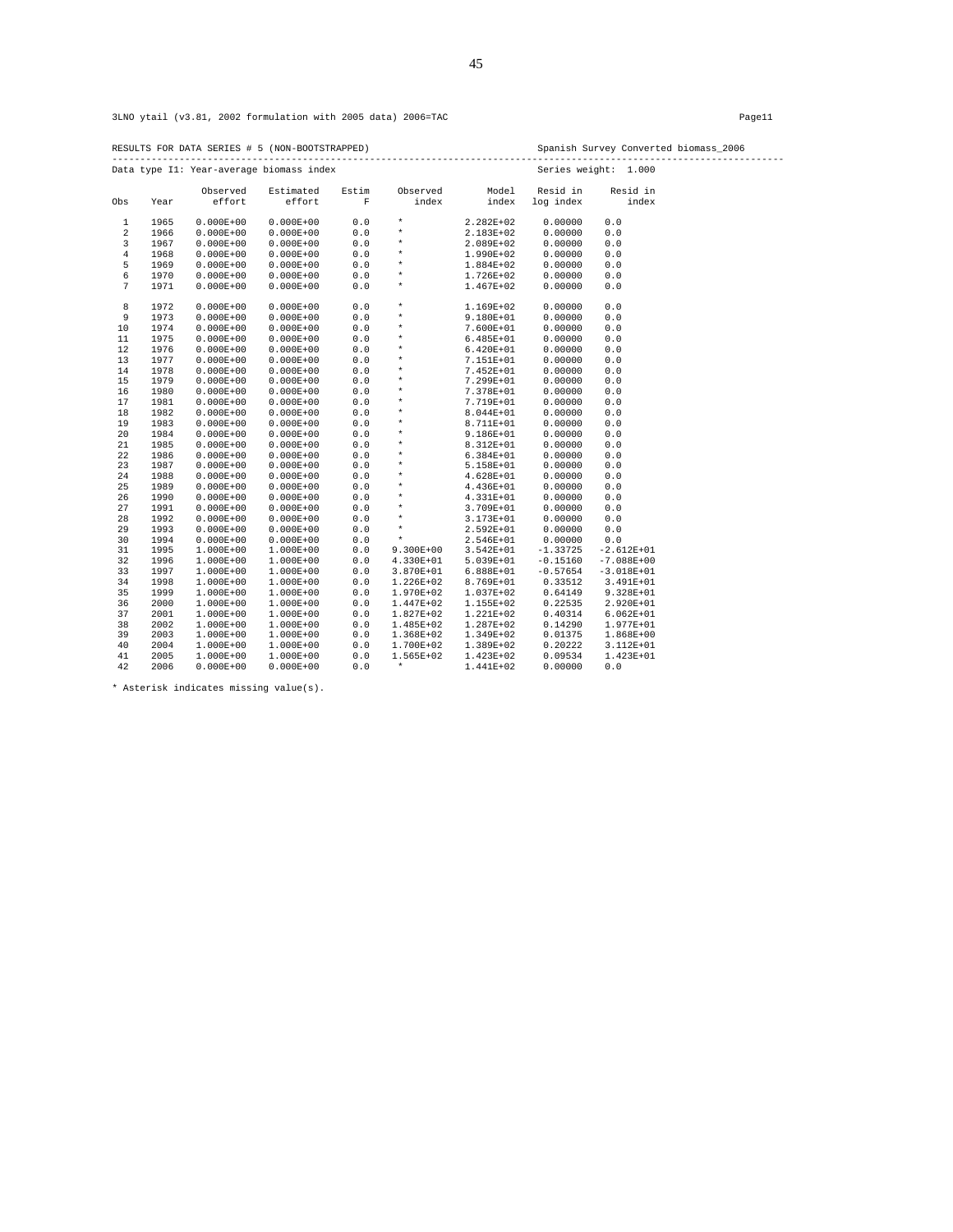3LNO ytail (v3.81, 2002 formulation with 2005 data) 2006=TAC Page11

RESULTS FOR DATA SERIES # 5 (NON-BOOTSTRAPPED) Spanish Survey Converted biomass_2006

Data type I1: Year-average biomass index Series weight: 1.000

| Obs | Year | Observed effort | Estimated effort | Estim F | Observed index | Model index | Resid in log index | Resid in index |
|---|---|---|---|---|---|---|---|---|
| 1 | 1965 | 0.000E+00 | 0.000E+00 | 0.0 | * | 2.282E+02 | 0.00000 | 0.0 |
| 2 | 1966 | 0.000E+00 | 0.000E+00 | 0.0 | * | 2.183E+02 | 0.00000 | 0.0 |
| 3 | 1967 | 0.000E+00 | 0.000E+00 | 0.0 | * | 2.089E+02 | 0.00000 | 0.0 |
| 4 | 1968 | 0.000E+00 | 0.000E+00 | 0.0 | * | 1.990E+02 | 0.00000 | 0.0 |
| 5 | 1969 | 0.000E+00 | 0.000E+00 | 0.0 | * | 1.884E+02 | 0.00000 | 0.0 |
| 6 | 1970 | 0.000E+00 | 0.000E+00 | 0.0 | * | 1.726E+02 | 0.00000 | 0.0 |
| 7 | 1971 | 0.000E+00 | 0.000E+00 | 0.0 | * | 1.467E+02 | 0.00000 | 0.0 |
| 8 | 1972 | 0.000E+00 | 0.000E+00 | 0.0 | * | 1.169E+02 | 0.00000 | 0.0 |
| 9 | 1973 | 0.000E+00 | 0.000E+00 | 0.0 | * | 9.180E+01 | 0.00000 | 0.0 |
| 10 | 1974 | 0.000E+00 | 0.000E+00 | 0.0 | * | 7.600E+01 | 0.00000 | 0.0 |
| 11 | 1975 | 0.000E+00 | 0.000E+00 | 0.0 | * | 6.485E+01 | 0.00000 | 0.0 |
| 12 | 1976 | 0.000E+00 | 0.000E+00 | 0.0 | * | 6.420E+01 | 0.00000 | 0.0 |
| 13 | 1977 | 0.000E+00 | 0.000E+00 | 0.0 | * | 7.151E+01 | 0.00000 | 0.0 |
| 14 | 1978 | 0.000E+00 | 0.000E+00 | 0.0 | * | 7.452E+01 | 0.00000 | 0.0 |
| 15 | 1979 | 0.000E+00 | 0.000E+00 | 0.0 | * | 7.299E+01 | 0.00000 | 0.0 |
| 16 | 1980 | 0.000E+00 | 0.000E+00 | 0.0 | * | 7.378E+01 | 0.00000 | 0.0 |
| 17 | 1981 | 0.000E+00 | 0.000E+00 | 0.0 | * | 7.719E+01 | 0.00000 | 0.0 |
| 18 | 1982 | 0.000E+00 | 0.000E+00 | 0.0 | * | 8.044E+01 | 0.00000 | 0.0 |
| 19 | 1983 | 0.000E+00 | 0.000E+00 | 0.0 | * | 8.711E+01 | 0.00000 | 0.0 |
| 20 | 1984 | 0.000E+00 | 0.000E+00 | 0.0 | * | 9.186E+01 | 0.00000 | 0.0 |
| 21 | 1985 | 0.000E+00 | 0.000E+00 | 0.0 | * | 8.312E+01 | 0.00000 | 0.0 |
| 22 | 1986 | 0.000E+00 | 0.000E+00 | 0.0 | * | 6.384E+01 | 0.00000 | 0.0 |
| 23 | 1987 | 0.000E+00 | 0.000E+00 | 0.0 | * | 5.158E+01 | 0.00000 | 0.0 |
| 24 | 1988 | 0.000E+00 | 0.000E+00 | 0.0 | * | 4.628E+01 | 0.00000 | 0.0 |
| 25 | 1989 | 0.000E+00 | 0.000E+00 | 0.0 | * | 4.436E+01 | 0.00000 | 0.0 |
| 26 | 1990 | 0.000E+00 | 0.000E+00 | 0.0 | * | 4.331E+01 | 0.00000 | 0.0 |
| 27 | 1991 | 0.000E+00 | 0.000E+00 | 0.0 | * | 3.709E+01 | 0.00000 | 0.0 |
| 28 | 1992 | 0.000E+00 | 0.000E+00 | 0.0 | * | 3.173E+01 | 0.00000 | 0.0 |
| 29 | 1993 | 0.000E+00 | 0.000E+00 | 0.0 | * | 2.592E+01 | 0.00000 | 0.0 |
| 30 | 1994 | 0.000E+00 | 0.000E+00 | 0.0 | * | 2.546E+01 | 0.00000 | 0.0 |
| 31 | 1995 | 1.000E+00 | 1.000E+00 | 0.0 | 9.300E+00 | 3.542E+01 | -1.33725 | -2.612E+01 |
| 32 | 1996 | 1.000E+00 | 1.000E+00 | 0.0 | 4.330E+01 | 5.039E+01 | -0.15160 | -7.088E+00 |
| 33 | 1997 | 1.000E+00 | 1.000E+00 | 0.0 | 3.870E+01 | 6.888E+01 | -0.57654 | -3.018E+01 |
| 34 | 1998 | 1.000E+00 | 1.000E+00 | 0.0 | 1.226E+02 | 8.769E+01 | 0.33512 | 3.491E+01 |
| 35 | 1999 | 1.000E+00 | 1.000E+00 | 0.0 | 1.970E+02 | 1.037E+02 | 0.64149 | 9.328E+01 |
| 36 | 2000 | 1.000E+00 | 1.000E+00 | 0.0 | 1.447E+02 | 1.155E+02 | 0.22535 | 2.920E+01 |
| 37 | 2001 | 1.000E+00 | 1.000E+00 | 0.0 | 1.827E+02 | 1.221E+02 | 0.40314 | 6.062E+01 |
| 38 | 2002 | 1.000E+00 | 1.000E+00 | 0.0 | 1.485E+02 | 1.287E+02 | 0.14290 | 1.977E+01 |
| 39 | 2003 | 1.000E+00 | 1.000E+00 | 0.0 | 1.368E+02 | 1.349E+02 | 0.01375 | 1.868E+00 |
| 40 | 2004 | 1.000E+00 | 1.000E+00 | 0.0 | 1.700E+02 | 1.389E+02 | 0.20222 | 3.112E+01 |
| 41 | 2005 | 1.000E+00 | 1.000E+00 | 0.0 | 1.565E+02 | 1.423E+02 | 0.09534 | 1.423E+01 |
| 42 | 2006 | 0.000E+00 | 0.000E+00 | 0.0 | * | 1.441E+02 | 0.00000 | 0.0 |

* Asterisk indicates missing value(s).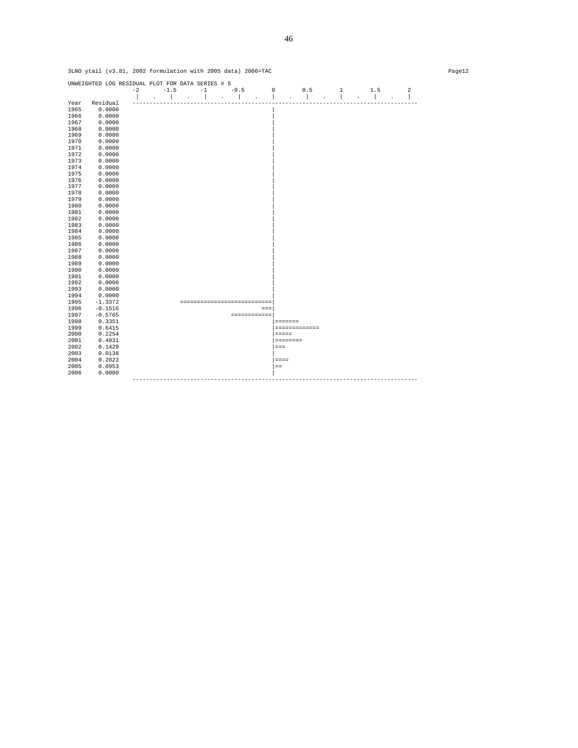3LNO ytail (v3.81, 2002 formulation with 2005 data) 2006=TAC

```
UNWEIGHTED LOG RESIDUAL PLOT FOR DATA SERIES # 5
                 -2      -1.5      -1      -0.5       0       0.5       1       1.5       2
                  |    .    |    .    |    .    |    .    |    .    |    .    |    .    |    .    |
Year   Residual  ------------------------------------------------------------------------------------
1965     0.0000                                          |
1966     0.0000                                          |
1967     0.0000                                          |
1968     0.0000                                          |
1969     0.0000                                          |
1970     0.0000                                          |
1971     0.0000                                          |
1972     0.0000                                          |
1973     0.0000                                          |
1974     0.0000                                          |
1975     0.0000                                          |
1976     0.0000                                          |
1977     0.0000                                          |
1978     0.0000                                          |
1979     0.0000                                          |
1980     0.0000                                          |
1981     0.0000                                          |
1982     0.0000                                          |
1983     0.0000                                          |
1984     0.0000                                          |
1985     0.0000                                          |
1986     0.0000                                          |
1987     0.0000                                          |
1988     0.0000                                          |
1989     0.0000                                          |
1990     0.0000                                          |
1991     0.0000                                          |
1992     0.0000                                          |
1993     0.0000                                          |
1994     0.0000                                          |
1995    -1.3372               ===========================|
1996    -0.1516                                       ===|
1997    -0.5765                             ============|
1998     0.3351                                          |=======
1999     0.6415                                          |=============
2000     0.2254                                          |=====
2001     0.4031                                          |========
2002     0.1429                                          |===
2003     0.0138                                          |
2004     0.2022                                          |====
2005     0.0953                                          |==
2006     0.0000                                          |
                 ------------------------------------------------------------------------------------
```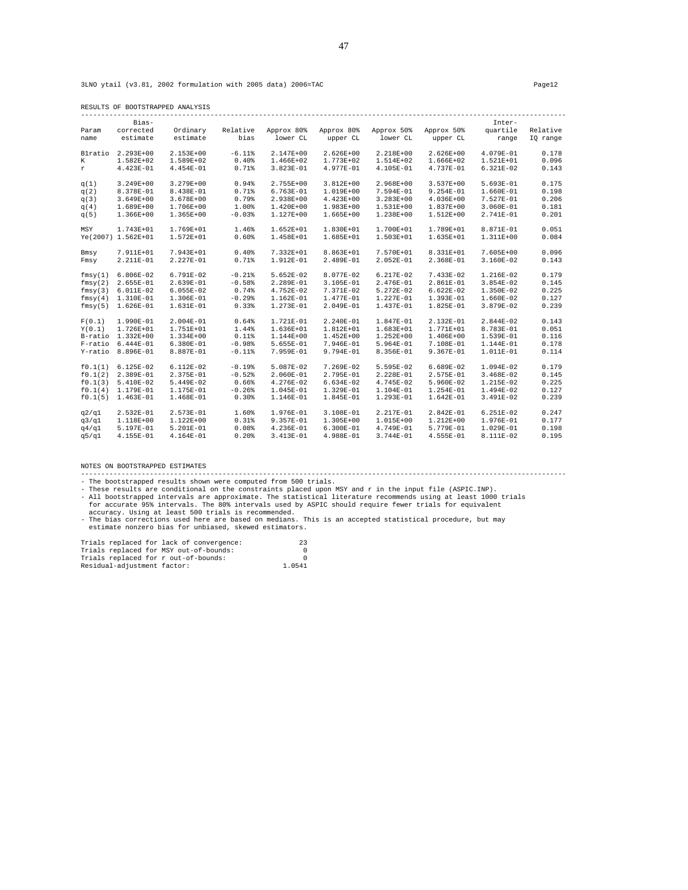3LNO ytail (v3.81, 2002 formulation with 2005 data) 2006=TAC Page12

RESULTS OF BOOTSTRAPPED ANALYSIS

| Param name | Bias-corrected estimate | Ordinary estimate | Relative bias | Approx 80% lower CL | Approx 80% upper CL | Approx 50% lower CL | Approx 50% upper CL | Inter-quartile range | Relative IQ range |
|---|---|---|---|---|---|---|---|---|---|
| B1ratio | 2.293E+00 | 2.153E+00 | -6.11% | 2.147E+00 | 2.626E+00 | 2.218E+00 | 2.626E+00 | 4.079E-01 | 0.178 |
| K | 1.582E+02 | 1.589E+02 | 0.40% | 1.466E+02 | 1.773E+02 | 1.514E+02 | 1.666E+02 | 1.521E+01 | 0.096 |
| r | 4.423E-01 | 4.454E-01 | 0.71% | 3.823E-01 | 4.977E-01 | 4.105E-01 | 4.737E-01 | 6.321E-02 | 0.143 |
| q(1) | 3.249E+00 | 3.279E+00 | 0.94% | 2.755E+00 | 3.812E+00 | 2.968E+00 | 3.537E+00 | 5.693E-01 | 0.175 |
| q(2) | 8.378E-01 | 8.438E-01 | 0.71% | 6.763E-01 | 1.019E+00 | 7.594E-01 | 9.254E-01 | 1.660E-01 | 0.198 |
| q(3) | 3.649E+00 | 3.678E+00 | 0.79% | 2.938E+00 | 4.423E+00 | 3.283E+00 | 4.036E+00 | 7.527E-01 | 0.206 |
| q(4) | 1.689E+00 | 1.706E+00 | 1.00% | 1.420E+00 | 1.983E+00 | 1.531E+00 | 1.837E+00 | 3.060E-01 | 0.181 |
| q(5) | 1.366E+00 | 1.365E+00 | -0.03% | 1.127E+00 | 1.665E+00 | 1.238E+00 | 1.512E+00 | 2.741E-01 | 0.201 |
| MSY | 1.743E+01 | 1.769E+01 | 1.46% | 1.652E+01 | 1.830E+01 | 1.700E+01 | 1.789E+01 | 8.871E-01 | 0.051 |
| Ye(2007) | 1.562E+01 | 1.572E+01 | 0.60% | 1.458E+01 | 1.685E+01 | 1.503E+01 | 1.635E+01 | 1.311E+00 | 0.084 |
| Bmsy | 7.911E+01 | 7.943E+01 | 0.40% | 7.332E+01 | 8.863E+01 | 7.570E+01 | 8.331E+01 | 7.605E+00 | 0.096 |
| Fmsy | 2.211E-01 | 2.227E-01 | 0.71% | 1.912E-01 | 2.489E-01 | 2.052E-01 | 2.368E-01 | 3.160E-02 | 0.143 |
| fmsy(1) | 6.806E-02 | 6.791E-02 | -0.21% | 5.652E-02 | 8.077E-02 | 6.217E-02 | 7.433E-02 | 1.216E-02 | 0.179 |
| fmsy(2) | 2.655E-01 | 2.639E-01 | -0.58% | 2.289E-01 | 3.105E-01 | 2.476E-01 | 2.861E-01 | 3.854E-02 | 0.145 |
| fmsy(3) | 6.011E-02 | 6.055E-02 | 0.74% | 4.752E-02 | 7.371E-02 | 5.272E-02 | 6.622E-02 | 1.350E-02 | 0.225 |
| fmsy(4) | 1.310E-01 | 1.306E-01 | -0.29% | 1.162E-01 | 1.477E-01 | 1.227E-01 | 1.393E-01 | 1.660E-02 | 0.127 |
| fmsy(5) | 1.626E-01 | 1.631E-01 | 0.33% | 1.273E-01 | 2.049E-01 | 1.437E-01 | 1.825E-01 | 3.879E-02 | 0.239 |
| F(0.1) | 1.990E-01 | 2.004E-01 | 0.64% | 1.721E-01 | 2.240E-01 | 1.847E-01 | 2.132E-01 | 2.844E-02 | 0.143 |
| Y(0.1) | 1.726E+01 | 1.751E+01 | 1.44% | 1.636E+01 | 1.812E+01 | 1.683E+01 | 1.771E+01 | 8.783E-01 | 0.051 |
| B-ratio | 1.332E+00 | 1.334E+00 | 0.11% | 1.144E+00 | 1.452E+00 | 1.252E+00 | 1.406E+00 | 1.539E-01 | 0.116 |
| F-ratio | 6.444E-01 | 6.380E-01 | -0.98% | 5.655E-01 | 7.946E-01 | 5.964E-01 | 7.108E-01 | 1.144E-01 | 0.178 |
| Y-ratio | 8.896E-01 | 8.887E-01 | -0.11% | 7.959E-01 | 9.794E-01 | 8.356E-01 | 9.367E-01 | 1.011E-01 | 0.114 |
| f0.1(1) | 6.125E-02 | 6.112E-02 | -0.19% | 5.087E-02 | 7.269E-02 | 5.595E-02 | 6.689E-02 | 1.094E-02 | 0.179 |
| f0.1(2) | 2.389E-01 | 2.375E-01 | -0.52% | 2.060E-01 | 2.795E-01 | 2.228E-01 | 2.575E-01 | 3.468E-02 | 0.145 |
| f0.1(3) | 5.410E-02 | 5.449E-02 | 0.66% | 4.276E-02 | 6.634E-02 | 4.745E-02 | 5.960E-02 | 1.215E-02 | 0.225 |
| f0.1(4) | 1.179E-01 | 1.175E-01 | -0.26% | 1.045E-01 | 1.329E-01 | 1.104E-01 | 1.254E-01 | 1.494E-02 | 0.127 |
| f0.1(5) | 1.463E-01 | 1.468E-01 | 0.30% | 1.146E-01 | 1.845E-01 | 1.293E-01 | 1.642E-01 | 3.491E-02 | 0.239 |
| q2/q1 | 2.532E-01 | 2.573E-01 | 1.60% | 1.976E-01 | 3.108E-01 | 2.217E-01 | 2.842E-01 | 6.251E-02 | 0.247 |
| q3/q1 | 1.118E+00 | 1.122E+00 | 0.31% | 9.357E-01 | 1.305E+00 | 1.015E+00 | 1.212E+00 | 1.976E-01 | 0.177 |
| q4/q1 | 5.197E-01 | 5.201E-01 | 0.08% | 4.236E-01 | 6.300E-01 | 4.749E-01 | 5.779E-01 | 1.029E-01 | 0.198 |
| q5/q1 | 4.155E-01 | 4.164E-01 | 0.20% | 3.413E-01 | 4.988E-01 | 3.744E-01 | 4.555E-01 | 8.111E-02 | 0.195 |

NOTES ON BOOTSTRAPPED ESTIMATES

- The bootstrapped results shown were computed from 500 trials.
- These results are conditional on the constraints placed upon MSY and r in the input file (ASPIC.INP).
- All bootstrapped intervals are approximate. The statistical literature recommends using at least 1000 trials for accurate 95% intervals. The 80% intervals used by ASPIC should require fewer trials for equivalent accuracy. Using at least 500 trials is recommended.
- The bias corrections used here are based on medians. This is an accepted statistical procedure, but may estimate nonzero bias for unbiased, skewed estimators.

| | |
|---|---|
| Trials replaced for lack of convergence: | 23 |
| Trials replaced for MSY out-of-bounds: | 0 |
| Trials replaced for r out-of-bounds: | 0 |
| Residual-adjustment factor: | 1.0541 |